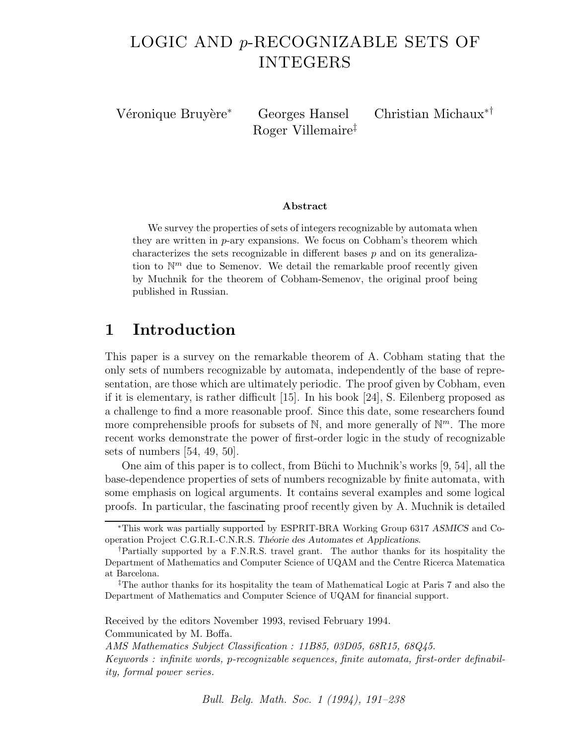# LOGIC AND $p$-RECOGNIZABLE SETS OF INTEGERS

Véronique Bruyère[*] Georges Hansel Christian Michaux[*†]
Roger Villemaire[‡]

**Abstract**

We survey the properties of sets of integers recognizable by automata when they are written in $p$-ary expansions. We focus on Cobham's theorem which characterizes the sets recognizable in different bases $p$ and on its generalization to $\mathbb{N}^m$ due to Semenov. We detail the remarkable proof recently given by Muchnik for the theorem of Cobham-Semenov, the original proof being published in Russian.

## 1 Introduction

This paper is a survey on the remarkable theorem of A. Cobham stating that the only sets of numbers recognizable by automata, independently of the base of representation, are those which are ultimately periodic. The proof given by Cobham, even if it is elementary, is rather difficult [15]. In his book [24], S. Eilenberg proposed as a challenge to find a more reasonable proof. Since this date, some researchers found more comprehensible proofs for subsets of $\mathbb{N}$, and more generally of $\mathbb{N}^m$. The more recent works demonstrate the power of first-order logic in the study of recognizable sets of numbers [54, 49, 50].

One aim of this paper is to collect, from Büchi to Muchnik's works [9, 54], all the base-dependence properties of sets of numbers recognizable by finite automata, with some emphasis on logical arguments. It contains several examples and some logical proofs. In particular, the fascinating proof recently given by A. Muchnik is detailed

---

[*]This work was partially supported by ESPRIT-BRA Working Group 6317 *ASMICS* and Cooperation Project C.G.R.I.-C.N.R.S. *Théorie des Automates et Applications*.

[†]Partially supported by a F.N.R.S. travel grant. The author thanks for its hospitality the Department of Mathematics and Computer Science of UQAM and the Centre Ricerca Matematica at Barcelona.

[‡]The author thanks for its hospitality the team of Mathematical Logic at Paris 7 and also the Department of Mathematics and Computer Science of UQAM for financial support.

Received by the editors November 1993, revised February 1994.
Communicated by M. Boffa.
*AMS Mathematics Subject Classification : 11B85, 03D05, 68R15, 68Q45.*
*Keywords : infinite words, p-recognizable sequences, finite automata, first-order definability, formal power series.*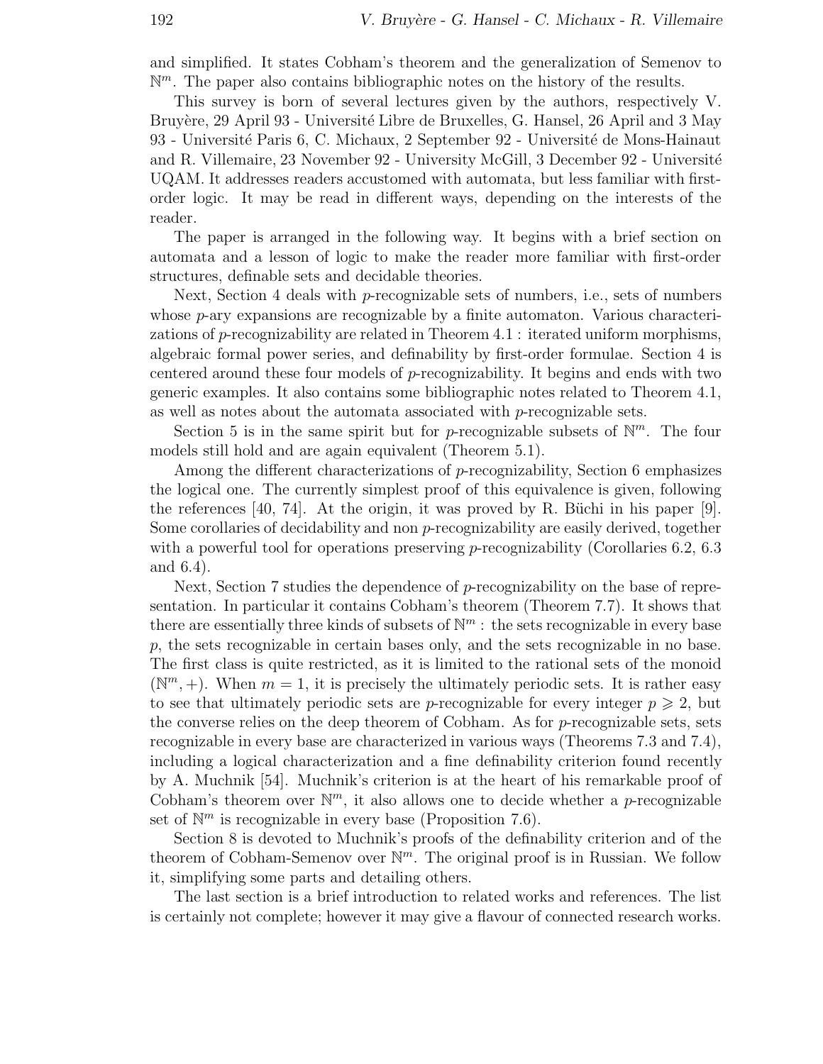and simplified. It states Cobham's theorem and the generalization of Semenov to $\mathbb{N}^m$. The paper also contains bibliographic notes on the history of the results.

This survey is born of several lectures given by the authors, respectively V. Bruyère, 29 April 93 - Université Libre de Bruxelles, G. Hansel, 26 April and 3 May 93 - Université Paris 6, C. Michaux, 2 September 92 - Université de Mons-Hainaut and R. Villemaire, 23 November 92 - University McGill, 3 December 92 - Université UQAM. It addresses readers accustomed with automata, but less familiar with first-order logic. It may be read in different ways, depending on the interests of the reader.

The paper is arranged in the following way. It begins with a brief section on automata and a lesson of logic to make the reader more familiar with first-order structures, definable sets and decidable theories.

Next, Section 4 deals with $p$-recognizable sets of numbers, i.e., sets of numbers whose $p$-ary expansions are recognizable by a finite automaton. Various characterizations of $p$-recognizability are related in Theorem 4.1 : iterated uniform morphisms, algebraic formal power series, and definability by first-order formulae. Section 4 is centered around these four models of $p$-recognizability. It begins and ends with two generic examples. It also contains some bibliographic notes related to Theorem 4.1, as well as notes about the automata associated with $p$-recognizable sets.

Section 5 is in the same spirit but for $p$-recognizable subsets of $\mathbb{N}^m$. The four models still hold and are again equivalent (Theorem 5.1).

Among the different characterizations of $p$-recognizability, Section 6 emphasizes the logical one. The currently simplest proof of this equivalence is given, following the references [40, 74]. At the origin, it was proved by R. Büchi in his paper [9]. Some corollaries of decidability and non $p$-recognizability are easily derived, together with a powerful tool for operations preserving $p$-recognizability (Corollaries 6.2, 6.3 and 6.4).

Next, Section 7 studies the dependence of $p$-recognizability on the base of representation. In particular it contains Cobham's theorem (Theorem 7.7). It shows that there are essentially three kinds of subsets of $\mathbb{N}^m$ : the sets recognizable in every base $p$, the sets recognizable in certain bases only, and the sets recognizable in no base. The first class is quite restricted, as it is limited to the rational sets of the monoid $(\mathbb{N}^m, +)$. When $m = 1$, it is precisely the ultimately periodic sets. It is rather easy to see that ultimately periodic sets are $p$-recognizable for every integer $p \geqslant 2$, but the converse relies on the deep theorem of Cobham. As for $p$-recognizable sets, sets recognizable in every base are characterized in various ways (Theorems 7.3 and 7.4), including a logical characterization and a fine definability criterion found recently by A. Muchnik [54]. Muchnik's criterion is at the heart of his remarkable proof of Cobham's theorem over $\mathbb{N}^m$, it also allows one to decide whether a $p$-recognizable set of $\mathbb{N}^m$ is recognizable in every base (Proposition 7.6).

Section 8 is devoted to Muchnik's proofs of the definability criterion and of the theorem of Cobham-Semenov over $\mathbb{N}^m$. The original proof is in Russian. We follow it, simplifying some parts and detailing others.

The last section is a brief introduction to related works and references. The list is certainly not complete; however it may give a flavour of connected research works.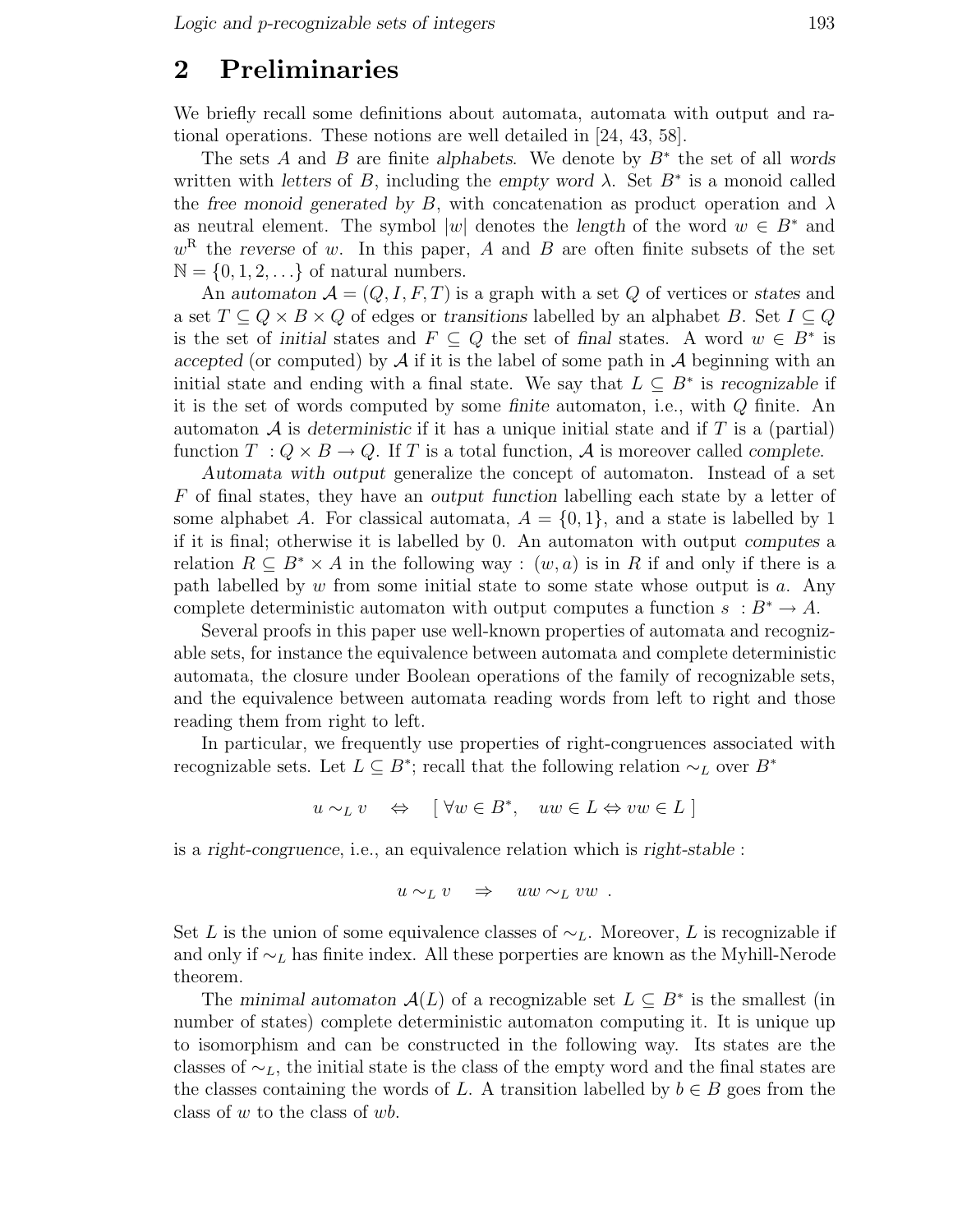## 2 Preliminaries

We briefly recall some definitions about automata, automata with output and rational operations. These notions are well detailed in [24, 43, 58].

The sets $A$ and $B$ are finite *alphabets*. We denote by $B^*$ the set of all *words* written with *letters* of $B$, including the *empty word* $\lambda$. Set $B^*$ is a monoid called the *free monoid generated by* $B$, with concatenation as product operation and $\lambda$ as neutral element. The symbol $|w|$ denotes the *length* of the word $w \in B^*$ and $w^{\mathrm{R}}$ the *reverse* of $w$. In this paper, $A$ and $B$ are often finite subsets of the set $\mathbb{N} = \{0, 1, 2, \ldots\}$ of natural numbers.

An *automaton* $\mathcal{A} = (Q, I, F, T)$ is a graph with a set $Q$ of vertices or *states* and a set $T \subseteq Q \times B \times Q$ of edges or *transitions* labelled by an alphabet $B$. Set $I \subseteq Q$ is the set of *initial* states and $F \subseteq Q$ the set of *final* states. A word $w \in B^*$ is *accepted* (or computed) by $\mathcal{A}$ if it is the label of some path in $\mathcal{A}$ beginning with an initial state and ending with a final state. We say that $L \subseteq B^*$ is *recognizable* if it is the set of words computed by some *finite* automaton, i.e., with $Q$ finite. An automaton $\mathcal{A}$ is *deterministic* if it has a unique initial state and if $T$ is a (partial) function $T\ : Q \times B \to Q$. If $T$ is a total function, $\mathcal{A}$ is moreover called *complete*.

*Automata with output* generalize the concept of automaton. Instead of a set $F$ of final states, they have an *output function* labelling each state by a letter of some alphabet $A$. For classical automata, $A = \{0, 1\}$, and a state is labelled by 1 if it is final; otherwise it is labelled by 0. An automaton with output *computes* a relation $R \subseteq B^* \times A$ in the following way : $(w, a)$ is in $R$ if and only if there is a path labelled by $w$ from some initial state to some state whose output is $a$. Any complete deterministic automaton with output computes a function $s\ : B^* \to A$.

Several proofs in this paper use well-known properties of automata and recognizable sets, for instance the equivalence between automata and complete deterministic automata, the closure under Boolean operations of the family of recognizable sets, and the equivalence between automata reading words from left to right and those reading them from right to left.

In particular, we frequently use properties of right-congruences associated with recognizable sets. Let $L \subseteq B^*$; recall that the following relation $\sim_L$ over $B^*$

$$u \sim_L v \quad \Leftrightarrow \quad [\ \forall w \in B^*, \quad uw \in L \Leftrightarrow vw \in L\ ]$$

is a *right-congruence*, i.e., an equivalence relation which is *right-stable* :

$$u \sim_L v \quad \Rightarrow \quad uw \sim_L vw\ .$$

Set $L$ is the union of some equivalence classes of $\sim_L$. Moreover, $L$ is recognizable if and only if $\sim_L$ has finite index. All these porperties are known as the Myhill-Nerode theorem.

The *minimal automaton* $\mathcal{A}(L)$ of a recognizable set $L \subseteq B^*$ is the smallest (in number of states) complete deterministic automaton computing it. It is unique up to isomorphism and can be constructed in the following way. Its states are the classes of $\sim_L$, the initial state is the class of the empty word and the final states are the classes containing the words of $L$. A transition labelled by $b \in B$ goes from the class of $w$ to the class of $wb$.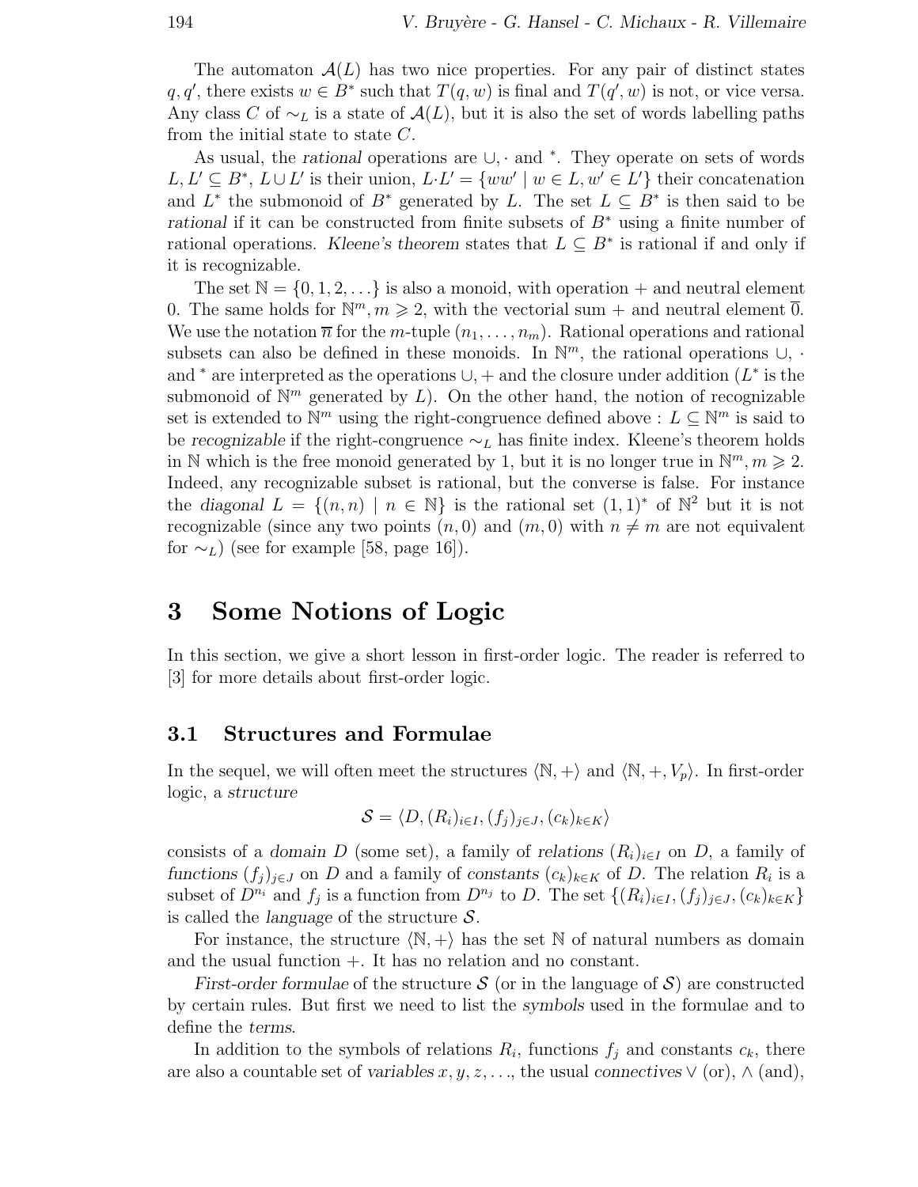The automaton $\mathcal{A}(L)$ has two nice properties. For any pair of distinct states $q, q'$, there exists $w \in B^*$ such that $T(q, w)$ is final and $T(q', w)$ is not, or vice versa. Any class $C$ of $\sim_L$ is a state of $\mathcal{A}(L)$, but it is also the set of words labelling paths from the initial state to state $C$.

As usual, the *rational* operations are $\cup, \cdot$ and $^*$. They operate on sets of words $L, L' \subseteq B^*$, $L \cup L'$ is their union, $L \cdot L' = \{ww' \mid w \in L, w' \in L'\}$ their concatenation and $L^*$ the submonoid of $B^*$ generated by $L$. The set $L \subseteq B^*$ is then said to be *rational* if it can be constructed from finite subsets of $B^*$ using a finite number of rational operations. *Kleene's theorem* states that $L \subseteq B^*$ is rational if and only if it is recognizable.

The set $\mathbb{N} = \{0, 1, 2, \ldots\}$ is also a monoid, with operation $+$ and neutral element 0. The same holds for $\mathbb{N}^m, m \geqslant 2$, with the vectorial sum $+$ and neutral element $\overline{0}$. We use the notation $\overline{n}$ for the $m$-tuple $(n_1, \ldots, n_m)$. Rational operations and rational subsets can also be defined in these monoids. In $\mathbb{N}^m$, the rational operations $\cup$, $\cdot$ and $^*$ are interpreted as the operations $\cup, +$ and the closure under addition ($L^*$ is the submonoid of $\mathbb{N}^m$ generated by $L$). On the other hand, the notion of recognizable set is extended to $\mathbb{N}^m$ using the right-congruence defined above : $L \subseteq \mathbb{N}^m$ is said to be *recognizable* if the right-congruence $\sim_L$ has finite index. Kleene's theorem holds in $\mathbb{N}$ which is the free monoid generated by 1, but it is no longer true in $\mathbb{N}^m, m \geqslant 2$. Indeed, any recognizable subset is rational, but the converse is false. For instance the *diagonal* $L = \{(n, n) \mid n \in \mathbb{N}\}$ is the rational set $(1, 1)^*$ of $\mathbb{N}^2$ but it is not recognizable (since any two points $(n, 0)$ and $(m, 0)$ with $n \neq m$ are not equivalent for $\sim_L$) (see for example [58, page 16]).

# 3 Some Notions of Logic

In this section, we give a short lesson in first-order logic. The reader is referred to [3] for more details about first-order logic.

## 3.1 Structures and Formulae

In the sequel, we will often meet the structures $\langle \mathbb{N}, + \rangle$ and $\langle \mathbb{N}, +, V_p \rangle$. In first-order logic, a *structure*

$$\mathcal{S} = \langle D, (R_i)_{i \in I}, (f_j)_{j \in J}, (c_k)_{k \in K} \rangle$$

consists of a *domain* $D$ (some set), a family of *relations* $(R_i)_{i \in I}$ on $D$, a family of *functions* $(f_j)_{j \in J}$ on $D$ and a family of *constants* $(c_k)_{k \in K}$ of $D$. The relation $R_i$ is a subset of $D^{n_i}$ and $f_j$ is a function from $D^{n_j}$ to $D$. The set $\{(R_i)_{i \in I}, (f_j)_{j \in J}, (c_k)_{k \in K}\}$ is called the *language* of the structure $\mathcal{S}$.

For instance, the structure $\langle \mathbb{N}, + \rangle$ has the set $\mathbb{N}$ of natural numbers as domain and the usual function $+$. It has no relation and no constant.

*First-order formulae* of the structure $\mathcal{S}$ (or in the language of $\mathcal{S}$) are constructed by certain rules. But first we need to list the *symbols* used in the formulae and to define the *terms*.

In addition to the symbols of relations $R_i$, functions $f_j$ and constants $c_k$, there are also a countable set of *variables* $x, y, z, \ldots$, the usual *connectives* $\vee$ (or), $\wedge$ (and),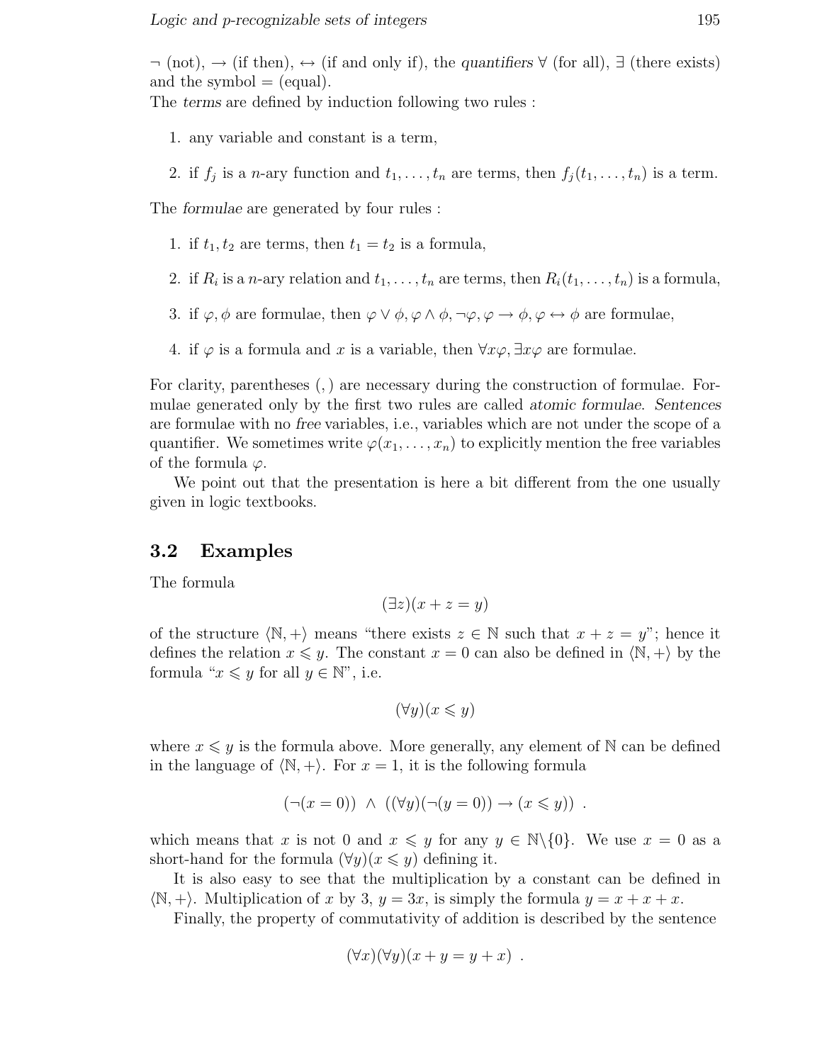$\neg$ (not), $\rightarrow$ (if then), $\leftrightarrow$ (if and only if), the *quantifiers* $\forall$ (for all), $\exists$ (there exists) and the symbol $=$ (equal).

The *terms* are defined by induction following two rules :

1. any variable and constant is a term,

2. if $f_j$ is a $n$-ary function and $t_1, \ldots, t_n$ are terms, then $f_j(t_1, \ldots, t_n)$ is a term.

The *formulae* are generated by four rules :

1. if $t_1, t_2$ are terms, then $t_1 = t_2$ is a formula,

2. if $R_i$ is a $n$-ary relation and $t_1, \ldots, t_n$ are terms, then $R_i(t_1, \ldots, t_n)$ is a formula,

3. if $\varphi, \phi$ are formulae, then $\varphi \vee \phi, \varphi \wedge \phi, \neg\varphi, \varphi \rightarrow \phi, \varphi \leftrightarrow \phi$ are formulae,

4. if $\varphi$ is a formula and $x$ is a variable, then $\forall x \varphi, \exists x \varphi$ are formulae.

For clarity, parentheses (, ) are necessary during the construction of formulae. Formulae generated only by the first two rules are called *atomic formulae*. *Sentences* are formulae with no *free* variables, i.e., variables which are not under the scope of a quantifier. We sometimes write $\varphi(x_1, \ldots, x_n)$ to explicitly mention the free variables of the formula $\varphi$.

We point out that the presentation is here a bit different from the one usually given in logic textbooks.

## 3.2 Examples

The formula

$$(\exists z)(x + z = y)$$

of the structure $\langle \mathbb{N}, + \rangle$ means "there exists $z \in \mathbb{N}$ such that $x + z = y$"; hence it defines the relation $x \leqslant y$. The constant $x = 0$ can also be defined in $\langle \mathbb{N}, + \rangle$ by the formula "$x \leqslant y$ for all $y \in \mathbb{N}$", i.e.

$$(\forall y)(x \leqslant y)$$

where $x \leqslant y$ is the formula above. More generally, any element of $\mathbb{N}$ can be defined in the language of $\langle \mathbb{N}, + \rangle$. For $x = 1$, it is the following formula

$$(\neg(x = 0)) \ \wedge \ ((\forall y)(\neg(y = 0)) \rightarrow (x \leqslant y)) \ .$$

which means that $x$ is not 0 and $x \leqslant y$ for any $y \in \mathbb{N} \backslash \{0\}$. We use $x = 0$ as a short-hand for the formula $(\forall y)(x \leqslant y)$ defining it.

It is also easy to see that the multiplication by a constant can be defined in $\langle \mathbb{N}, + \rangle$. Multiplication of $x$ by 3, $y = 3x$, is simply the formula $y = x + x + x$.

Finally, the property of commutativity of addition is described by the sentence

$$(\forall x)(\forall y)(x + y = y + x) \ .$$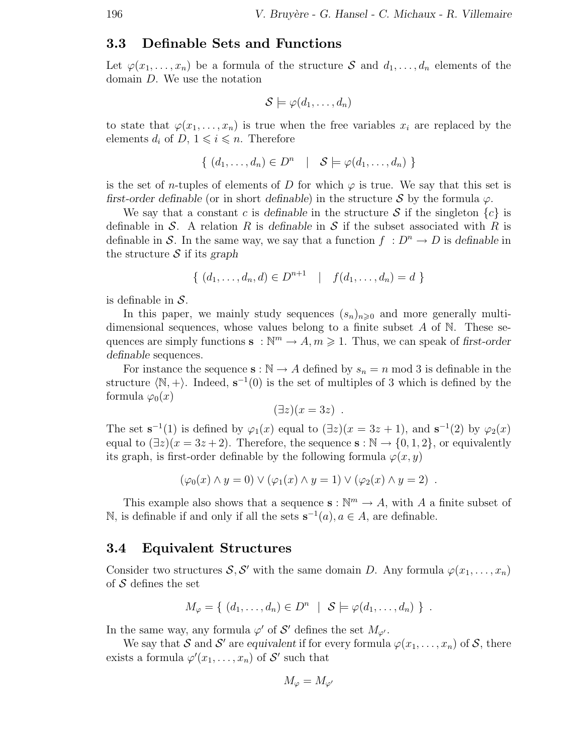### 3.3 Definable Sets and Functions

Let $\varphi(x_1, \ldots, x_n)$ be a formula of the structure $\mathcal{S}$ and $d_1, \ldots, d_n$ elements of the domain $D$. We use the notation

$$\mathcal{S} \models \varphi(d_1, \ldots, d_n)$$

to state that $\varphi(x_1, \ldots, x_n)$ is true when the free variables $x_i$ are replaced by the elements $d_i$ of $D$, $1 \leqslant i \leqslant n$. Therefore

$$\{ (d_1, \ldots, d_n) \in D^n \quad | \quad \mathcal{S} \models \varphi(d_1, \ldots, d_n) \}$$

is the set of $n$-tuples of elements of $D$ for which $\varphi$ is true. We say that this set is *first-order definable* (or in short *definable*) in the structure $\mathcal{S}$ by the formula $\varphi$.

We say that a constant $c$ is *definable* in the structure $\mathcal{S}$ if the singleton $\{c\}$ is definable in $\mathcal{S}$. A relation $R$ is *definable* in $\mathcal{S}$ if the subset associated with $R$ is definable in $\mathcal{S}$. In the same way, we say that a function $f : D^n \to D$ is *definable* in the structure $\mathcal{S}$ if its *graph*

$$\{ (d_1, \ldots, d_n, d) \in D^{n+1} \quad | \quad f(d_1, \ldots, d_n) = d \}$$

is definable in $\mathcal{S}$.

In this paper, we mainly study sequences $(s_n)_{n \geqslant 0}$ and more generally multi-dimensional sequences, whose values belong to a finite subset $A$ of $\mathbb{N}$. These sequences are simply functions $\mathbf{s} : \mathbb{N}^m \to A, m \geqslant 1$. Thus, we can speak of *first-order definable* sequences.

For instance the sequence $\mathbf{s} : \mathbb{N} \to A$ defined by $s_n = n \bmod 3$ is definable in the structure $\langle \mathbb{N}, + \rangle$. Indeed, $\mathbf{s}^{-1}(0)$ is the set of multiples of 3 which is defined by the formula $\varphi_0(x)$

$$(\exists z)(x = 3z) \ .$$

The set $\mathbf{s}^{-1}(1)$ is defined by $\varphi_1(x)$ equal to $(\exists z)(x = 3z + 1)$, and $\mathbf{s}^{-1}(2)$ by $\varphi_2(x)$ equal to $(\exists z)(x = 3z + 2)$. Therefore, the sequence $\mathbf{s} : \mathbb{N} \to \{0, 1, 2\}$, or equivalently its graph, is first-order definable by the following formula $\varphi(x, y)$

$$(\varphi_0(x) \wedge y = 0) \vee (\varphi_1(x) \wedge y = 1) \vee (\varphi_2(x) \wedge y = 2) \ .$$

This example also shows that a sequence $\mathbf{s} : \mathbb{N}^m \to A$, with $A$ a finite subset of $\mathbb{N}$, is definable if and only if all the sets $\mathbf{s}^{-1}(a), a \in A$, are definable.

### 3.4 Equivalent Structures

Consider two structures $\mathcal{S}, \mathcal{S}'$ with the same domain $D$. Any formula $\varphi(x_1, \ldots, x_n)$ of $\mathcal{S}$ defines the set

$$M_\varphi = \{ (d_1, \ldots, d_n) \in D^n \ | \ \mathcal{S} \models \varphi(d_1, \ldots, d_n) \} \ .$$

In the same way, any formula $\varphi'$ of $\mathcal{S}'$ defines the set $M_{\varphi'}$.

We say that $\mathcal{S}$ and $\mathcal{S}'$ are *equivalent* if for every formula $\varphi(x_1, \ldots, x_n)$ of $\mathcal{S}$, there exists a formula $\varphi'(x_1, \ldots, x_n)$ of $\mathcal{S}'$ such that

$$M_\varphi = M_{\varphi'}$$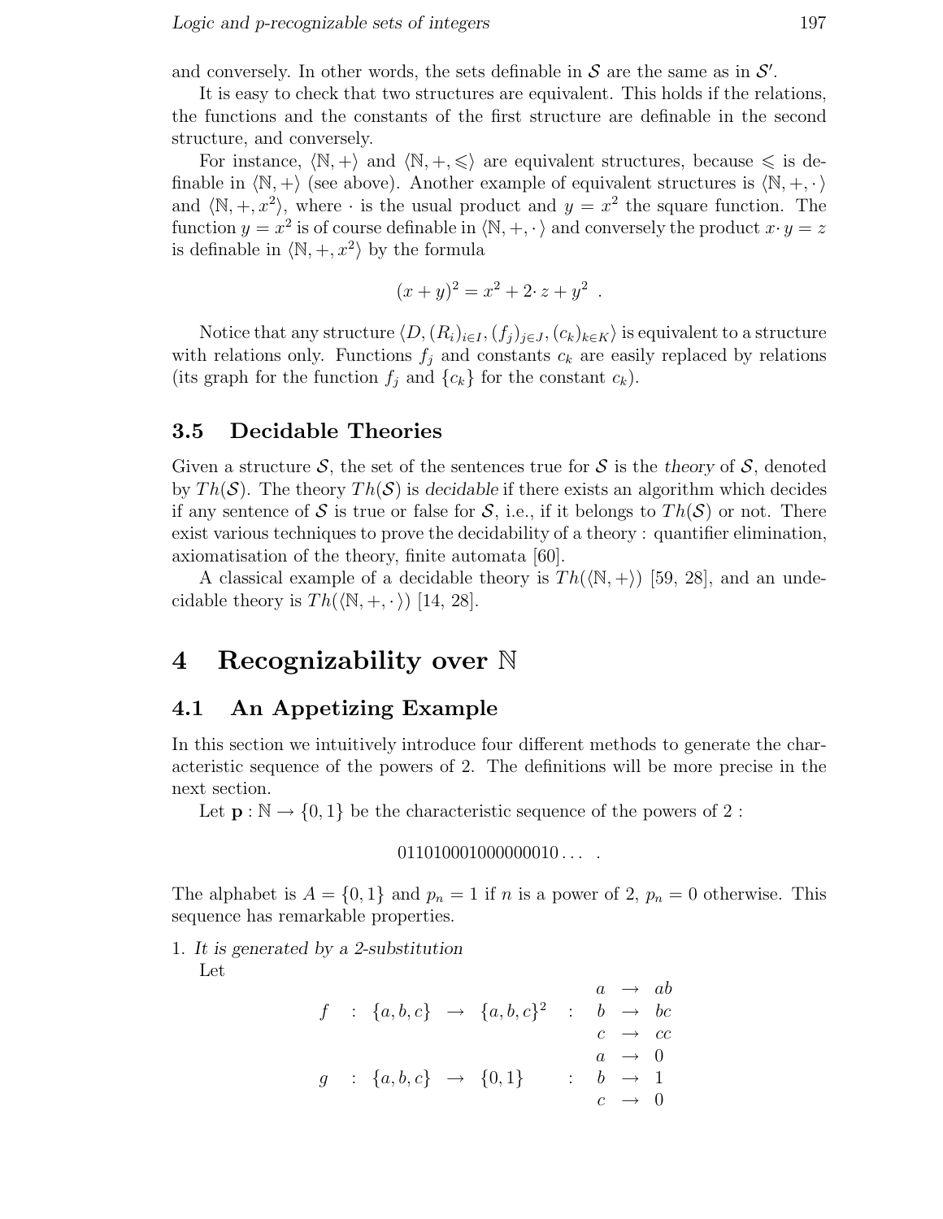and conversely. In other words, the sets definable in $\mathcal{S}$ are the same as in $\mathcal{S}'$.

It is easy to check that two structures are equivalent. This holds if the relations, the functions and the constants of the first structure are definable in the second structure, and conversely.

For instance, $\langle \mathbb{N}, + \rangle$ and $\langle \mathbb{N}, +, \leqslant \rangle$ are equivalent structures, because $\leqslant$ is definable in $\langle \mathbb{N}, + \rangle$ (see above). Another example of equivalent structures is $\langle \mathbb{N}, +, \cdot \rangle$ and $\langle \mathbb{N}, +, x^2 \rangle$, where $\cdot$ is the usual product and $y = x^2$ the square function. The function $y = x^2$ is of course definable in $\langle \mathbb{N}, +, \cdot \rangle$ and conversely the product $x \cdot y = z$ is definable in $\langle \mathbb{N}, +, x^2 \rangle$ by the formula

$$(x+y)^2 = x^2 + 2 \cdot z + y^2 \ .$$

Notice that any structure $\langle D, (R_i)_{i \in I}, (f_j)_{j \in J}, (c_k)_{k \in K} \rangle$ is equivalent to a structure with relations only. Functions $f_j$ and constants $c_k$ are easily replaced by relations (its graph for the function $f_j$ and $\{c_k\}$ for the constant $c_k$).

### 3.5 Decidable Theories

Given a structure $\mathcal{S}$, the set of the sentences true for $\mathcal{S}$ is the *theory* of $\mathcal{S}$, denoted by $Th(\mathcal{S})$. The theory $Th(\mathcal{S})$ is *decidable* if there exists an algorithm which decides if any sentence of $\mathcal{S}$ is true or false for $\mathcal{S}$, i.e., if it belongs to $Th(\mathcal{S})$ or not. There exist various techniques to prove the decidability of a theory : quantifier elimination, axiomatisation of the theory, finite automata [60].

A classical example of a decidable theory is $Th(\langle \mathbb{N}, + \rangle)$ [59, 28], and an undecidable theory is $Th(\langle \mathbb{N}, +, \cdot \rangle)$ [14, 28].

## 4 Recognizability over $\mathbb{N}$

### 4.1 An Appetizing Example

In this section we intuitively introduce four different methods to generate the characteristic sequence of the powers of 2. The definitions will be more precise in the next section.

Let $\mathbf{p} : \mathbb{N} \to \{0, 1\}$ be the characteristic sequence of the powers of 2 :

$$011010001000000010 \ldots \ .$$

The alphabet is $A = \{0, 1\}$ and $p_n = 1$ if $n$ is a power of 2, $p_n = 0$ otherwise. This sequence has remarkable properties.

1. *It is generated by a 2-substitution*

   Let

$$f \ : \ \{a,b,c\} \to \{a,b,c\}^2 \ : \ \begin{array}{rcl} a & \to & ab \\ b & \to & bc \\ c & \to & cc \end{array}$$

$$g \ : \ \{a,b,c\} \to \{0,1\} \ : \ \begin{array}{rcl} a & \to & 0 \\ b & \to & 1 \\ c & \to & 0 \end{array}$$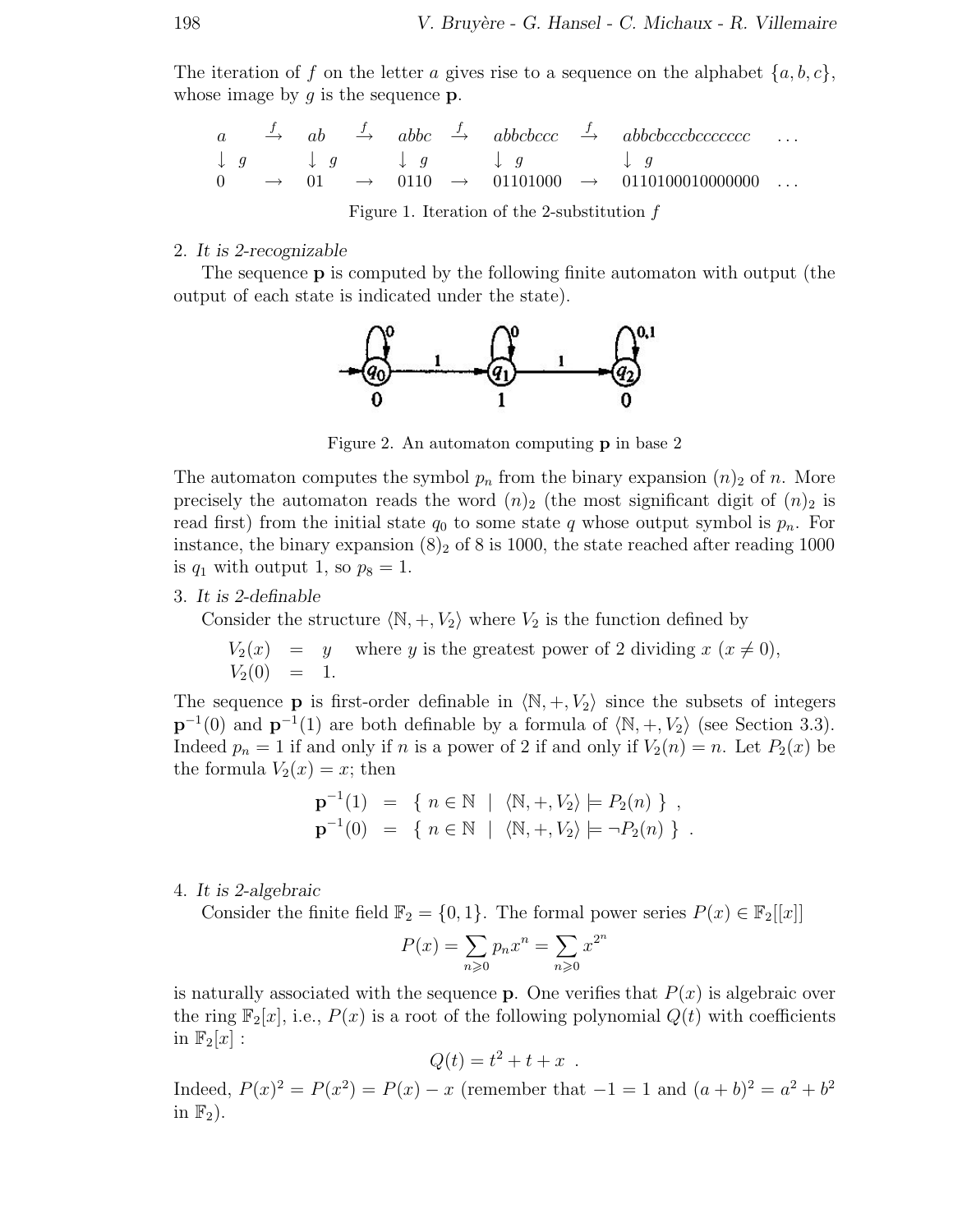The iteration of $f$ on the letter $a$ gives rise to a sequence on the alphabet $\{a, b, c\}$, whose image by $g$ is the sequence $\mathbf{p}$.

$$\begin{array}{ccccccccccc}
a & \xrightarrow{f} & ab & \xrightarrow{f} & abbc & \xrightarrow{f} & abbcbccc & \xrightarrow{f} & abbcbcccbccccccc & \ldots \\
\downarrow g & & \downarrow g & & \downarrow g & & \downarrow g & & \downarrow g & \\
0 & \rightarrow & 01 & \rightarrow & 0110 & \rightarrow & 01101000 & \rightarrow & 0110100010000000 & \ldots
\end{array}$$

Figure 1. Iteration of the 2-substitution $f$

2. *It is 2-recognizable*

The sequence $\mathbf{p}$ is computed by the following finite automaton with output (the output of each state is indicated under the state).

$q_0$ (loop 0) —1→ $q_1$ (loop 0) —1→ $q_2$ (loop 0,1)

0 1 0

Figure 2. An automaton computing $\mathbf{p}$ in base 2

The automaton computes the symbol $p_n$ from the binary expansion $(n)_2$ of $n$. More precisely the automaton reads the word $(n)_2$ (the most significant digit of $(n)_2$ is read first) from the initial state $q_0$ to some state $q$ whose output symbol is $p_n$. For instance, the binary expansion $(8)_2$ of 8 is 1000, the state reached after reading 1000 is $q_1$ with output 1, so $p_8 = 1$.

3. *It is 2-definable*

Consider the structure $\langle \mathbb{N}, +, V_2 \rangle$ where $V_2$ is the function defined by

$$\begin{aligned}
V_2(x) &= y \quad \text{where } y \text{ is the greatest power of 2 dividing } x \ (x \neq 0), \\
V_2(0) &= 1.
\end{aligned}$$

The sequence $\mathbf{p}$ is first-order definable in $\langle \mathbb{N}, +, V_2 \rangle$ since the subsets of integers $\mathbf{p}^{-1}(0)$ and $\mathbf{p}^{-1}(1)$ are both definable by a formula of $\langle \mathbb{N}, +, V_2 \rangle$ (see Section 3.3). Indeed $p_n = 1$ if and only if $n$ is a power of 2 if and only if $V_2(n) = n$. Let $P_2(x)$ be the formula $V_2(x) = x$; then

$$\begin{aligned}
\mathbf{p}^{-1}(1) &= \{ n \in \mathbb{N} \mid \langle \mathbb{N}, +, V_2 \rangle \models P_2(n) \} , \\
\mathbf{p}^{-1}(0) &= \{ n \in \mathbb{N} \mid \langle \mathbb{N}, +, V_2 \rangle \models \neg P_2(n) \} .
\end{aligned}$$

4. *It is 2-algebraic*

Consider the finite field $\mathbb{F}_2 = \{0, 1\}$. The formal power series $P(x) \in \mathbb{F}_2[[x]]$

$$P(x) = \sum_{n \geqslant 0} p_n x^n = \sum_{n \geqslant 0} x^{2^n}$$

is naturally associated with the sequence $\mathbf{p}$. One verifies that $P(x)$ is algebraic over the ring $\mathbb{F}_2[x]$, i.e., $P(x)$ is a root of the following polynomial $Q(t)$ with coefficients in $\mathbb{F}_2[x]$ :

$$Q(t) = t^2 + t + x \ .$$

Indeed, $P(x)^2 = P(x^2) = P(x) - x$ (remember that $-1 = 1$ and $(a + b)^2 = a^2 + b^2$ in $\mathbb{F}_2$).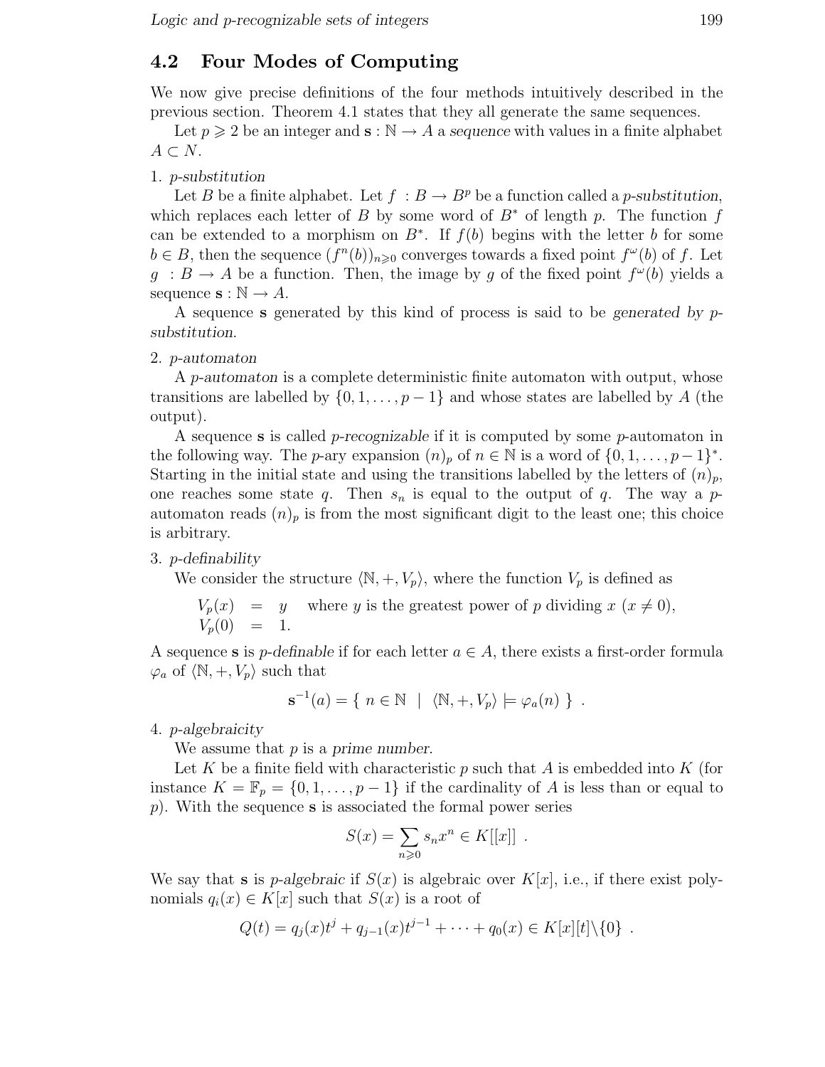## 4.2 Four Modes of Computing

We now give precise definitions of the four methods intuitively described in the previous section. Theorem 4.1 states that they all generate the same sequences.

Let $p \geqslant 2$ be an integer and $\mathbf{s} : \mathbb{N} \to A$ a *sequence* with values in a finite alphabet $A \subset N$.

1. *p-substitution*

Let $B$ be a finite alphabet. Let $f : B \to B^p$ be a function called a *p-substitution*, which replaces each letter of $B$ by some word of $B^*$ of length $p$. The function $f$ can be extended to a morphism on $B^*$. If $f(b)$ begins with the letter $b$ for some $b \in B$, then the sequence $(f^n(b))_{n \geqslant 0}$ converges towards a fixed point $f^\omega(b)$ of $f$. Let $g : B \to A$ be a function. Then, the image by $g$ of the fixed point $f^\omega(b)$ yields a sequence $\mathbf{s} : \mathbb{N} \to A$.

A sequence $\mathbf{s}$ generated by this kind of process is said to be *generated by p-substitution*.

2. *p-automaton*

A *p-automaton* is a complete deterministic finite automaton with output, whose transitions are labelled by $\{0, 1, \ldots, p-1\}$ and whose states are labelled by $A$ (the output).

A sequence $\mathbf{s}$ is called *p-recognizable* if it is computed by some $p$-automaton in the following way. The $p$-ary expansion $(n)_p$ of $n \in \mathbb{N}$ is a word of $\{0, 1, \ldots, p-1\}^*$. Starting in the initial state and using the transitions labelled by the letters of $(n)_p$, one reaches some state $q$. Then $s_n$ is equal to the output of $q$. The way a $p$-automaton reads $(n)_p$ is from the most significant digit to the least one; this choice is arbitrary.

3. *p-definability*

We consider the structure $\langle \mathbb{N}, +, V_p \rangle$, where the function $V_p$ is defined as

$$
\begin{aligned}
V_p(x) &= y \quad \text{where } y \text{ is the greatest power of } p \text{ dividing } x \ (x \neq 0), \\
V_p(0) &= 1.
\end{aligned}
$$

A sequence $\mathbf{s}$ is *p-definable* if for each letter $a \in A$, there exists a first-order formula $\varphi_a$ of $\langle \mathbb{N}, +, V_p \rangle$ such that

$$
\mathbf{s}^{-1}(a) = \{ \ n \in \mathbb{N} \ \mid \ \langle \mathbb{N}, +, V_p \rangle \models \varphi_a(n) \ \} \ .
$$

4. *p-algebraicity*

We assume that $p$ is a *prime number*.

Let $K$ be a finite field with characteristic $p$ such that $A$ is embedded into $K$ (for instance $K = \mathbb{F}_p = \{0, 1, \ldots, p-1\}$ if the cardinality of $A$ is less than or equal to $p$). With the sequence $\mathbf{s}$ is associated the formal power series

$$
S(x) = \sum_{n \geqslant 0} s_n x^n \in K[[x]] \ .
$$

We say that $\mathbf{s}$ is *p-algebraic* if $S(x)$ is algebraic over $K[x]$, i.e., if there exist polynomials $q_i(x) \in K[x]$ such that $S(x)$ is a root of

$$
Q(t) = q_j(x)t^j + q_{j-1}(x)t^{j-1} + \cdots + q_0(x) \in K[x][t] \backslash \{0\} \ .
$$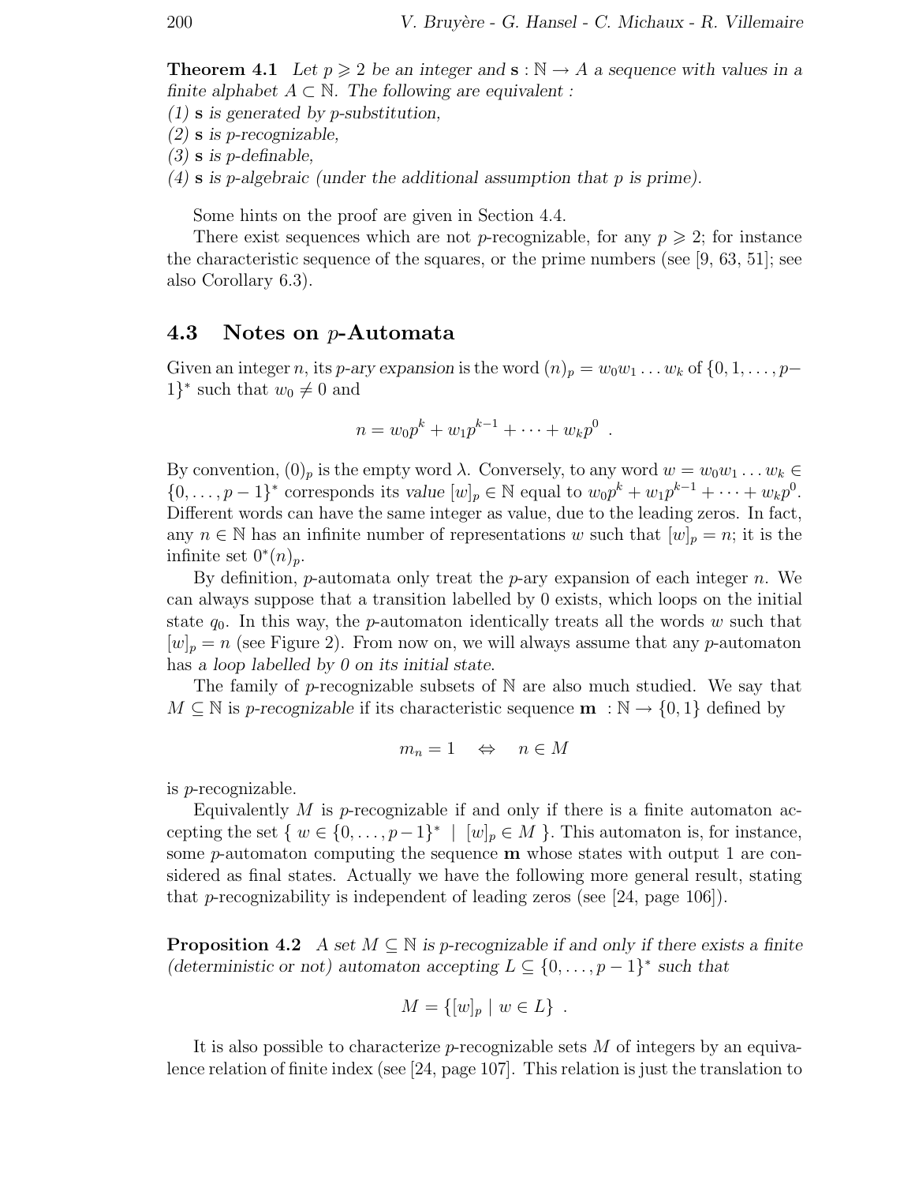**Theorem 4.1** *Let $p \geqslant 2$ be an integer and $\mathbf{s} : \mathbb{N} \to A$ a sequence with values in a finite alphabet $A \subset \mathbb{N}$. The following are equivalent :*
*(1)* $\mathbf{s}$ *is generated by p-substitution,*
*(2)* $\mathbf{s}$ *is p-recognizable,*
*(3)* $\mathbf{s}$ *is p-definable,*
*(4)* $\mathbf{s}$ *is p-algebraic (under the additional assumption that p is prime).*

Some hints on the proof are given in Section 4.4.

There exist sequences which are not $p$-recognizable, for any $p \geqslant 2$; for instance the characteristic sequence of the squares, or the prime numbers (see [9, 63, 51]; see also Corollary 6.3).

## 4.3 Notes on $p$-Automata

Given an integer $n$, its *p-ary expansion* is the word $(n)_p = w_0 w_1 \dots w_k$ of $\{0, 1, \dots, p-1\}^*$ such that $w_0 \neq 0$ and

$$n = w_0 p^k + w_1 p^{k-1} + \cdots + w_k p^0 \ .$$

By convention, $(0)_p$ is the empty word $\lambda$. Conversely, to any word $w = w_0 w_1 \dots w_k \in \{0, \dots, p-1\}^*$ corresponds its *value* $[w]_p \in \mathbb{N}$ equal to $w_0 p^k + w_1 p^{k-1} + \cdots + w_k p^0$. Different words can have the same integer as value, due to the leading zeros. In fact, any $n \in \mathbb{N}$ has an infinite number of representations $w$ such that $[w]_p = n$; it is the infinite set $0^*(n)_p$.

By definition, $p$-automata only treat the $p$-ary expansion of each integer $n$. We can always suppose that a transition labelled by 0 exists, which loops on the initial state $q_0$. In this way, the $p$-automaton identically treats all the words $w$ such that $[w]_p = n$ (see Figure 2). From now on, we will always assume that any $p$-automaton has *a loop labelled by 0 on its initial state*.

The family of $p$-recognizable subsets of $\mathbb{N}$ are also much studied. We say that $M \subseteq \mathbb{N}$ is *p-recognizable* if its characteristic sequence $\mathbf{m} : \mathbb{N} \to \{0, 1\}$ defined by

$$m_n = 1 \quad \Leftrightarrow \quad n \in M$$

is $p$-recognizable.

Equivalently $M$ is $p$-recognizable if and only if there is a finite automaton accepting the set $\{\ w \in \{0, \dots, p-1\}^* \ \mid \ [w]_p \in M\ \}$. This automaton is, for instance, some $p$-automaton computing the sequence $\mathbf{m}$ whose states with output 1 are considered as final states. Actually we have the following more general result, stating that $p$-recognizability is independent of leading zeros (see [24, page 106]).

**Proposition 4.2** *A set $M \subseteq \mathbb{N}$ is p-recognizable if and only if there exists a finite (deterministic or not) automaton accepting $L \subseteq \{0, \dots, p-1\}^*$ such that*

$$M = \{[w]_p \mid w \in L\} \ .$$

It is also possible to characterize $p$-recognizable sets $M$ of integers by an equivalence relation of finite index (see [24, page 107]. This relation is just the translation to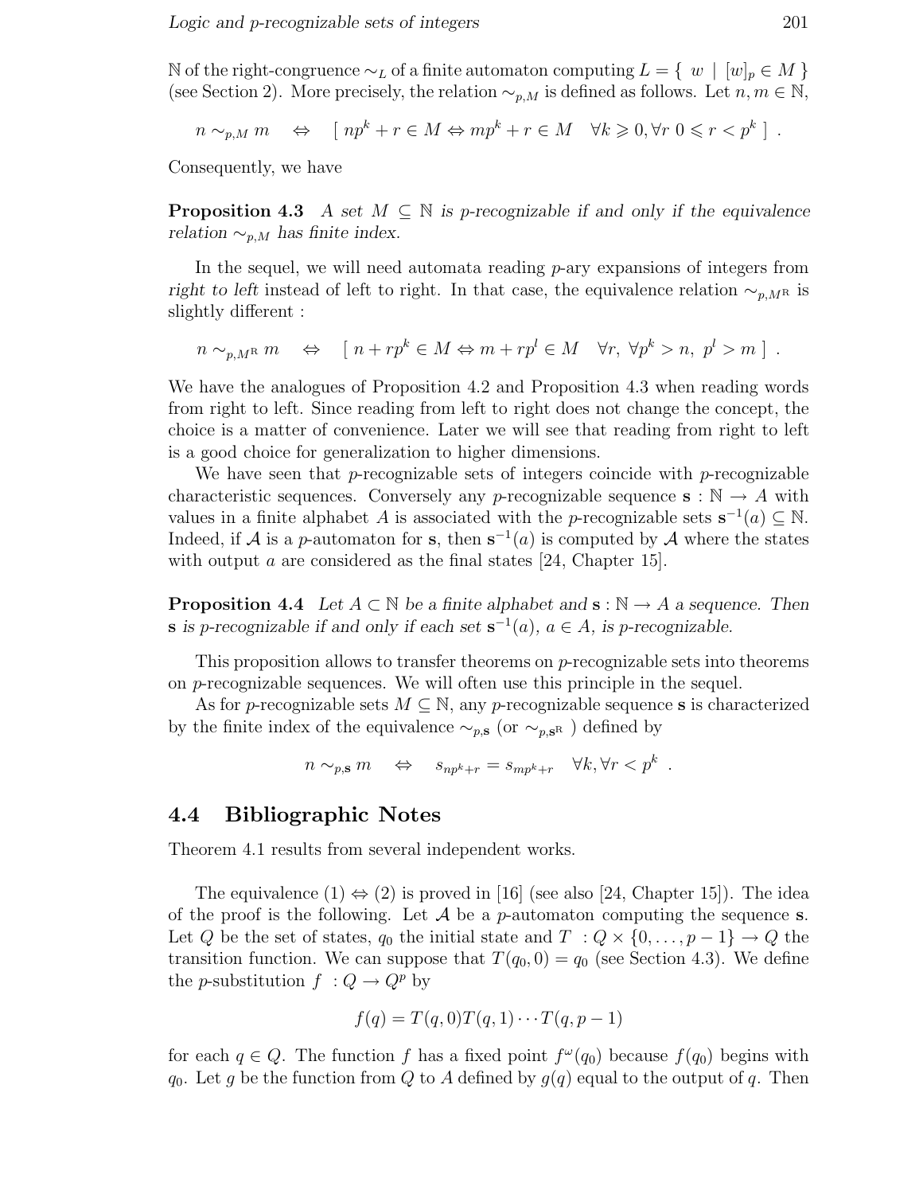$\mathbb{N}$ of the right-congruence $\sim_L$ of a finite automaton computing $L = \{ \ w \ | \ [w]_p \in M \ \}$ (see Section 2). More precisely, the relation $\sim_{p,M}$ is defined as follows. Let $n, m \in \mathbb{N}$,

$$n \sim_{p,M} m \quad \Leftrightarrow \quad [ \ np^k + r \in M \Leftrightarrow mp^k + r \in M \quad \forall k \geqslant 0, \forall r \ 0 \leqslant r < p^k \ ] \ .$$

Consequently, we have

**Proposition 4.3** *A set $M \subseteq \mathbb{N}$ is p-recognizable if and only if the equivalence relation $\sim_{p,M}$ has finite index.*

In the sequel, we will need automata reading $p$-ary expansions of integers from *right to left* instead of left to right. In that case, the equivalence relation $\sim_{p,M^{\mathrm{R}}}$ is slightly different :

$$n \sim_{p,M^{\mathrm{R}}} m \quad \Leftrightarrow \quad [ \ n + rp^k \in M \Leftrightarrow m + rp^l \in M \quad \forall r, \ \forall p^k > n, \ p^l > m \ ] \ .$$

We have the analogues of Proposition 4.2 and Proposition 4.3 when reading words from right to left. Since reading from left to right does not change the concept, the choice is a matter of convenience. Later we will see that reading from right to left is a good choice for generalization to higher dimensions.

We have seen that $p$-recognizable sets of integers coincide with $p$-recognizable characteristic sequences. Conversely any $p$-recognizable sequence $\mathbf{s} : \mathbb{N} \to A$ with values in a finite alphabet $A$ is associated with the $p$-recognizable sets $\mathbf{s}^{-1}(a) \subseteq \mathbb{N}$. Indeed, if $\mathcal{A}$ is a $p$-automaton for $\mathbf{s}$, then $\mathbf{s}^{-1}(a)$ is computed by $\mathcal{A}$ where the states with output $a$ are considered as the final states [24, Chapter 15].

**Proposition 4.4** *Let $A \subset \mathbb{N}$ be a finite alphabet and $\mathbf{s} : \mathbb{N} \to A$ a sequence. Then $\mathbf{s}$ is p-recognizable if and only if each set $\mathbf{s}^{-1}(a)$, $a \in A$, is p-recognizable.*

This proposition allows to transfer theorems on $p$-recognizable sets into theorems on $p$-recognizable sequences. We will often use this principle in the sequel.

As for $p$-recognizable sets $M \subseteq \mathbb{N}$, any $p$-recognizable sequence $\mathbf{s}$ is characterized by the finite index of the equivalence $\sim_{p,\mathbf{s}}$ (or $\sim_{p,\mathbf{s}^{\mathrm{R}}}$ ) defined by

$$n \sim_{p,\mathbf{s}} m \quad \Leftrightarrow \quad s_{np^k+r} = s_{mp^k+r} \quad \forall k, \forall r < p^k \ .$$

## 4.4 Bibliographic Notes

Theorem 4.1 results from several independent works.

The equivalence (1) $\Leftrightarrow$ (2) is proved in [16] (see also [24, Chapter 15]). The idea of the proof is the following. Let $\mathcal{A}$ be a $p$-automaton computing the sequence $\mathbf{s}$. Let $Q$ be the set of states, $q_0$ the initial state and $T \ : Q \times \{0, \dots, p-1\} \to Q$ the transition function. We can suppose that $T(q_0, 0) = q_0$ (see Section 4.3). We define the $p$-substitution $f \ : Q \to Q^p$ by

$$f(q) = T(q, 0)T(q, 1) \cdots T(q, p-1)$$

for each $q \in Q$. The function $f$ has a fixed point $f^\omega(q_0)$ because $f(q_0)$ begins with $q_0$. Let $g$ be the function from $Q$ to $A$ defined by $g(q)$ equal to the output of $q$. Then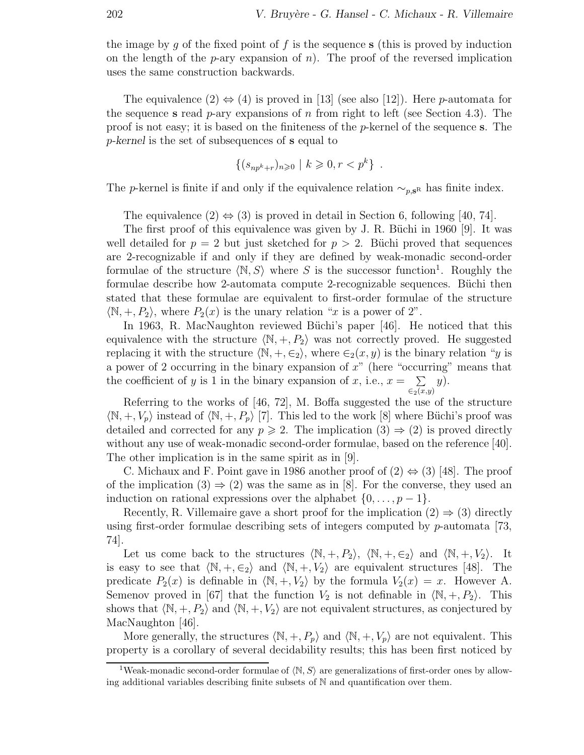the image by $g$ of the fixed point of $f$ is the sequence $\mathbf{s}$ (this is proved by induction on the length of the $p$-ary expansion of $n$). The proof of the reversed implication uses the same construction backwards.

The equivalence (2) $\Leftrightarrow$ (4) is proved in [13] (see also [12]). Here $p$-automata for the sequence $\mathbf{s}$ read $p$-ary expansions of $n$ from right to left (see Section 4.3). The proof is not easy; it is based on the finiteness of the $p$-kernel of the sequence $\mathbf{s}$. The *p-kernel* is the set of subsequences of $\mathbf{s}$ equal to

$$\{(s_{np^k+r})_{n\geqslant 0} \mid k \geqslant 0, r < p^k\} \enspace .$$

The $p$-kernel is finite if and only if the equivalence relation $\sim_{p,\mathbf{s}^{\mathrm{R}}}$ has finite index.

The equivalence (2) $\Leftrightarrow$ (3) is proved in detail in Section 6, following [40, 74].

The first proof of this equivalence was given by J. R. Büchi in 1960 [9]. It was well detailed for $p = 2$ but just sketched for $p > 2$. Büchi proved that sequences are 2-recognizable if and only if they are defined by weak-monadic second-order formulae of the structure $\langle \mathbb{N}, S \rangle$ where $S$ is the successor function[1]. Roughly the formulae describe how 2-automata compute 2-recognizable sequences. Büchi then stated that these formulae are equivalent to first-order formulae of the structure $\langle \mathbb{N}, +, P_2 \rangle$, where $P_2(x)$ is the unary relation "$x$ is a power of 2".

In 1963, R. MacNaughton reviewed Büchi's paper [46]. He noticed that this equivalence with the structure $\langle \mathbb{N}, +, P_2 \rangle$ was not correctly proved. He suggested replacing it with the structure $\langle \mathbb{N}, +, \in_2 \rangle$, where $\in_2(x, y)$ is the binary relation "$y$ is a power of 2 occurring in the binary expansion of $x$" (here "occurring" means that the coefficient of $y$ is 1 in the binary expansion of $x$, i.e., $x = \sum_{\in_2(x,y)} y$).

Referring to the works of [46, 72], M. Boffa suggested the use of the structure $\langle \mathbb{N}, +, V_p \rangle$ instead of $\langle \mathbb{N}, +, P_p \rangle$ [7]. This led to the work [8] where Büchi's proof was detailed and corrected for any $p \geqslant 2$. The implication (3) $\Rightarrow$ (2) is proved directly without any use of weak-monadic second-order formulae, based on the reference [40]. The other implication is in the same spirit as in [9].

C. Michaux and F. Point gave in 1986 another proof of (2) $\Leftrightarrow$ (3) [48]. The proof of the implication (3) $\Rightarrow$ (2) was the same as in [8]. For the converse, they used an induction on rational expressions over the alphabet $\{0, \ldots, p-1\}$.

Recently, R. Villemaire gave a short proof for the implication (2) $\Rightarrow$ (3) directly using first-order formulae describing sets of integers computed by $p$-automata [73, 74].

Let us come back to the structures $\langle \mathbb{N}, +, P_2 \rangle$, $\langle \mathbb{N}, +, \in_2 \rangle$ and $\langle \mathbb{N}, +, V_2 \rangle$. It is easy to see that $\langle \mathbb{N}, +, \in_2 \rangle$ and $\langle \mathbb{N}, +, V_2 \rangle$ are equivalent structures [48]. The predicate $P_2(x)$ is definable in $\langle \mathbb{N}, +, V_2 \rangle$ by the formula $V_2(x) = x$. However A. Semenov proved in [67] that the function $V_2$ is not definable in $\langle \mathbb{N}, +, P_2 \rangle$. This shows that $\langle \mathbb{N}, +, P_2 \rangle$ and $\langle \mathbb{N}, +, V_2 \rangle$ are not equivalent structures, as conjectured by MacNaughton [46].

More generally, the structures $\langle \mathbb{N}, +, P_p \rangle$ and $\langle \mathbb{N}, +, V_p \rangle$ are not equivalent. This property is a corollary of several decidability results; this has been first noticed by

[1] Weak-monadic second-order formulae of $\langle \mathbb{N}, S \rangle$ are generalizations of first-order ones by allowing additional variables describing finite subsets of $\mathbb{N}$ and quantification over them.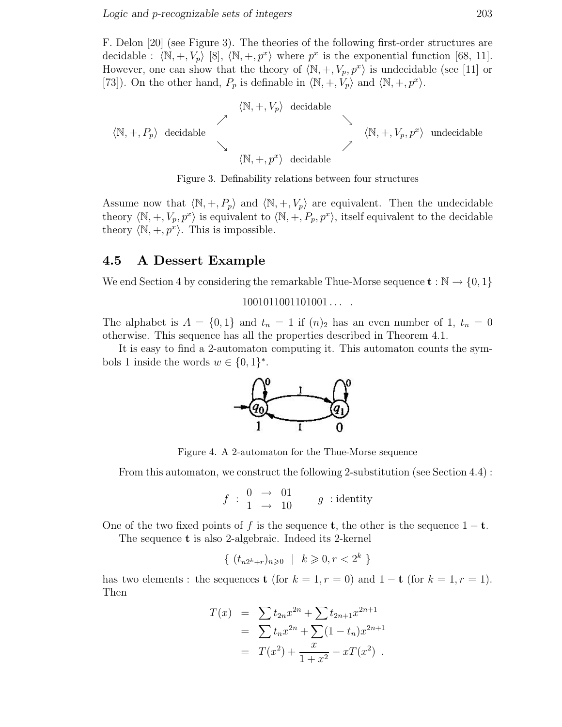F. Delon [20] (see Figure 3). The theories of the following first-order structures are decidable : $\langle \mathbb{N}, +, V_p \rangle$ [8], $\langle \mathbb{N}, +, p^x \rangle$ where $p^x$ is the exponential function [68, 11]. However, one can show that the theory of $\langle \mathbb{N}, +, V_p, p^x \rangle$ is undecidable (see [11] or [73]). On the other hand, $P_p$ is definable in $\langle \mathbb{N}, +, V_p \rangle$ and $\langle \mathbb{N}, +, p^x \rangle$.

$\langle \mathbb{N}, +, V_p \rangle$ decidable

$\langle \mathbb{N}, +, P_p \rangle$ decidable

$\langle \mathbb{N}, +, V_p, p^x \rangle$ undecidable

$\langle \mathbb{N}, +, p^x \rangle$ decidable

Figure 3. Definability relations between four structures

Assume now that $\langle \mathbb{N}, +, P_p \rangle$ and $\langle \mathbb{N}, +, V_p \rangle$ are equivalent. Then the undecidable theory $\langle \mathbb{N}, +, V_p, p^x \rangle$ is equivalent to $\langle \mathbb{N}, +, P_p, p^x \rangle$, itself equivalent to the decidable theory $\langle \mathbb{N}, +, p^x \rangle$. This is impossible.

## 4.5 A Dessert Example

We end Section 4 by considering the remarkable Thue-Morse sequence $\mathbf{t} : \mathbb{N} \to \{0, 1\}$

$$1001011001101001\ldots \quad .$$

The alphabet is $A = \{0, 1\}$ and $t_n = 1$ if $(n)_2$ has an even number of 1, $t_n = 0$ otherwise. This sequence has all the properties described in Theorem 4.1.

It is easy to find a 2-automaton computing it. This automaton counts the symbols 1 inside the words $w \in \{0, 1\}^*$.

Figure 4. A 2-automaton for the Thue-Morse sequence

From this automaton, we construct the following 2-substitution (see Section 4.4) :

$$f \; : \; \begin{array}{lcl} 0 & \to & 01 \\ 1 & \to & 10 \end{array} \qquad g \; : \text{identity}$$

One of the two fixed points of $f$ is the sequence $\mathbf{t}$, the other is the sequence $1 - \mathbf{t}$.

The sequence $\mathbf{t}$ is also 2-algebraic. Indeed its 2-kernel

$$\{ \; (t_{n2^k+r})_{n \geqslant 0} \;\; | \;\; k \geqslant 0, r < 2^k \; \}$$

has two elements : the sequences $\mathbf{t}$ (for $k = 1, r = 0$) and $1 - \mathbf{t}$ (for $k = 1, r = 1$). Then

$$\begin{aligned} T(x) &= \sum t_{2n} x^{2n} + \sum t_{2n+1} x^{2n+1} \\ &= \sum t_n x^{2n} + \sum (1 - t_n) x^{2n+1} \\ &= T(x^2) + \frac{x}{1 + x^2} - xT(x^2) \; . \end{aligned}$$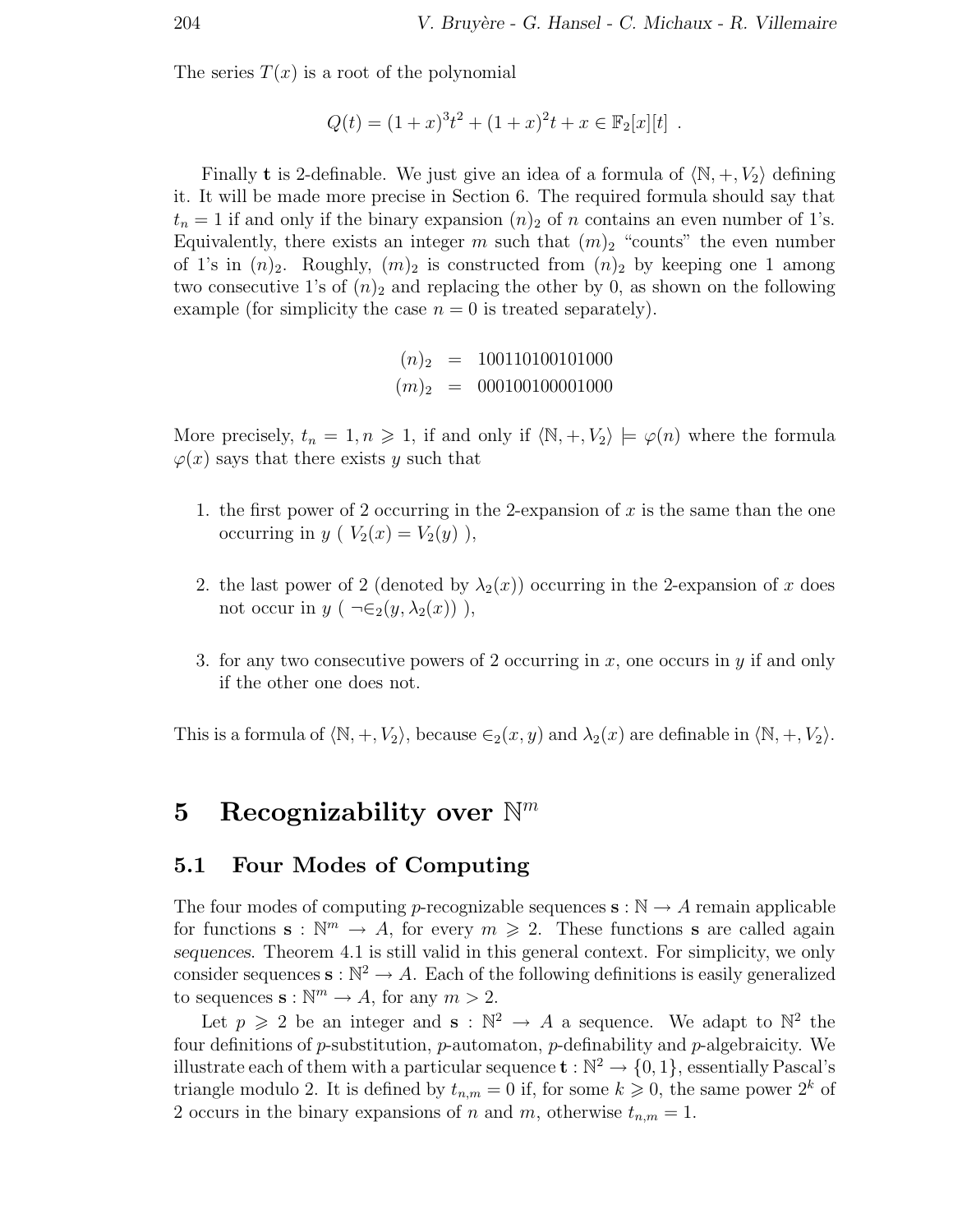The series $T(x)$ is a root of the polynomial

$$Q(t) = (1+x)^3 t^2 + (1+x)^2 t + x \in \mathbb{F}_2[x][t] \ .$$

Finally $\mathbf{t}$ is 2-definable. We just give an idea of a formula of $\langle \mathbb{N}, +, V_2 \rangle$ defining it. It will be made more precise in Section 6. The required formula should say that $t_n = 1$ if and only if the binary expansion $(n)_2$ of $n$ contains an even number of 1's. Equivalently, there exists an integer $m$ such that $(m)_2$ "counts" the even number of 1's in $(n)_2$. Roughly, $(m)_2$ is constructed from $(n)_2$ by keeping one 1 among two consecutive 1's of $(n)_2$ and replacing the other by 0, as shown on the following example (for simplicity the case $n = 0$ is treated separately).

$$\begin{array}{rcl} (n)_2 & = & 100110100101000 \\ (m)_2 & = & 000100100001000 \end{array}$$

More precisely, $t_n = 1, n \geqslant 1$, if and only if $\langle \mathbb{N}, +, V_2 \rangle \models \varphi(n)$ where the formula $\varphi(x)$ says that there exists $y$ such that

1. the first power of 2 occurring in the 2-expansion of $x$ is the same than the one occurring in $y$ ( $V_2(x) = V_2(y)$ ),
2. the last power of 2 (denoted by $\lambda_2(x)$) occurring in the 2-expansion of $x$ does not occur in $y$ ( $\neg \in_2(y, \lambda_2(x))$ ),
3. for any two consecutive powers of 2 occurring in $x$, one occurs in $y$ if and only if the other one does not.

This is a formula of $\langle \mathbb{N}, +, V_2 \rangle$, because $\in_2(x, y)$ and $\lambda_2(x)$ are definable in $\langle \mathbb{N}, +, V_2 \rangle$.

# 5 Recognizability over $\mathbb{N}^m$

## 5.1 Four Modes of Computing

The four modes of computing $p$-recognizable sequences $\mathbf{s} : \mathbb{N} \to A$ remain applicable for functions $\mathbf{s} : \mathbb{N}^m \to A$, for every $m \geqslant 2$. These functions $\mathbf{s}$ are called again *sequences*. Theorem 4.1 is still valid in this general context. For simplicity, we only consider sequences $\mathbf{s} : \mathbb{N}^2 \to A$. Each of the following definitions is easily generalized to sequences $\mathbf{s} : \mathbb{N}^m \to A$, for any $m > 2$.

Let $p \geqslant 2$ be an integer and $\mathbf{s} : \mathbb{N}^2 \to A$ a sequence. We adapt to $\mathbb{N}^2$ the four definitions of $p$-substitution, $p$-automaton, $p$-definability and $p$-algebraicity. We illustrate each of them with a particular sequence $\mathbf{t} : \mathbb{N}^2 \to \{0, 1\}$, essentially Pascal's triangle modulo 2. It is defined by $t_{n,m} = 0$ if, for some $k \geqslant 0$, the same power $2^k$ of 2 occurs in the binary expansions of $n$ and $m$, otherwise $t_{n,m} = 1$.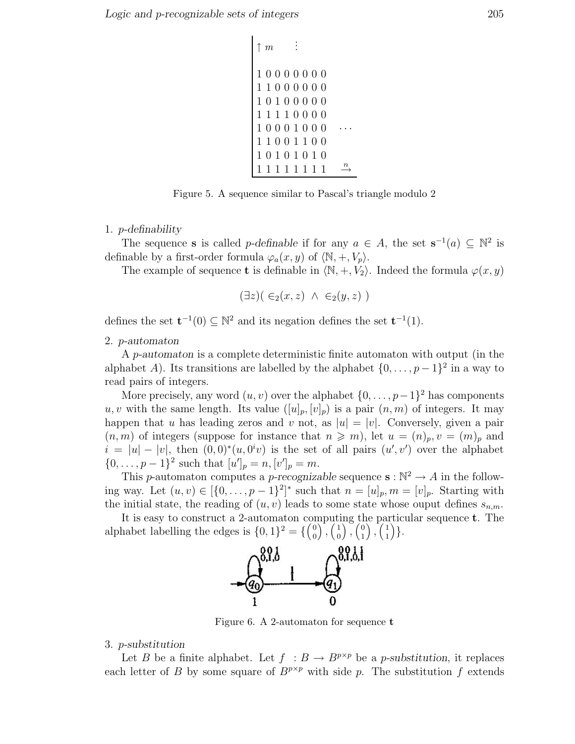↑ $m$ ⋮

```
1 0 0 0 0 0 0 0
1 1 0 0 0 0 0 0
1 0 1 0 0 0 0 0
1 1 1 1 0 0 0 0
1 0 0 0 1 0 0 0   ...
1 1 0 0 1 1 0 0
1 0 1 0 1 0 1 0
1 1 1 1 1 1 1 1   n →
```

Figure 5. A sequence similar to Pascal's triangle modulo 2

1. *p-definability*

The sequence $\mathbf{s}$ is called *p-definable* if for any $a \in A$, the set $\mathbf{s}^{-1}(a) \subseteq \mathbb{N}^2$ is definable by a first-order formula $\varphi_a(x, y)$ of $\langle \mathbb{N}, +, V_p \rangle$.

The example of sequence $\mathbf{t}$ is definable in $\langle \mathbb{N}, +, V_2 \rangle$. Indeed the formula $\varphi(x, y)$

$$(\exists z)(\ \in_2(x, z)\ \wedge\ \in_2(y, z)\ )$$

defines the set $\mathbf{t}^{-1}(0) \subseteq \mathbb{N}^2$ and its negation defines the set $\mathbf{t}^{-1}(1)$.

2. *p-automaton*

A *p-automaton* is a complete deterministic finite automaton with output (in the alphabet $A$). Its transitions are labelled by the alphabet $\{0, \ldots, p-1\}^2$ in a way to read pairs of integers.

More precisely, any word $(u, v)$ over the alphabet $\{0, \ldots, p-1\}^2$ has components $u, v$ with the same length. Its value $([u]_p, [v]_p)$ is a pair $(n, m)$ of integers. It may happen that $u$ has leading zeros and $v$ not, as $|u| = |v|$. Conversely, given a pair $(n, m)$ of integers (suppose for instance that $n \geqslant m$), let $u = (n)_p, v = (m)_p$ and $i = |u| - |v|$, then $(0, 0)^*(u, 0^i v)$ is the set of all pairs $(u', v')$ over the alphabet $\{0, \ldots, p-1\}^2$ such that $[u']_p = n, [v']_p = m$.

This $p$-automaton computes a *p-recognizable* sequence $\mathbf{s} : \mathbb{N}^2 \to A$ in the following way. Let $(u, v) \in [\{0, \ldots, p-1\}^2]^*$ such that $n = [u]_p, m = [v]_p$. Starting with the initial state, the reading of $(u, v)$ leads to some state whose ouput defines $s_{n,m}$.

It is easy to construct a 2-automaton computing the particular sequence $\mathbf{t}$. The alphabet labelling the edges is $\{0, 1\}^2 = \{\binom{0}{0}, \binom{1}{0}, \binom{0}{1}, \binom{1}{1}\}$.

Figure 6. A 2-automaton for sequence $\mathbf{t}$

3. *p-substitution*

Let $B$ be a finite alphabet. Let $f\ : B \to B^{p \times p}$ be a *p-substitution*, it replaces each letter of $B$ by some square of $B^{p \times p}$ with side $p$. The substitution $f$ extends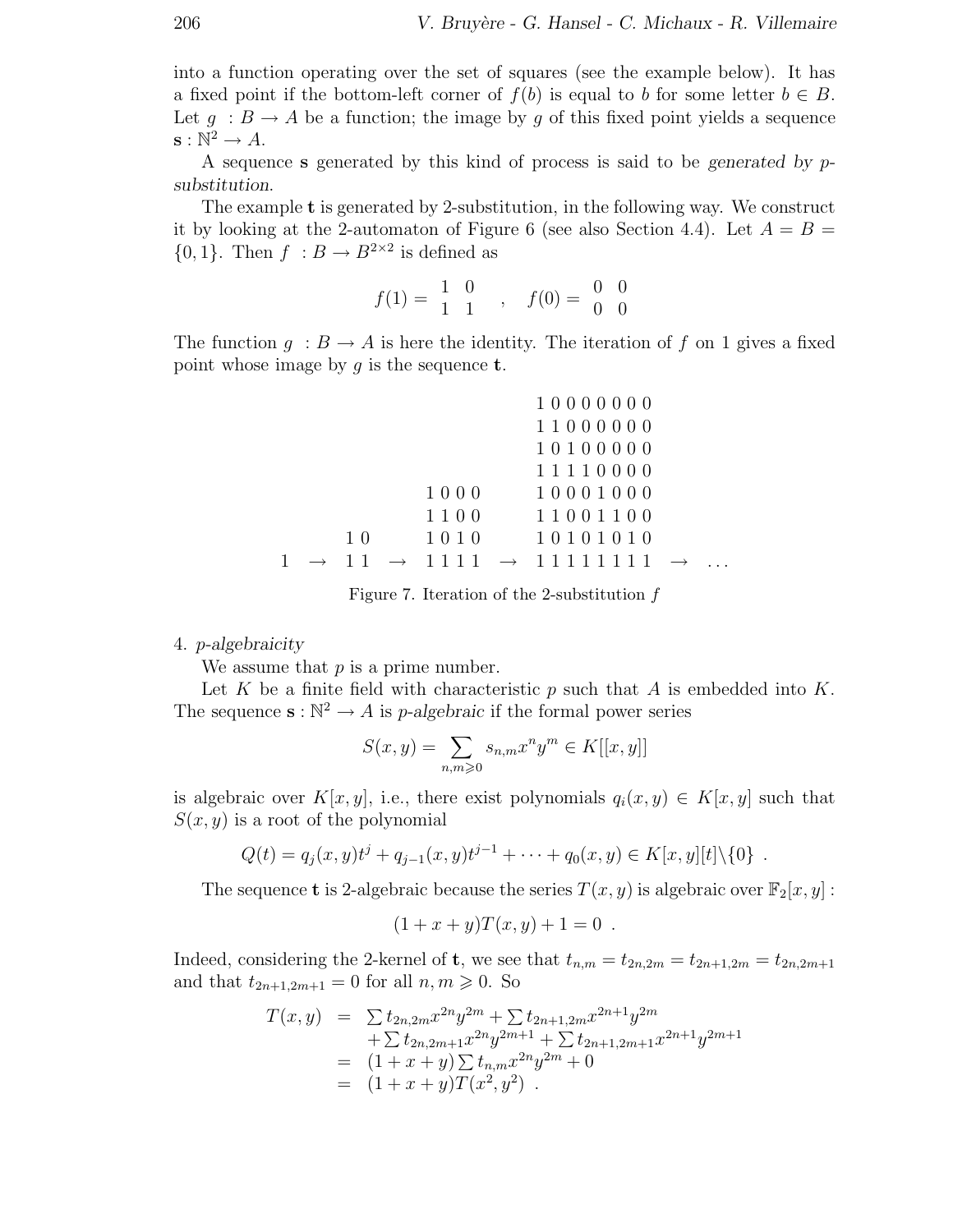into a function operating over the set of squares (see the example below). It has a fixed point if the bottom-left corner of $f(b)$ is equal to $b$ for some letter $b \in B$. Let $g : B \to A$ be a function; the image by $g$ of this fixed point yields a sequence $\mathbf{s} : \mathbb{N}^2 \to A$.

A sequence $\mathbf{s}$ generated by this kind of process is said to be *generated by p-substitution*.

The example $\mathbf{t}$ is generated by 2-substitution, in the following way. We construct it by looking at the 2-automaton of Figure 6 (see also Section 4.4). Let $A = B = \{0, 1\}$. Then $f : B \to B^{2\times 2}$ is defined as

$$f(1) = \begin{matrix} 1 & 0 \\ 1 & 1 \end{matrix} \quad , \quad f(0) = \begin{matrix} 0 & 0 \\ 0 & 0 \end{matrix}$$

The function $g : B \to A$ is here the identity. The iteration of $f$ on 1 gives a fixed point whose image by $g$ is the sequence $\mathbf{t}$.

$$\begin{matrix} & & & & & & & & 1\,0\,0\,0\,0\,0\,0\,0 & \\ & & & & & & & & 1\,1\,0\,0\,0\,0\,0\,0 & \\ & & & & & & & & 1\,0\,1\,0\,0\,0\,0\,0 & \\ & & & & & & & & 1\,1\,1\,1\,0\,0\,0\,0 & \\ & & & & & & 1\,0\,0\,0 & & 1\,0\,0\,0\,1\,0\,0\,0 & \\ & & & & & & 1\,1\,0\,0 & & 1\,1\,0\,0\,1\,1\,0\,0 & \\ & & & & 1\,0 & & 1\,0\,1\,0 & & 1\,0\,1\,0\,1\,0\,1\,0 & \\ 1 & \to & & & 1\,1 & \to & 1\,1\,1\,1 & \to & 1\,1\,1\,1\,1\,1\,1\,1 & \to \ \dots \end{matrix}$$

Figure 7. Iteration of the 2-substitution $f$

4. *p-algebraicity*

We assume that $p$ is a prime number.

Let $K$ be a finite field with characteristic $p$ such that $A$ is embedded into $K$. The sequence $\mathbf{s} : \mathbb{N}^2 \to A$ is *p-algebraic* if the formal power series

$$S(x, y) = \sum_{n,m \geqslant 0} s_{n,m} x^n y^m \in K[[x, y]]$$

is algebraic over $K[x, y]$, i.e., there exist polynomials $q_i(x, y) \in K[x, y]$ such that $S(x, y)$ is a root of the polynomial

$$Q(t) = q_j(x, y)t^j + q_{j-1}(x, y)t^{j-1} + \cdots + q_0(x, y) \in K[x, y][t]\backslash\{0\} \ .$$

The sequence $\mathbf{t}$ is 2-algebraic because the series $T(x, y)$ is algebraic over $\mathbb{F}_2[x, y]$ :

$$(1 + x + y)T(x, y) + 1 = 0 \ .$$

Indeed, considering the 2-kernel of $\mathbf{t}$, we see that $t_{n,m} = t_{2n,2m} = t_{2n+1,2m} = t_{2n,2m+1}$ and that $t_{2n+1,2m+1} = 0$ for all $n, m \geqslant 0$. So

$$\begin{aligned} T(x, y) &= \sum t_{2n,2m} x^{2n} y^{2m} + \sum t_{2n+1,2m} x^{2n+1} y^{2m} \\ &\quad + \sum t_{2n,2m+1} x^{2n} y^{2m+1} + \sum t_{2n+1,2m+1} x^{2n+1} y^{2m+1} \\ &= (1 + x + y) \sum t_{n,m} x^{2n} y^{2m} + 0 \\ &= (1 + x + y)T(x^2, y^2) \ . \end{aligned}$$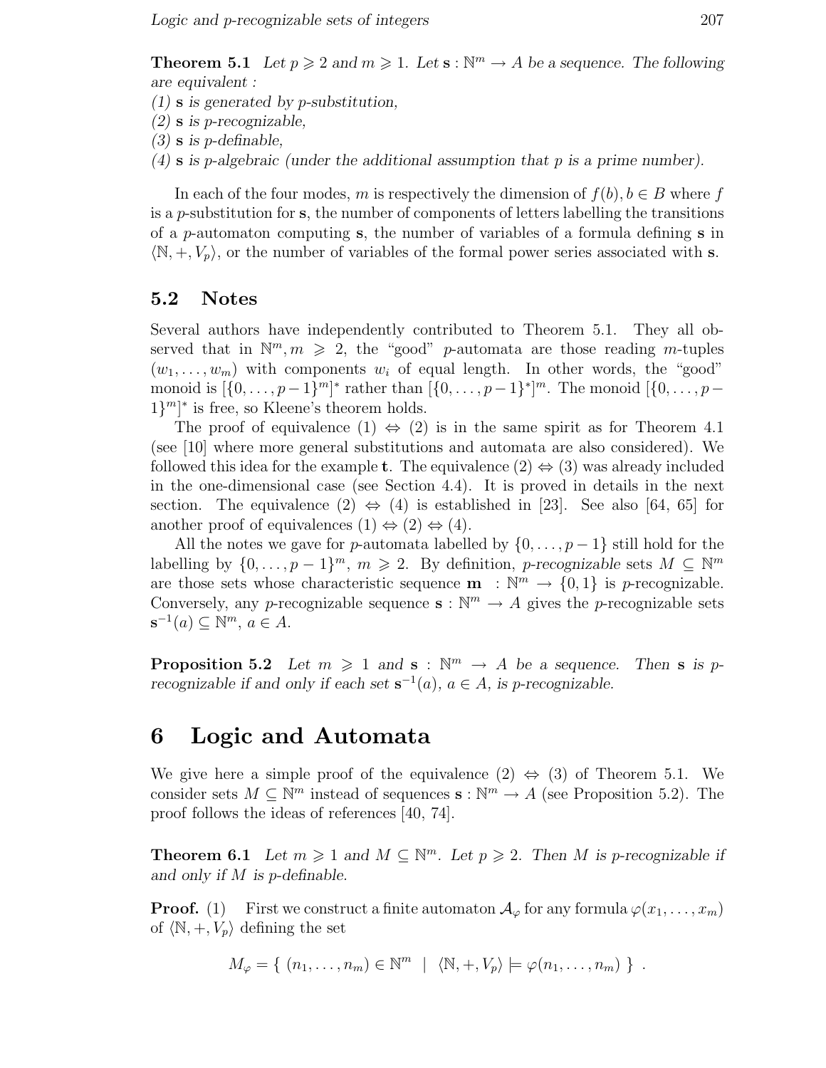**Theorem 5.1** *Let $p \geqslant 2$ and $m \geqslant 1$. Let $\mathbf{s} : \mathbb{N}^m \to A$ be a sequence. The following are equivalent :*
*(1) $\mathbf{s}$ is generated by p-substitution,*
*(2) $\mathbf{s}$ is p-recognizable,*
*(3) $\mathbf{s}$ is p-definable,*
*(4) $\mathbf{s}$ is p-algebraic (under the additional assumption that p is a prime number).*

In each of the four modes, $m$ is respectively the dimension of $f(b), b \in B$ where $f$ is a $p$-substitution for $\mathbf{s}$, the number of components of letters labelling the transitions of a $p$-automaton computing $\mathbf{s}$, the number of variables of a formula defining $\mathbf{s}$ in $\langle \mathbb{N}, +, V_p \rangle$, or the number of variables of the formal power series associated with $\mathbf{s}$.

## 5.2 Notes

Several authors have independently contributed to Theorem 5.1. They all observed that in $\mathbb{N}^m, m \geqslant 2$, the "good" $p$-automata are those reading $m$-tuples $(w_1, \ldots, w_m)$ with components $w_i$ of equal length. In other words, the "good" monoid is $[\{0, \ldots, p-1\}^m]^*$ rather than $[\{0, \ldots, p-1\}^*]^m$. The monoid $[\{0, \ldots, p-1\}^m]^*$ is free, so Kleene's theorem holds.

The proof of equivalence (1) $\Leftrightarrow$ (2) is in the same spirit as for Theorem 4.1 (see [10] where more general substitutions and automata are also considered). We followed this idea for the example $\mathbf{t}$. The equivalence (2) $\Leftrightarrow$ (3) was already included in the one-dimensional case (see Section 4.4). It is proved in details in the next section. The equivalence (2) $\Leftrightarrow$ (4) is established in [23]. See also [64, 65] for another proof of equivalences (1) $\Leftrightarrow$ (2) $\Leftrightarrow$ (4).

All the notes we gave for $p$-automata labelled by $\{0, \ldots, p-1\}$ still hold for the labelling by $\{0, \ldots, p-1\}^m$, $m \geqslant 2$. By definition, *p-recognizable* sets $M \subseteq \mathbb{N}^m$ are those sets whose characteristic sequence $\mathbf{m} : \mathbb{N}^m \to \{0, 1\}$ is $p$-recognizable. Conversely, any $p$-recognizable sequence $\mathbf{s} : \mathbb{N}^m \to A$ gives the $p$-recognizable sets $\mathbf{s}^{-1}(a) \subseteq \mathbb{N}^m$, $a \in A$.

**Proposition 5.2** *Let $m \geqslant 1$ and $\mathbf{s} : \mathbb{N}^m \to A$ be a sequence. Then $\mathbf{s}$ is p-recognizable if and only if each set $\mathbf{s}^{-1}(a)$, $a \in A$, is p-recognizable.*

# 6 Logic and Automata

We give here a simple proof of the equivalence (2) $\Leftrightarrow$ (3) of Theorem 5.1. We consider sets $M \subseteq \mathbb{N}^m$ instead of sequences $\mathbf{s} : \mathbb{N}^m \to A$ (see Proposition 5.2). The proof follows the ideas of references [40, 74].

**Theorem 6.1** *Let $m \geqslant 1$ and $M \subseteq \mathbb{N}^m$. Let $p \geqslant 2$. Then $M$ is p-recognizable if and only if $M$ is p-definable.*

**Proof.** (1) First we construct a finite automaton $\mathcal{A}_\varphi$ for any formula $\varphi(x_1, \ldots, x_m)$ of $\langle \mathbb{N}, +, V_p \rangle$ defining the set

$$M_\varphi = \{ \ (n_1, \ldots, n_m) \in \mathbb{N}^m \ \mid \ \langle \mathbb{N}, +, V_p \rangle \models \varphi(n_1, \ldots, n_m) \ \} \ .$$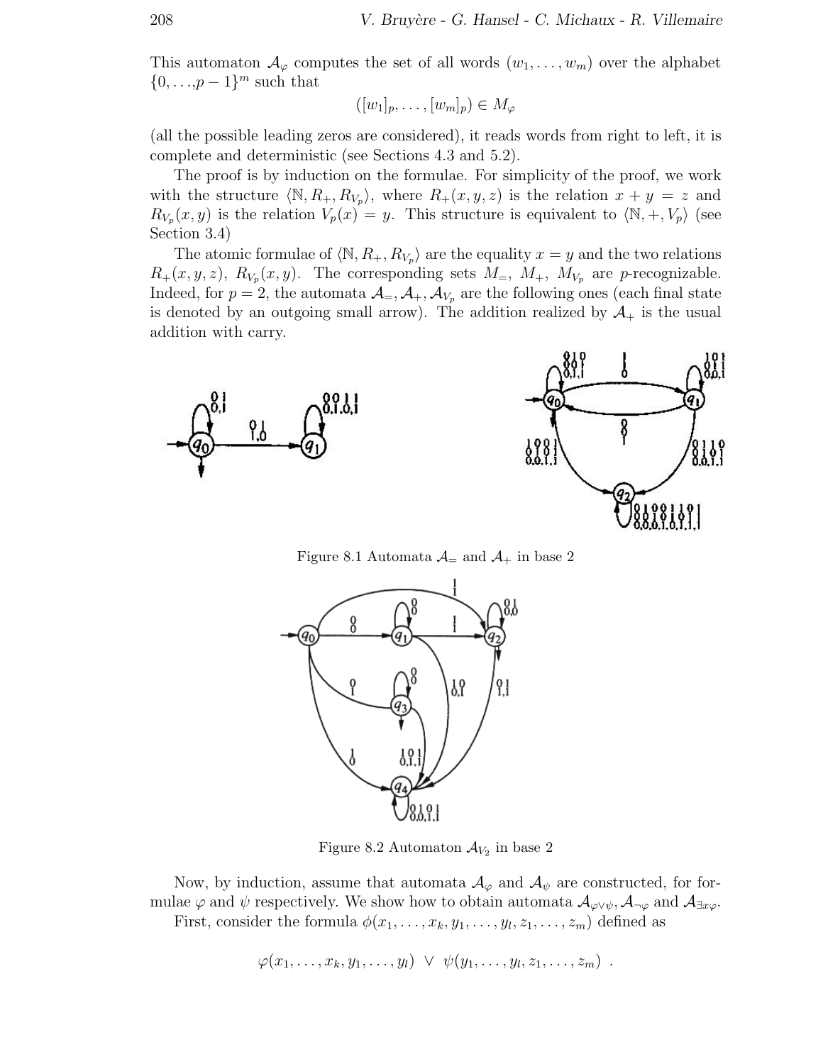This automaton $\mathcal{A}_\varphi$ computes the set of all words $(w_1, \ldots, w_m)$ over the alphabet $\{0, \ldots, p-1\}^m$ such that

$$([w_1]_p, \ldots, [w_m]_p) \in M_\varphi$$

(all the possible leading zeros are considered), it reads words from right to left, it is complete and deterministic (see Sections 4.3 and 5.2).

The proof is by induction on the formulae. For simplicity of the proof, we work with the structure $\langle \mathbb{N}, R_+, R_{V_p} \rangle$, where $R_+(x, y, z)$ is the relation $x + y = z$ and $R_{V_p}(x, y)$ is the relation $V_p(x) = y$. This structure is equivalent to $\langle \mathbb{N}, +, V_p \rangle$ (see Section 3.4)

The atomic formulae of $\langle \mathbb{N}, R_+, R_{V_p} \rangle$ are the equality $x = y$ and the two relations $R_+(x, y, z)$, $R_{V_p}(x, y)$. The corresponding sets $M_=$, $M_+$, $M_{V_p}$ are $p$-recognizable. Indeed, for $p = 2$, the automata $\mathcal{A}_=$, $\mathcal{A}_+$, $\mathcal{A}_{V_p}$ are the following ones (each final state is denoted by an outgoing small arrow). The addition realized by $\mathcal{A}_+$ is the usual addition with carry.

Figure 8.1 Automata $\mathcal{A}_=$ and $\mathcal{A}_+$ in base 2

Figure 8.2 Automaton $\mathcal{A}_{V_2}$ in base 2

Now, by induction, assume that automata $\mathcal{A}_\varphi$ and $\mathcal{A}_\psi$ are constructed, for formulae $\varphi$ and $\psi$ respectively. We show how to obtain automata $\mathcal{A}_{\varphi \vee \psi}$, $\mathcal{A}_{\neg\varphi}$ and $\mathcal{A}_{\exists x \varphi}$.

First, consider the formula $\phi(x_1, \ldots, x_k, y_1, \ldots, y_l, z_1, \ldots, z_m)$ defined as

$$\varphi(x_1, \ldots, x_k, y_1, \ldots, y_l) \ \vee \ \psi(y_1, \ldots, y_l, z_1, \ldots, z_m) \ .$$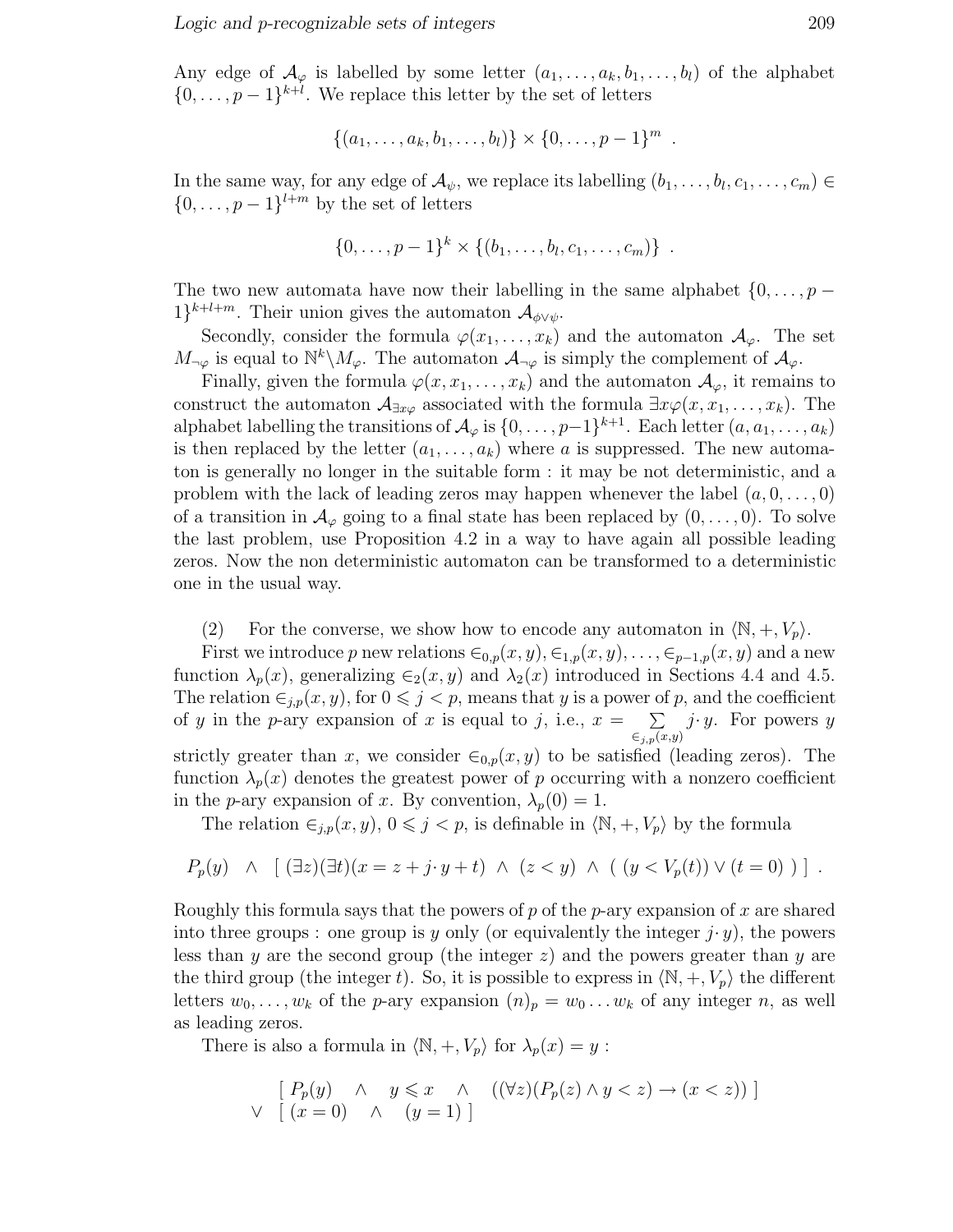Any edge of $\mathcal{A}_\varphi$ is labelled by some letter $(a_1, \dots, a_k, b_1, \dots, b_l)$ of the alphabet $\{0, \dots, p-1\}^{k+l}$. We replace this letter by the set of letters

$$\{(a_1, \dots, a_k, b_1, \dots, b_l)\} \times \{0, \dots, p-1\}^m \ .$$

In the same way, for any edge of $\mathcal{A}_\psi$, we replace its labelling $(b_1, \dots, b_l, c_1, \dots, c_m) \in \{0, \dots, p-1\}^{l+m}$ by the set of letters

$$\{0, \dots, p-1\}^k \times \{(b_1, \dots, b_l, c_1, \dots, c_m)\} \ .$$

The two new automata have now their labelling in the same alphabet $\{0, \dots, p-1\}^{k+l+m}$. Their union gives the automaton $\mathcal{A}_{\phi \vee \psi}$.

Secondly, consider the formula $\varphi(x_1, \dots, x_k)$ and the automaton $\mathcal{A}_\varphi$. The set $M_{\neg\varphi}$ is equal to $\mathbb{N}^k \backslash M_\varphi$. The automaton $\mathcal{A}_{\neg\varphi}$ is simply the complement of $\mathcal{A}_\varphi$.

Finally, given the formula $\varphi(x, x_1, \dots, x_k)$ and the automaton $\mathcal{A}_\varphi$, it remains to construct the automaton $\mathcal{A}_{\exists x \varphi}$ associated with the formula $\exists x \varphi(x, x_1, \dots, x_k)$. The alphabet labelling the transitions of $\mathcal{A}_\varphi$ is $\{0, \dots, p-1\}^{k+1}$. Each letter $(a, a_1, \dots, a_k)$ is then replaced by the letter $(a_1, \dots, a_k)$ where $a$ is suppressed. The new automaton is generally no longer in the suitable form : it may be not deterministic, and a problem with the lack of leading zeros may happen whenever the label $(a, 0, \dots, 0)$ of a transition in $\mathcal{A}_\varphi$ going to a final state has been replaced by $(0, \dots, 0)$. To solve the last problem, use Proposition 4.2 in a way to have again all possible leading zeros. Now the non deterministic automaton can be transformed to a deterministic one in the usual way.

(2) For the converse, we show how to encode any automaton in $\langle \mathbb{N}, +, V_p \rangle$.

First we introduce $p$ new relations $\in_{0,p}(x, y), \in_{1,p}(x, y), \dots, \in_{p-1,p}(x, y)$ and a new function $\lambda_p(x)$, generalizing $\in_2(x, y)$ and $\lambda_2(x)$ introduced in Sections 4.4 and 4.5. The relation $\in_{j,p}(x, y)$, for $0 \leqslant j < p$, means that $y$ is a power of $p$, and the coefficient of $y$ in the $p$-ary expansion of $x$ is equal to $j$, i.e., $x = \sum_{\in_{j,p}(x,y)} j \cdot y$. For powers $y$ strictly greater than $x$, we consider $\in_{0,p}(x, y)$ to be satisfied (leading zeros). The function $\lambda_p(x)$ denotes the greatest power of $p$ occurring with a nonzero coefficient in the $p$-ary expansion of $x$. By convention, $\lambda_p(0) = 1$.

The relation $\in_{j,p}(x, y)$, $0 \leqslant j < p$, is definable in $\langle \mathbb{N}, +, V_p \rangle$ by the formula

$$P_p(y) \ \wedge \ [ \ (\exists z)(\exists t)(x = z + j \cdot y + t) \ \wedge \ (z < y) \ \wedge \ ( \ (y < V_p(t)) \vee (t = 0) \ ) \ ] \ .$$

Roughly this formula says that the powers of $p$ of the $p$-ary expansion of $x$ are shared into three groups : one group is $y$ only (or equivalently the integer $j \cdot y$), the powers less than $y$ are the second group (the integer $z$) and the powers greater than $y$ are the third group (the integer $t$). So, it is possible to express in $\langle \mathbb{N}, +, V_p \rangle$ the different letters $w_0, \dots, w_k$ of the $p$-ary expansion $(n)_p = w_0 \dots w_k$ of any integer $n$, as well as leading zeros.

There is also a formula in $\langle \mathbb{N}, +, V_p \rangle$ for $\lambda_p(x) = y$ :

$$\begin{array}{ll} & [ \ P_p(y) \quad \wedge \quad y \leqslant x \quad \wedge \quad ((\forall z)(P_p(z) \wedge y < z) \rightarrow (x < z)) \ ] \\ \vee & [ \ (x = 0) \quad \wedge \quad (y = 1) \ ] \end{array}$$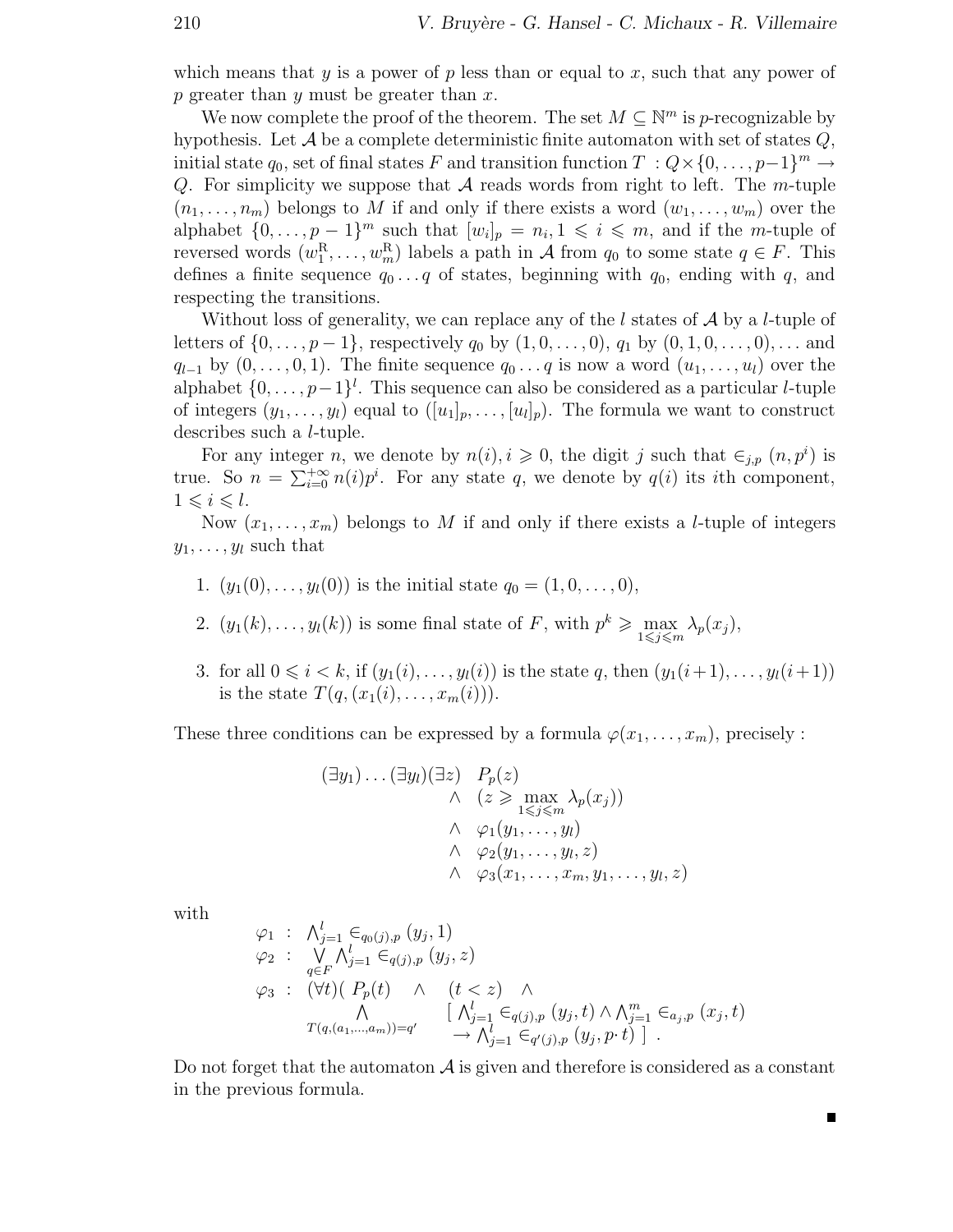which means that $y$ is a power of $p$ less than or equal to $x$, such that any power of $p$ greater than $y$ must be greater than $x$.

We now complete the proof of the theorem. The set $M \subseteq \mathbb{N}^m$ is $p$-recognizable by hypothesis. Let $\mathcal{A}$ be a complete deterministic finite automaton with set of states $Q$, initial state $q_0$, set of final states $F$ and transition function $T : Q \times \{0, \ldots, p-1\}^m \to Q$. For simplicity we suppose that $\mathcal{A}$ reads words from right to left. The $m$-tuple $(n_1, \ldots, n_m)$ belongs to $M$ if and only if there exists a word $(w_1, \ldots, w_m)$ over the alphabet $\{0, \ldots, p-1\}^m$ such that $[w_i]_p = n_i, 1 \leqslant i \leqslant m$, and if the $m$-tuple of reversed words $(w_1^{\mathrm{R}}, \ldots, w_m^{\mathrm{R}})$ labels a path in $\mathcal{A}$ from $q_0$ to some state $q \in F$. This defines a finite sequence $q_0 \ldots q$ of states, beginning with $q_0$, ending with $q$, and respecting the transitions.

Without loss of generality, we can replace any of the $l$ states of $\mathcal{A}$ by a $l$-tuple of letters of $\{0, \ldots, p-1\}$, respectively $q_0$ by $(1, 0, \ldots, 0)$, $q_1$ by $(0, 1, 0, \ldots, 0)$, ... and $q_{l-1}$ by $(0, \ldots, 0, 1)$. The finite sequence $q_0 \ldots q$ is now a word $(u_1, \ldots, u_l)$ over the alphabet $\{0, \ldots, p-1\}^l$. This sequence can also be considered as a particular $l$-tuple of integers $(y_1, \ldots, y_l)$ equal to $([u_1]_p, \ldots, [u_l]_p)$. The formula we want to construct describes such a $l$-tuple.

For any integer $n$, we denote by $n(i), i \geqslant 0$, the digit $j$ such that $\in_{j,p} (n, p^i)$ is true. So $n = \sum_{i=0}^{+\infty} n(i) p^i$. For any state $q$, we denote by $q(i)$ its $i$th component, $1 \leqslant i \leqslant l$.

Now $(x_1, \ldots, x_m)$ belongs to $M$ if and only if there exists a $l$-tuple of integers $y_1, \ldots, y_l$ such that

1. $(y_1(0), \ldots, y_l(0))$ is the initial state $q_0 = (1, 0, \ldots, 0)$,
2. $(y_1(k), \ldots, y_l(k))$ is some final state of $F$, with $p^k \geqslant \max\limits_{1 \leqslant j \leqslant m} \lambda_p(x_j)$,
3. for all $0 \leqslant i < k$, if $(y_1(i), \ldots, y_l(i))$ is the state $q$, then $(y_1(i+1), \ldots, y_l(i+1))$ is the state $T(q, (x_1(i), \ldots, x_m(i)))$.

These three conditions can be expressed by a formula $\varphi(x_1, \ldots, x_m)$, precisely :

$$
\begin{array}{rl}
(\exists y_1) \ldots (\exists y_l)(\exists z) & P_p(z) \\
\wedge & (z \geqslant \max\limits_{1 \leqslant j \leqslant m} \lambda_p(x_j)) \\
\wedge & \varphi_1(y_1, \ldots, y_l) \\
\wedge & \varphi_2(y_1, \ldots, y_l, z) \\
\wedge & \varphi_3(x_1, \ldots, x_m, y_1, \ldots, y_l, z)
\end{array}
$$

with

$$
\begin{array}{lll}
\varphi_1 & : & \bigwedge_{j=1}^{l} \in_{q_0(j),p} (y_j, 1) \\
\varphi_2 & : & \bigvee\limits_{q \in F} \bigwedge_{j=1}^{l} \in_{q(j),p} (y_j, z) \\
\varphi_3 & : & (\forall t)( \; P_p(t) \quad \wedge \quad (t < z) \quad \wedge \\
& & \quad \bigwedge\limits_{T(q,(a_1,\ldots,a_m))=q'} \quad [\; \bigwedge_{j=1}^{l} \in_{q(j),p} (y_j, t) \wedge \bigwedge_{j=1}^{m} \in_{a_j,p} (x_j, t) \\
& & \qquad \to \bigwedge_{j=1}^{l} \in_{q'(j),p} (y_j, p \cdot t) \;] \; .
\end{array}
$$

Do not forget that the automaton $\mathcal{A}$ is given and therefore is considered as a constant in the previous formula.

∎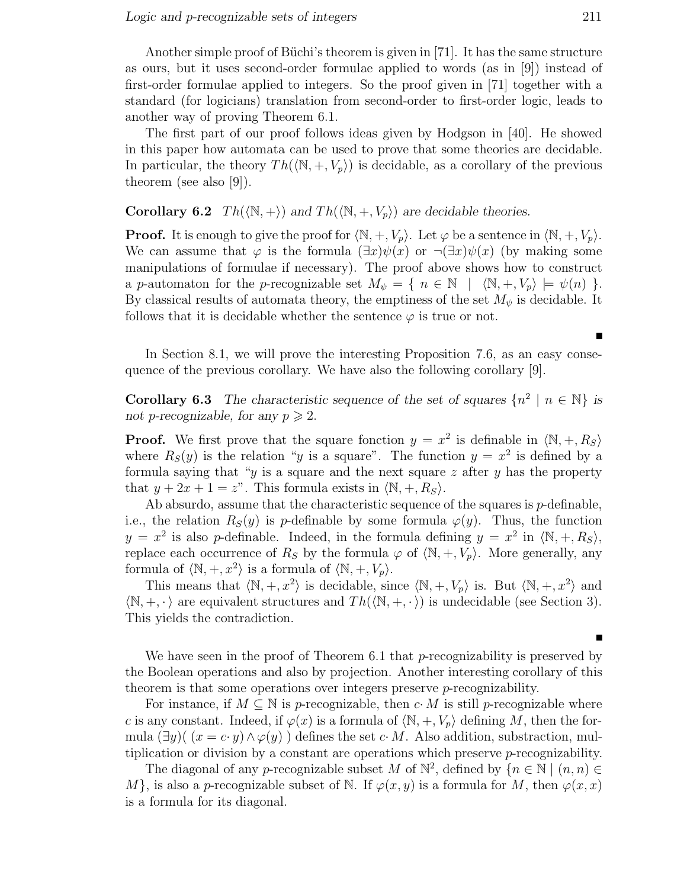Another simple proof of Büchi's theorem is given in [71]. It has the same structure as ours, but it uses second-order formulae applied to words (as in [9]) instead of first-order formulae applied to integers. So the proof given in [71] together with a standard (for logicians) translation from second-order to first-order logic, leads to another way of proving Theorem 6.1.

The first part of our proof follows ideas given by Hodgson in [40]. He showed in this paper how automata can be used to prove that some theories are decidable. In particular, the theory $Th(\langle \mathbb{N}, +, V_p \rangle)$ is decidable, as a corollary of the previous theorem (see also [9]).

**Corollary 6.2** *$Th(\langle \mathbb{N}, + \rangle)$ and $Th(\langle \mathbb{N}, +, V_p \rangle)$ are decidable theories.*

**Proof.** It is enough to give the proof for $\langle \mathbb{N}, +, V_p \rangle$. Let $\varphi$ be a sentence in $\langle \mathbb{N}, +, V_p \rangle$. We can assume that $\varphi$ is the formula $(\exists x)\psi(x)$ or $\neg(\exists x)\psi(x)$ (by making some manipulations of formulae if necessary). The proof above shows how to construct a $p$-automaton for the $p$-recognizable set $M_\psi = \{\ n \in \mathbb{N} \ \mid \ \langle \mathbb{N}, +, V_p \rangle \models \psi(n)\ \}$. By classical results of automata theory, the emptiness of the set $M_\psi$ is decidable. It follows that it is decidable whether the sentence $\varphi$ is true or not.

∎

In Section 8.1, we will prove the interesting Proposition 7.6, as an easy consequence of the previous corollary. We have also the following corollary [9].

**Corollary 6.3** *The characteristic sequence of the set of squares $\{n^2 \mid n \in \mathbb{N}\}$ is not p-recognizable, for any $p \geqslant 2$.*

**Proof.** We first prove that the square fonction $y = x^2$ is definable in $\langle \mathbb{N}, +, R_S \rangle$ where $R_S(y)$ is the relation "$y$ is a square". The function $y = x^2$ is defined by a formula saying that "$y$ is a square and the next square $z$ after $y$ has the property that $y + 2x + 1 = z$". This formula exists in $\langle \mathbb{N}, +, R_S \rangle$.

Ab absurdo, assume that the characteristic sequence of the squares is $p$-definable, i.e., the relation $R_S(y)$ is $p$-definable by some formula $\varphi(y)$. Thus, the function $y = x^2$ is also $p$-definable. Indeed, in the formula defining $y = x^2$ in $\langle \mathbb{N}, +, R_S \rangle$, replace each occurrence of $R_S$ by the formula $\varphi$ of $\langle \mathbb{N}, +, V_p \rangle$. More generally, any formula of $\langle \mathbb{N}, +, x^2 \rangle$ is a formula of $\langle \mathbb{N}, +, V_p \rangle$.

This means that $\langle \mathbb{N}, +, x^2 \rangle$ is decidable, since $\langle \mathbb{N}, +, V_p \rangle$ is. But $\langle \mathbb{N}, +, x^2 \rangle$ and $\langle \mathbb{N}, +, \cdot \rangle$ are equivalent structures and $Th(\langle \mathbb{N}, +, \cdot \rangle)$ is undecidable (see Section 3). This yields the contradiction.

∎

We have seen in the proof of Theorem 6.1 that $p$-recognizability is preserved by the Boolean operations and also by projection. Another interesting corollary of this theorem is that some operations over integers preserve $p$-recognizability.

For instance, if $M \subseteq \mathbb{N}$ is $p$-recognizable, then $c \cdot M$ is still $p$-recognizable where $c$ is any constant. Indeed, if $\varphi(x)$ is a formula of $\langle \mathbb{N}, +, V_p \rangle$ defining $M$, then the formula $(\exists y)(\ (x = c \cdot y) \wedge \varphi(y)\ )$ defines the set $c \cdot M$. Also addition, substraction, multiplication or division by a constant are operations which preserve $p$-recognizability.

The diagonal of any $p$-recognizable subset $M$ of $\mathbb{N}^2$, defined by $\{n \in \mathbb{N} \mid (n, n) \in M\}$, is also a $p$-recognizable subset of $\mathbb{N}$. If $\varphi(x, y)$ is a formula for $M$, then $\varphi(x, x)$ is a formula for its diagonal.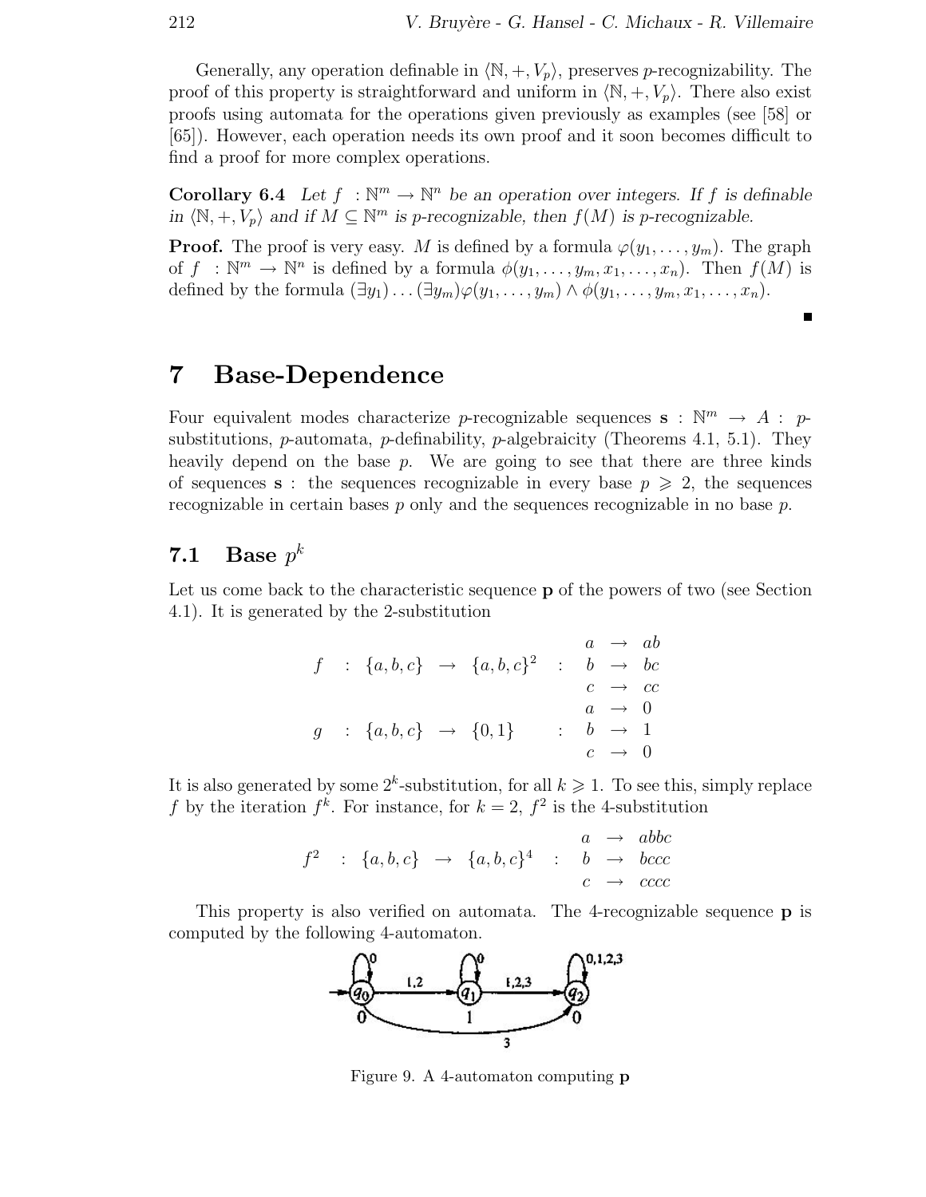Generally, any operation definable in $\langle \mathbb{N}, +, V_p \rangle$, preserves $p$-recognizability. The proof of this property is straightforward and uniform in $\langle \mathbb{N}, +, V_p \rangle$. There also exist proofs using automata for the operations given previously as examples (see [58] or [65]). However, each operation needs its own proof and it soon becomes difficult to find a proof for more complex operations.

**Corollary 6.4** *Let $f : \mathbb{N}^m \to \mathbb{N}^n$ be an operation over integers. If $f$ is definable in $\langle \mathbb{N}, +, V_p \rangle$ and if $M \subseteq \mathbb{N}^m$ is $p$-recognizable, then $f(M)$ is $p$-recognizable.*

**Proof.** The proof is very easy. $M$ is defined by a formula $\varphi(y_1, \ldots, y_m)$. The graph of $f : \mathbb{N}^m \to \mathbb{N}^n$ is defined by a formula $\phi(y_1, \ldots, y_m, x_1, \ldots, x_n)$. Then $f(M)$ is defined by the formula $(\exists y_1) \ldots (\exists y_m) \varphi(y_1, \ldots, y_m) \wedge \phi(y_1, \ldots, y_m, x_1, \ldots, x_n)$.

∎

# 7 Base-Dependence

Four equivalent modes characterize $p$-recognizable sequences $\mathbf{s} : \mathbb{N}^m \to A$ : $p$-substitutions, $p$-automata, $p$-definability, $p$-algebraicity (Theorems 4.1, 5.1). They heavily depend on the base $p$. We are going to see that there are three kinds of sequences $\mathbf{s}$ : the sequences recognizable in every base $p \geqslant 2$, the sequences recognizable in certain bases $p$ only and the sequences recognizable in no base $p$.

## 7.1 Base $p^k$

Let us come back to the characteristic sequence $\mathbf{p}$ of the powers of two (see Section 4.1). It is generated by the 2-substitution

$$
\begin{array}{lllllll}
 & & & & & a & \to ab \\
f & : & \{a,b,c\} & \to & \{a,b,c\}^2 \quad : & b & \to bc \\
 & & & & & c & \to cc \\
 & & & & & a & \to 0 \\
g & : & \{a,b,c\} & \to & \{0,1\} \quad : & b & \to 1 \\
 & & & & & c & \to 0
\end{array}
$$

It is also generated by some $2^k$-substitution, for all $k \geqslant 1$. To see this, simply replace $f$ by the iteration $f^k$. For instance, for $k = 2$, $f^2$ is the 4-substitution

$$
\begin{array}{lllllll}
 & & & & & a & \to abbc \\
f^2 & : & \{a,b,c\} & \to & \{a,b,c\}^4 \quad : & b & \to bccc \\
 & & & & & c & \to cccc
\end{array}
$$

This property is also verified on automata. The 4-recognizable sequence $\mathbf{p}$ is computed by the following 4-automaton.

$q_0$ 0 $q_1$ 1 $q_2$ 0
0 0 0,1,2,3
1,2 1,2,3
3

Figure 9. A 4-automaton computing $\mathbf{p}$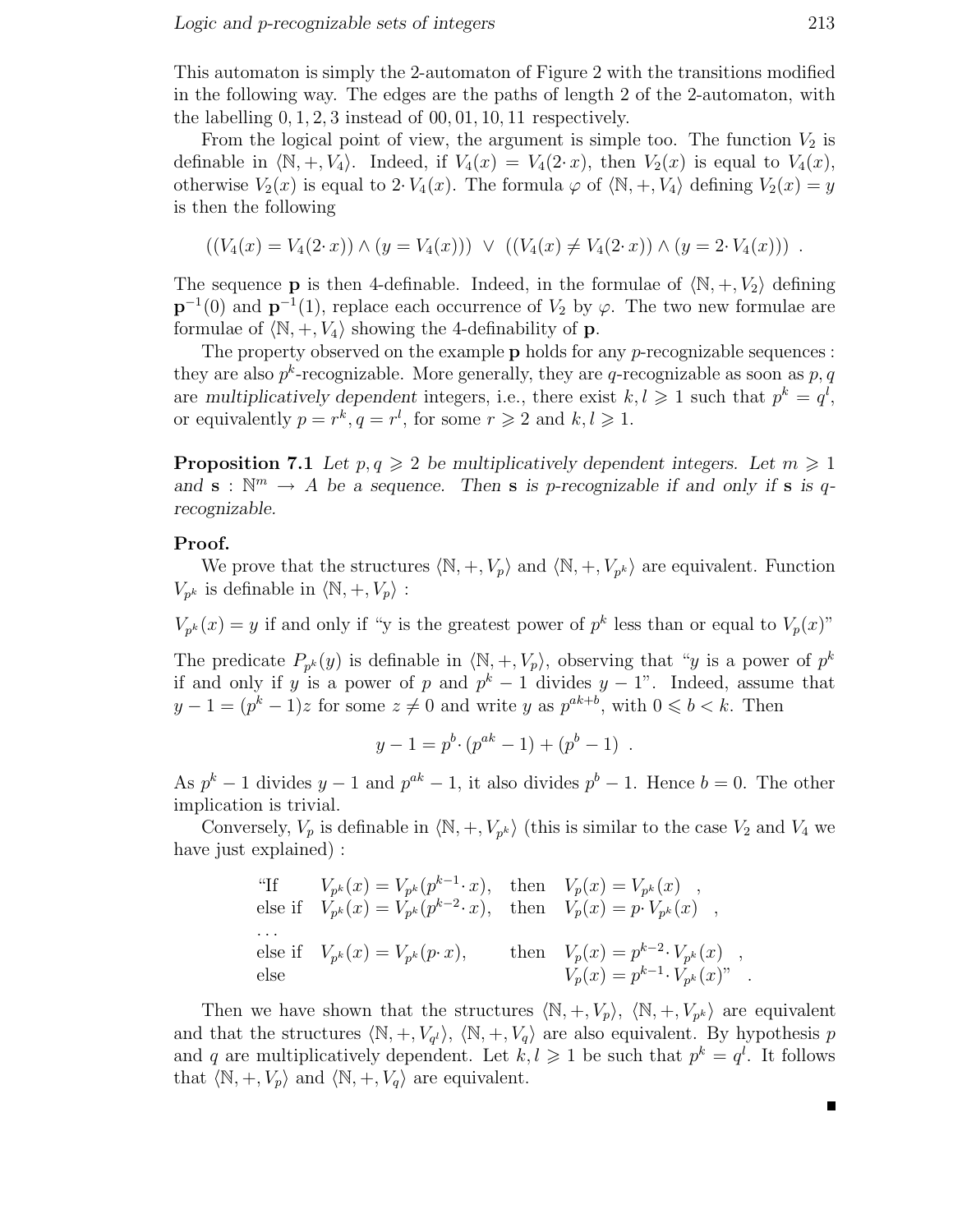This automaton is simply the 2-automaton of Figure 2 with the transitions modified in the following way. The edges are the paths of length 2 of the 2-automaton, with the labelling $0, 1, 2, 3$ instead of $00, 01, 10, 11$ respectively.

From the logical point of view, the argument is simple too. The function $V_2$ is definable in $\langle \mathbb{N}, +, V_4 \rangle$. Indeed, if $V_4(x) = V_4(2 \cdot x)$, then $V_2(x)$ is equal to $V_4(x)$, otherwise $V_2(x)$ is equal to $2 \cdot V_4(x)$. The formula $\varphi$ of $\langle \mathbb{N}, +, V_4 \rangle$ defining $V_2(x) = y$ is then the following

$$((V_4(x) = V_4(2 \cdot x)) \wedge (y = V_4(x))) \;\vee\; ((V_4(x) \neq V_4(2 \cdot x)) \wedge (y = 2 \cdot V_4(x))) \;.$$

The sequence $\mathbf{p}$ is then 4-definable. Indeed, in the formulae of $\langle \mathbb{N}, +, V_2 \rangle$ defining $\mathbf{p}^{-1}(0)$ and $\mathbf{p}^{-1}(1)$, replace each occurrence of $V_2$ by $\varphi$. The two new formulae are formulae of $\langle \mathbb{N}, +, V_4 \rangle$ showing the 4-definability of $\mathbf{p}$.

The property observed on the example $\mathbf{p}$ holds for any $p$-recognizable sequences : they are also $p^k$-recognizable. More generally, they are $q$-recognizable as soon as $p, q$ are *multiplicatively dependent* integers, i.e., there exist $k, l \geqslant 1$ such that $p^k = q^l$, or equivalently $p = r^k, q = r^l$, for some $r \geqslant 2$ and $k, l \geqslant 1$.

**Proposition 7.1** *Let $p, q \geqslant 2$ be multiplicatively dependent integers. Let $m \geqslant 1$ and $\mathbf{s} : \mathbb{N}^m \to A$ be a sequence. Then $\mathbf{s}$ is $p$-recognizable if and only if $\mathbf{s}$ is $q$-recognizable.*

**Proof.**

We prove that the structures $\langle \mathbb{N}, +, V_p \rangle$ and $\langle \mathbb{N}, +, V_{p^k} \rangle$ are equivalent. Function $V_{p^k}$ is definable in $\langle \mathbb{N}, +, V_p \rangle$ :

$V_{p^k}(x) = y$ if and only if "y is the greatest power of $p^k$ less than or equal to $V_p(x)$"

The predicate $P_{p^k}(y)$ is definable in $\langle \mathbb{N}, +, V_p \rangle$, observing that "$y$ is a power of $p^k$ if and only if $y$ is a power of $p$ and $p^k - 1$ divides $y - 1$". Indeed, assume that $y - 1 = (p^k - 1)z$ for some $z \neq 0$ and write $y$ as $p^{ak+b}$, with $0 \leqslant b < k$. Then

$$y - 1 = p^b \cdot (p^{ak} - 1) + (p^b - 1) \;.$$

As $p^k - 1$ divides $y - 1$ and $p^{ak} - 1$, it also divides $p^b - 1$. Hence $b = 0$. The other implication is trivial.

Conversely, $V_p$ is definable in $\langle \mathbb{N}, +, V_{p^k} \rangle$ (this is similar to the case $V_2$ and $V_4$ we have just explained) :

$$\begin{array}{lll}
\text{"If} & V_{p^k}(x) = V_{p^k}(p^{k-1} \cdot x), & \text{then} \quad V_p(x) = V_{p^k}(x) \;, \\
\text{else if} & V_{p^k}(x) = V_{p^k}(p^{k-2} \cdot x), & \text{then} \quad V_p(x) = p \cdot V_{p^k}(x) \;, \\
\ldots & & \\
\text{else if} & V_{p^k}(x) = V_{p^k}(p \cdot x), & \text{then} \quad V_p(x) = p^{k-2} \cdot V_{p^k}(x) \;, \\
\text{else} & & \phantom{\text{then}} \quad V_p(x) = p^{k-1} \cdot V_{p^k}(x)\text{"} \;.
\end{array}$$

Then we have shown that the structures $\langle \mathbb{N}, +, V_p \rangle$, $\langle \mathbb{N}, +, V_{p^k} \rangle$ are equivalent and that the structures $\langle \mathbb{N}, +, V_{q^l} \rangle$, $\langle \mathbb{N}, +, V_q \rangle$ are also equivalent. By hypothesis $p$ and $q$ are multiplicatively dependent. Let $k, l \geqslant 1$ be such that $p^k = q^l$. It follows that $\langle \mathbb{N}, +, V_p \rangle$ and $\langle \mathbb{N}, +, V_q \rangle$ are equivalent.

∎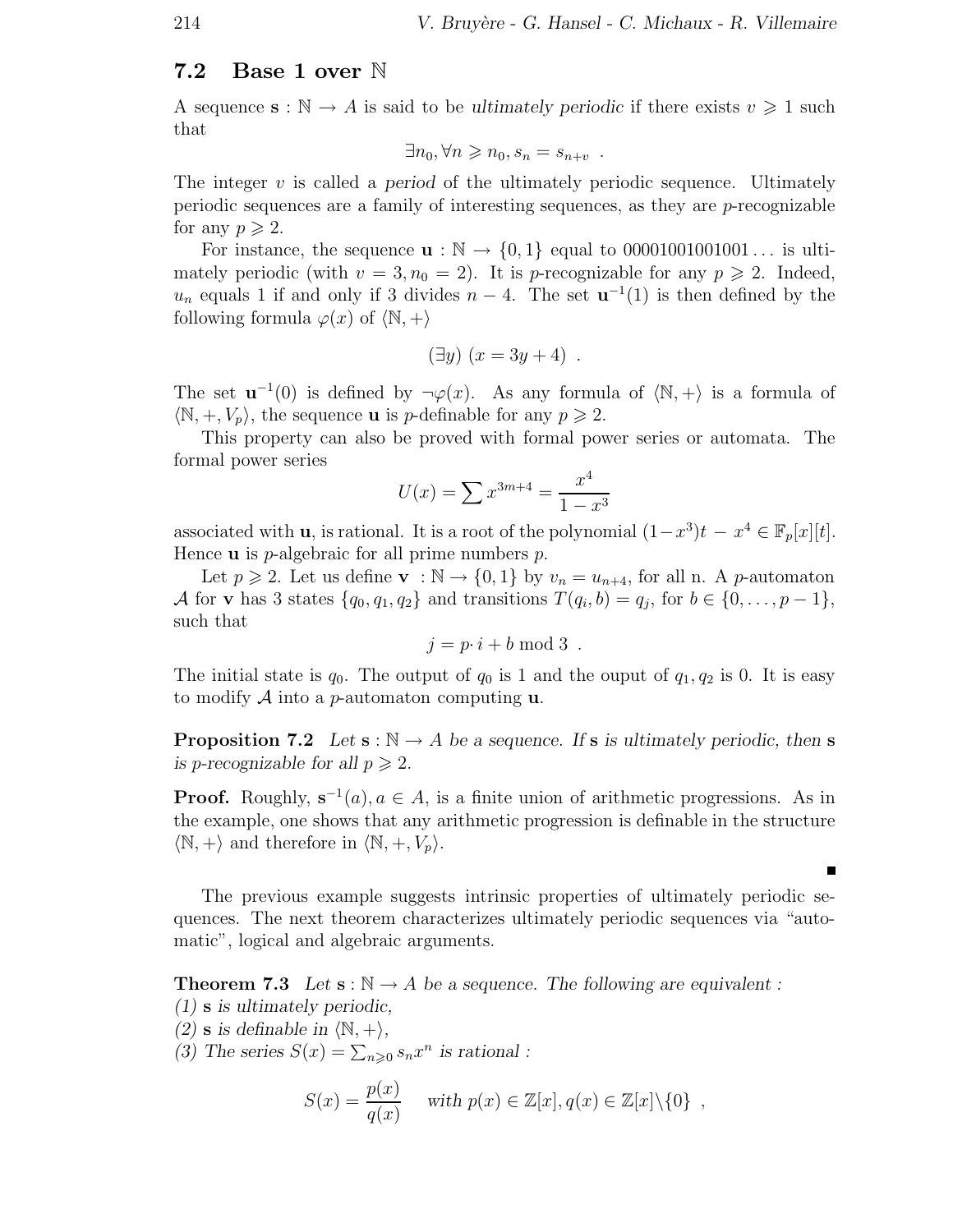## 7.2 Base 1 over $\mathbb{N}$

A sequence $\mathbf{s} : \mathbb{N} \to A$ is said to be *ultimately periodic* if there exists $v \geqslant 1$ such that

$$\exists n_0, \forall n \geqslant n_0, s_n = s_{n+v} \ .$$

The integer $v$ is called a *period* of the ultimately periodic sequence. Ultimately periodic sequences are a family of interesting sequences, as they are $p$-recognizable for any $p \geqslant 2$.

For instance, the sequence $\mathbf{u} : \mathbb{N} \to \{0,1\}$ equal to $00001001001001\ldots$ is ultimately periodic (with $v = 3, n_0 = 2$). It is $p$-recognizable for any $p \geqslant 2$. Indeed, $u_n$ equals 1 if and only if 3 divides $n - 4$. The set $\mathbf{u}^{-1}(1)$ is then defined by the following formula $\varphi(x)$ of $\langle \mathbb{N}, + \rangle$

$$(\exists y)\ (x = 3y + 4) \ .$$

The set $\mathbf{u}^{-1}(0)$ is defined by $\neg\varphi(x)$. As any formula of $\langle \mathbb{N}, + \rangle$ is a formula of $\langle \mathbb{N}, +, V_p \rangle$, the sequence $\mathbf{u}$ is $p$-definable for any $p \geqslant 2$.

This property can also be proved with formal power series or automata. The formal power series

$$U(x) = \sum x^{3m+4} = \frac{x^4}{1 - x^3}$$

associated with $\mathbf{u}$, is rational. It is a root of the polynomial $(1-x^3)t - x^4 \in \mathbb{F}_p[x][t]$. Hence $\mathbf{u}$ is $p$-algebraic for all prime numbers $p$.

Let $p \geqslant 2$. Let us define $\mathbf{v} : \mathbb{N} \to \{0,1\}$ by $v_n = u_{n+4}$, for all n. A $p$-automaton $\mathcal{A}$ for $\mathbf{v}$ has 3 states $\{q_0, q_1, q_2\}$ and transitions $T(q_i, b) = q_j$, for $b \in \{0, \ldots, p-1\}$, such that

$$j = p \cdot i + b \bmod 3 \ .$$

The initial state is $q_0$. The output of $q_0$ is 1 and the ouput of $q_1, q_2$ is 0. It is easy to modify $\mathcal{A}$ into a $p$-automaton computing $\mathbf{u}$.

**Proposition 7.2** *Let $\mathbf{s} : \mathbb{N} \to A$ be a sequence. If $\mathbf{s}$ is ultimately periodic, then $\mathbf{s}$ is $p$-recognizable for all $p \geqslant 2$.*

**Proof.** Roughly, $\mathbf{s}^{-1}(a), a \in A$, is a finite union of arithmetic progressions. As in the example, one shows that any arithmetic progression is definable in the structure $\langle \mathbb{N}, + \rangle$ and therefore in $\langle \mathbb{N}, +, V_p \rangle$.

∎

The previous example suggests intrinsic properties of ultimately periodic sequences. The next theorem characterizes ultimately periodic sequences via "automatic", logical and algebraic arguments.

**Theorem 7.3** *Let $\mathbf{s} : \mathbb{N} \to A$ be a sequence. The following are equivalent :*
*(1) $\mathbf{s}$ is ultimately periodic,*
*(2) $\mathbf{s}$ is definable in $\langle \mathbb{N}, + \rangle$,*
*(3) The series $S(x) = \sum_{n \geqslant 0} s_n x^n$ is rational :*

$$S(x) = \frac{p(x)}{q(x)} \quad \text{with } p(x) \in \mathbb{Z}[x], q(x) \in \mathbb{Z}[x] \backslash \{0\} \ ,$$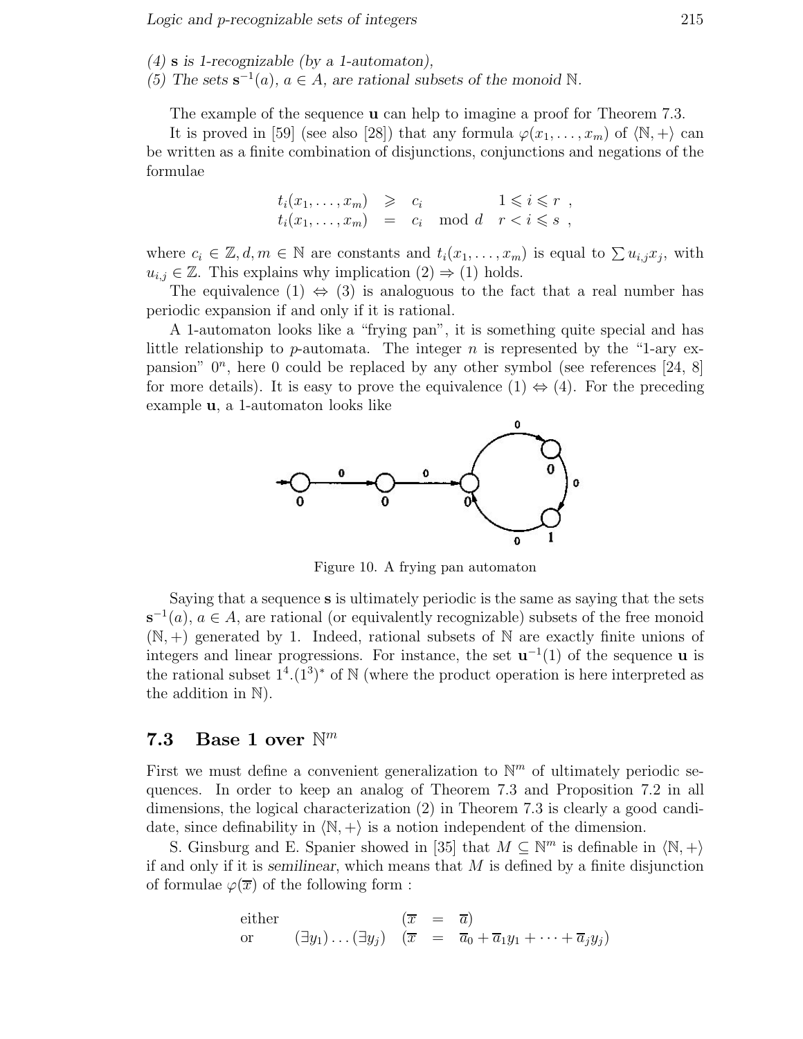*(4)* **s** *is 1-recognizable (by a 1-automaton),*
*(5) The sets* $\mathbf{s}^{-1}(a)$, $a \in A$, *are rational subsets of the monoid* $\mathbb{N}$.

The example of the sequence **u** can help to imagine a proof for Theorem 7.3.

It is proved in [59] (see also [28]) that any formula $\varphi(x_1, \ldots, x_m)$ of $\langle \mathbb{N}, + \rangle$ can be written as a finite combination of disjunctions, conjunctions and negations of the formulae

$$\begin{array}{lllll} t_i(x_1, \ldots, x_m) & \geqslant & c_i & & 1 \leqslant i \leqslant r \ , \\ t_i(x_1, \ldots, x_m) & = & c_i & \bmod d & r < i \leqslant s \ , \end{array}$$

where $c_i \in \mathbb{Z}, d, m \in \mathbb{N}$ are constants and $t_i(x_1, \ldots, x_m)$ is equal to $\sum u_{i,j} x_j$, with $u_{i,j} \in \mathbb{Z}$. This explains why implication (2) $\Rightarrow$ (1) holds.

The equivalence (1) $\Leftrightarrow$ (3) is analoguous to the fact that a real number has periodic expansion if and only if it is rational.

A 1-automaton looks like a "frying pan", it is something quite special and has little relationship to $p$-automata. The integer $n$ is represented by the "1-ary expansion" $0^n$, here 0 could be replaced by any other symbol (see references [24, 8] for more details). It is easy to prove the equivalence (1) $\Leftrightarrow$ (4). For the preceding example **u**, a 1-automaton looks like

Figure 10. A frying pan automaton

Saying that a sequence **s** is ultimately periodic is the same as saying that the sets $\mathbf{s}^{-1}(a)$, $a \in A$, are rational (or equivalently recognizable) subsets of the free monoid $(\mathbb{N}, +)$ generated by 1. Indeed, rational subsets of $\mathbb{N}$ are exactly finite unions of integers and linear progressions. For instance, the set $\mathbf{u}^{-1}(1)$ of the sequence **u** is the rational subset $1^4.(1^3)^*$ of $\mathbb{N}$ (where the product operation is here interpreted as the addition in $\mathbb{N}$).

## 7.3 Base 1 over $\mathbb{N}^m$

First we must define a convenient generalization to $\mathbb{N}^m$ of ultimately periodic sequences. In order to keep an analog of Theorem 7.3 and Proposition 7.2 in all dimensions, the logical characterization (2) in Theorem 7.3 is clearly a good candidate, since definability in $\langle \mathbb{N}, + \rangle$ is a notion independent of the dimension.

S. Ginsburg and E. Spanier showed in [35] that $M \subseteq \mathbb{N}^m$ is definable in $\langle \mathbb{N}, + \rangle$ if and only if it is *semilinear*, which means that $M$ is defined by a finite disjunction of formulae $\varphi(\overline{x})$ of the following form :

$$\begin{array}{llll} \text{either} & & (\overline{x} & = \ \overline{a}) \\ \text{or} & (\exists y_1) \ldots (\exists y_j) & (\overline{x} & = \ \overline{a}_0 + \overline{a}_1 y_1 + \cdots + \overline{a}_j y_j) \end{array}$$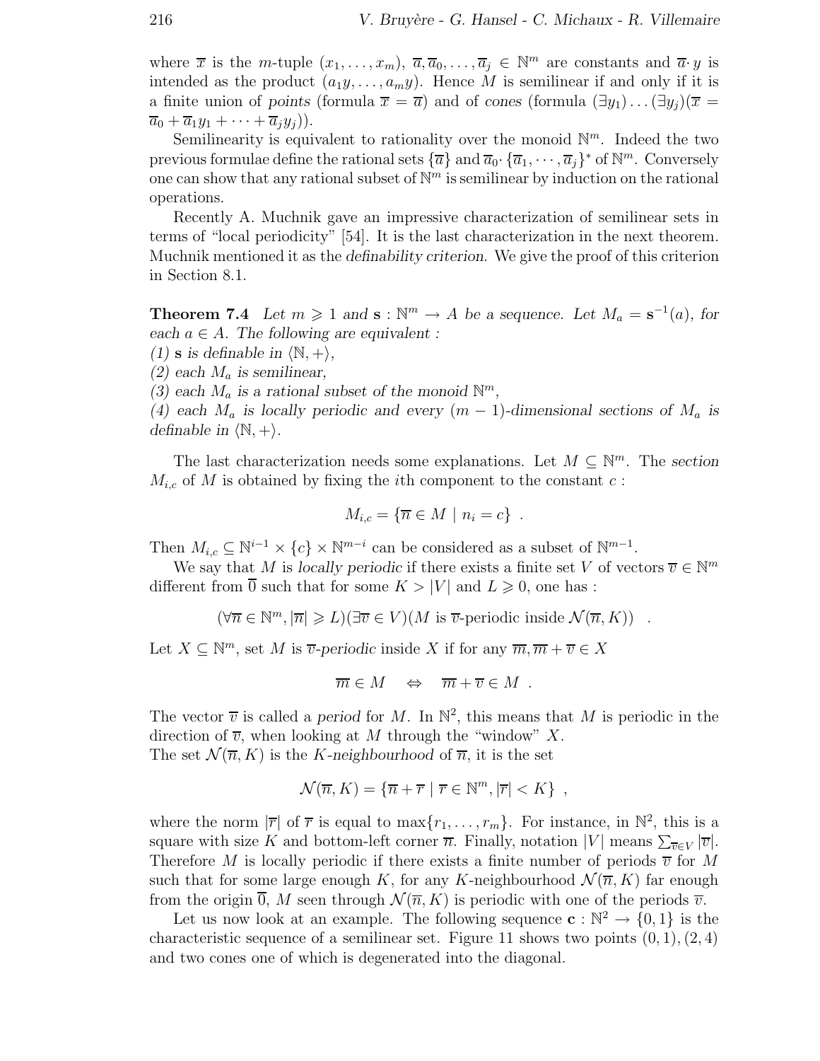where $\overline{x}$ is the $m$-tuple $(x_1, \ldots, x_m)$, $\overline{a}, \overline{a}_0, \ldots, \overline{a}_j \in \mathbb{N}^m$ are constants and $\overline{a} \cdot y$ is intended as the product $(a_1 y, \ldots, a_m y)$. Hence $M$ is semilinear if and only if it is a finite union of *points* (formula $\overline{x} = \overline{a}$) and of *cones* (formula $(\exists y_1) \ldots (\exists y_j)(\overline{x} = \overline{a}_0 + \overline{a}_1 y_1 + \cdots + \overline{a}_j y_j)$).

Semilinearity is equivalent to rationality over the monoid $\mathbb{N}^m$. Indeed the two previous formulae define the rational sets $\{\overline{a}\}$ and $\overline{a}_0 \cdot \{\overline{a}_1, \cdots, \overline{a}_j\}^*$ of $\mathbb{N}^m$. Conversely one can show that any rational subset of $\mathbb{N}^m$ is semilinear by induction on the rational operations.

Recently A. Muchnik gave an impressive characterization of semilinear sets in terms of "local periodicity" [54]. It is the last characterization in the next theorem. Muchnik mentioned it as the *definability criterion*. We give the proof of this criterion in Section 8.1.

**Theorem 7.4** *Let $m \geqslant 1$ and $\mathbf{s} : \mathbb{N}^m \to A$ be a sequence. Let $M_a = \mathbf{s}^{-1}(a)$, for each $a \in A$. The following are equivalent :*
*(1) $\mathbf{s}$ is definable in $\langle \mathbb{N}, + \rangle$,*
*(2) each $M_a$ is semilinear,*
*(3) each $M_a$ is a rational subset of the monoid $\mathbb{N}^m$,*
*(4) each $M_a$ is locally periodic and every $(m-1)$-dimensional sections of $M_a$ is definable in $\langle \mathbb{N}, + \rangle$.*

The last characterization needs some explanations. Let $M \subseteq \mathbb{N}^m$. The *section* $M_{i,c}$ of $M$ is obtained by fixing the $i$th component to the constant $c$ :

$$M_{i,c} = \{\overline{n} \in M \mid n_i = c\} \ .$$

Then $M_{i,c} \subseteq \mathbb{N}^{i-1} \times \{c\} \times \mathbb{N}^{m-i}$ can be considered as a subset of $\mathbb{N}^{m-1}$.

We say that $M$ is *locally periodic* if there exists a finite set $V$ of vectors $\overline{v} \in \mathbb{N}^m$ different from $\overline{0}$ such that for some $K > |V|$ and $L \geqslant 0$, one has :

$$(\forall \overline{n} \in \mathbb{N}^m, |\overline{n}| \geqslant L)(\exists \overline{v} \in V)(M \text{ is } \overline{v}\text{-periodic inside } \mathcal{N}(\overline{n}, K)) \ .$$

Let $X \subseteq \mathbb{N}^m$, set $M$ is *$\overline{v}$-periodic* inside $X$ if for any $\overline{m}, \overline{m} + \overline{v} \in X$

$$\overline{m} \in M \quad \Leftrightarrow \quad \overline{m} + \overline{v} \in M \ .$$

The vector $\overline{v}$ is called a *period* for $M$. In $\mathbb{N}^2$, this means that $M$ is periodic in the direction of $\overline{v}$, when looking at $M$ through the "window" $X$.
The set $\mathcal{N}(\overline{n}, K)$ is the *$K$-neighbourhood* of $\overline{n}$, it is the set

$$\mathcal{N}(\overline{n}, K) = \{\overline{n} + \overline{r} \mid \overline{r} \in \mathbb{N}^m, |\overline{r}| < K\} \ ,$$

where the norm $|\overline{r}|$ of $\overline{r}$ is equal to $\max\{r_1, \ldots, r_m\}$. For instance, in $\mathbb{N}^2$, this is a square with size $K$ and bottom-left corner $\overline{n}$. Finally, notation $|V|$ means $\sum_{\overline{v} \in V} |\overline{v}|$. Therefore $M$ is locally periodic if there exists a finite number of periods $\overline{v}$ for $M$ such that for some large enough $K$, for any $K$-neighbourhood $\mathcal{N}(\overline{n}, K)$ far enough from the origin $\overline{0}$, $M$ seen through $\mathcal{N}(\overline{n}, K)$ is periodic with one of the periods $\overline{v}$.

Let us now look at an example. The following sequence $\mathbf{c} : \mathbb{N}^2 \to \{0, 1\}$ is the characteristic sequence of a semilinear set. Figure 11 shows two points $(0, 1), (2, 4)$ and two cones one of which is degenerated into the diagonal.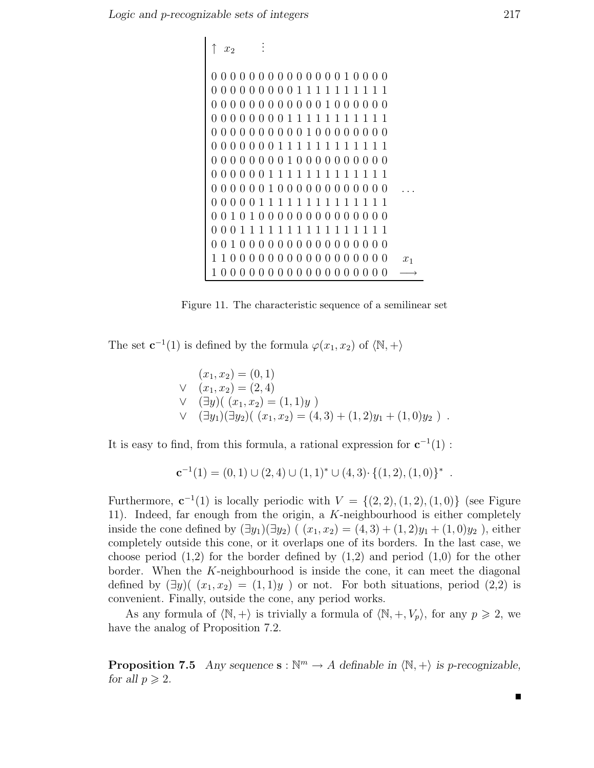```
↑ x2      ⋮

0 0 0 0 0 0 0 0 0 0 0 0 0 0 0 1 0 0 0 0
0 0 0 0 0 0 0 0 0 1 1 1 1 1 1 1 1 1 1 1
0 0 0 0 0 0 0 0 0 0 0 0 0 1 0 0 0 0 0 0
0 0 0 0 0 0 0 0 1 1 1 1 1 1 1 1 1 1 1 1
0 0 0 0 0 0 0 0 0 0 0 1 0 0 0 0 0 0 0 0
0 0 0 0 0 0 0 1 1 1 1 1 1 1 1 1 1 1 1 1
0 0 0 0 0 0 0 0 0 1 0 0 0 0 0 0 0 0 0 0
0 0 0 0 0 0 1 1 1 1 1 1 1 1 1 1 1 1 1 1
0 0 0 0 0 0 0 1 0 0 0 0 0 0 0 0 0 0 0 0   ...
0 0 0 0 0 1 1 1 1 1 1 1 1 1 1 1 1 1 1 1
0 0 1 0 1 0 0 0 0 0 0 0 0 0 0 0 0 0 0 0
0 0 0 1 1 1 1 1 1 1 1 1 1 1 1 1 1 1 1 1
0 0 1 0 0 0 0 0 0 0 0 0 0 0 0 0 0 0 0 0
1 1 0 0 0 0 0 0 0 0 0 0 0 0 0 0 0 0 0 0   x1
1 0 0 0 0 0 0 0 0 0 0 0 0 0 0 0 0 0 0 0   ⟶
```

Figure 11. The characteristic sequence of a semilinear set

The set $\mathbf{c}^{-1}(1)$ is defined by the formula $\varphi(x_1, x_2)$ of $\langle \mathbb{N}, + \rangle$

$$
\begin{array}{ll}
 & (x_1, x_2) = (0,1) \\
\vee & (x_1, x_2) = (2,4) \\
\vee & (\exists y)(\ (x_1, x_2) = (1,1)y\ ) \\
\vee & (\exists y_1)(\exists y_2)(\ (x_1, x_2) = (4,3) + (1,2)y_1 + (1,0)y_2\ )\ .
\end{array}
$$

It is easy to find, from this formula, a rational expression for $\mathbf{c}^{-1}(1)$ :

$$
\mathbf{c}^{-1}(1) = (0,1) \cup (2,4) \cup (1,1)^* \cup (4,3) \cdot \{(1,2),(1,0)\}^*\ .
$$

Furthermore, $\mathbf{c}^{-1}(1)$ is locally periodic with $V = \{(2,2),(1,2),(1,0)\}$ (see Figure 11). Indeed, far enough from the origin, a $K$-neighbourhood is either completely inside the cone defined by $(\exists y_1)(\exists y_2)$ ( $(x_1, x_2) = (4,3) + (1,2)y_1 + (1,0)y_2$ ), either completely outside this cone, or it overlaps one of its borders. In the last case, we choose period (1,2) for the border defined by (1,2) and period (1,0) for the other border. When the $K$-neighbourhood is inside the cone, it can meet the diagonal defined by $(\exists y)(\ (x_1, x_2) = (1,1)y\ )$ or not. For both situations, period (2,2) is convenient. Finally, outside the cone, any period works.

As any formula of $\langle \mathbb{N}, + \rangle$ is trivially a formula of $\langle \mathbb{N}, +, V_p \rangle$, for any $p \geqslant 2$, we have the analog of Proposition 7.2.

**Proposition 7.5** *Any sequence* $\mathbf{s} : \mathbb{N}^m \to A$ *definable in* $\langle \mathbb{N}, + \rangle$ *is p-recognizable, for all* $p \geqslant 2$.

∎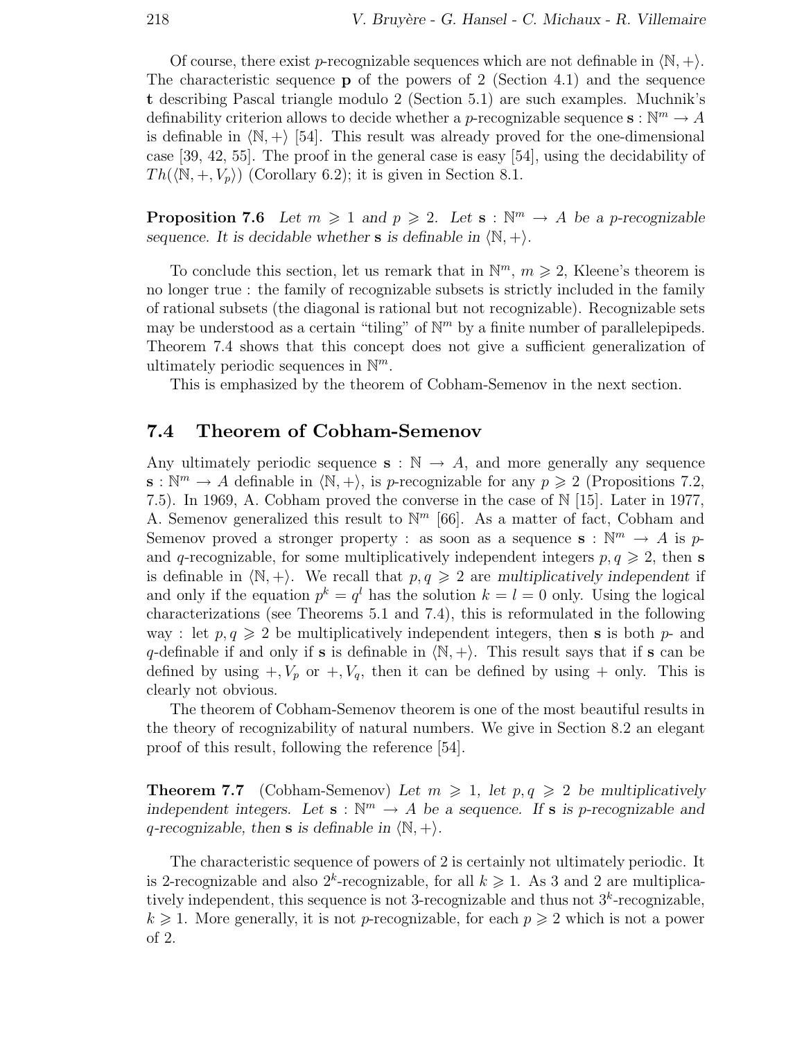Of course, there exist $p$-recognizable sequences which are not definable in $\langle \mathbb{N}, + \rangle$. The characteristic sequence $\mathbf{p}$ of the powers of 2 (Section 4.1) and the sequence $\mathbf{t}$ describing Pascal triangle modulo 2 (Section 5.1) are such examples. Muchnik's definability criterion allows to decide whether a $p$-recognizable sequence $\mathbf{s} : \mathbb{N}^m \to A$ is definable in $\langle \mathbb{N}, + \rangle$ [54]. This result was already proved for the one-dimensional case [39, 42, 55]. The proof in the general case is easy [54], using the decidability of $Th(\langle \mathbb{N}, +, V_p \rangle)$ (Corollary 6.2); it is given in Section 8.1.

**Proposition 7.6** *Let $m \geqslant 1$ and $p \geqslant 2$. Let $\mathbf{s} : \mathbb{N}^m \to A$ be a $p$-recognizable sequence. It is decidable whether $\mathbf{s}$ is definable in $\langle \mathbb{N}, + \rangle$.*

To conclude this section, let us remark that in $\mathbb{N}^m$, $m \geqslant 2$, Kleene's theorem is no longer true : the family of recognizable subsets is strictly included in the family of rational subsets (the diagonal is rational but not recognizable). Recognizable sets may be understood as a certain "tiling" of $\mathbb{N}^m$ by a finite number of parallelepipeds. Theorem 7.4 shows that this concept does not give a sufficient generalization of ultimately periodic sequences in $\mathbb{N}^m$.

This is emphasized by the theorem of Cobham-Semenov in the next section.

## 7.4 Theorem of Cobham-Semenov

Any ultimately periodic sequence $\mathbf{s} : \mathbb{N} \to A$, and more generally any sequence $\mathbf{s} : \mathbb{N}^m \to A$ definable in $\langle \mathbb{N}, + \rangle$, is $p$-recognizable for any $p \geqslant 2$ (Propositions 7.2, 7.5). In 1969, A. Cobham proved the converse in the case of $\mathbb{N}$ [15]. Later in 1977, A. Semenov generalized this result to $\mathbb{N}^m$ [66]. As a matter of fact, Cobham and Semenov proved a stronger property : as soon as a sequence $\mathbf{s} : \mathbb{N}^m \to A$ is $p$- and $q$-recognizable, for some multiplicatively independent integers $p, q \geqslant 2$, then $\mathbf{s}$ is definable in $\langle \mathbb{N}, + \rangle$. We recall that $p, q \geqslant 2$ are *multiplicatively independent* if and only if the equation $p^k = q^l$ has the solution $k = l = 0$ only. Using the logical characterizations (see Theorems 5.1 and 7.4), this is reformulated in the following way : let $p, q \geqslant 2$ be multiplicatively independent integers, then $\mathbf{s}$ is both $p$- and $q$-definable if and only if $\mathbf{s}$ is definable in $\langle \mathbb{N}, + \rangle$. This result says that if $\mathbf{s}$ can be defined by using $+, V_p$ or $+, V_q$, then it can be defined by using $+$ only. This is clearly not obvious.

The theorem of Cobham-Semenov theorem is one of the most beautiful results in the theory of recognizability of natural numbers. We give in Section 8.2 an elegant proof of this result, following the reference [54].

**Theorem 7.7** (Cobham-Semenov) *Let $m \geqslant 1$, let $p, q \geqslant 2$ be multiplicatively independent integers. Let $\mathbf{s} : \mathbb{N}^m \to A$ be a sequence. If $\mathbf{s}$ is $p$-recognizable and $q$-recognizable, then $\mathbf{s}$ is definable in $\langle \mathbb{N}, + \rangle$.*

The characteristic sequence of powers of 2 is certainly not ultimately periodic. It is 2-recognizable and also $2^k$-recognizable, for all $k \geqslant 1$. As 3 and 2 are multiplicatively independent, this sequence is not 3-recognizable and thus not $3^k$-recognizable, $k \geqslant 1$. More generally, it is not $p$-recognizable, for each $p \geqslant 2$ which is not a power of 2.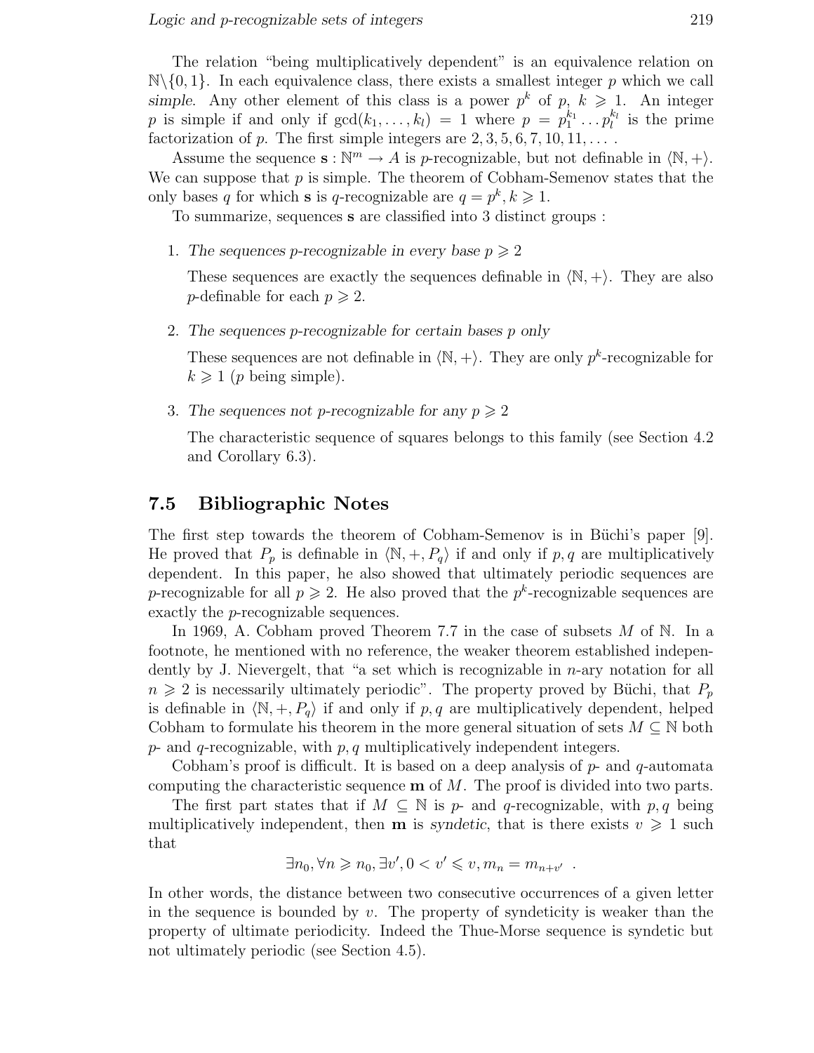The relation "being multiplicatively dependent" is an equivalence relation on $\mathbb{N}\backslash\{0,1\}$. In each equivalence class, there exists a smallest integer $p$ which we call *simple*. Any other element of this class is a power $p^k$ of $p$, $k \geqslant 1$. An integer $p$ is simple if and only if $\gcd(k_1, \ldots, k_l) = 1$ where $p = p_1^{k_1} \ldots p_l^{k_l}$ is the prime factorization of $p$. The first simple integers are $2, 3, 5, 6, 7, 10, 11, \ldots$ .

Assume the sequence $\mathbf{s} : \mathbb{N}^m \rightarrow A$ is $p$-recognizable, but not definable in $\langle \mathbb{N}, + \rangle$. We can suppose that $p$ is simple. The theorem of Cobham-Semenov states that the only bases $q$ for which $\mathbf{s}$ is $q$-recognizable are $q = p^k, k \geqslant 1$.

To summarize, sequences $\mathbf{s}$ are classified into 3 distinct groups :

1. *The sequences $p$-recognizable in every base $p \geqslant 2$*

   These sequences are exactly the sequences definable in $\langle \mathbb{N}, + \rangle$. They are also $p$-definable for each $p \geqslant 2$.

2. *The sequences $p$-recognizable for certain bases $p$ only*

   These sequences are not definable in $\langle \mathbb{N}, + \rangle$. They are only $p^k$-recognizable for $k \geqslant 1$ ($p$ being simple).

3. *The sequences not $p$-recognizable for any $p \geqslant 2$*

   The characteristic sequence of squares belongs to this family (see Section 4.2 and Corollary 6.3).

## 7.5 Bibliographic Notes

The first step towards the theorem of Cobham-Semenov is in Büchi's paper [9]. He proved that $P_p$ is definable in $\langle \mathbb{N}, +, P_q \rangle$ if and only if $p, q$ are multiplicatively dependent. In this paper, he also showed that ultimately periodic sequences are $p$-recognizable for all $p \geqslant 2$. He also proved that the $p^k$-recognizable sequences are exactly the $p$-recognizable sequences.

In 1969, A. Cobham proved Theorem 7.7 in the case of subsets $M$ of $\mathbb{N}$. In a footnote, he mentioned with no reference, the weaker theorem established independently by J. Nievergelt, that "a set which is recognizable in $n$-ary notation for all $n \geqslant 2$ is necessarily ultimately periodic". The property proved by Büchi, that $P_p$ is definable in $\langle \mathbb{N}, +, P_q \rangle$ if and only if $p, q$ are multiplicatively dependent, helped Cobham to formulate his theorem in the more general situation of sets $M \subseteq \mathbb{N}$ both $p$- and $q$-recognizable, with $p, q$ multiplicatively independent integers.

Cobham's proof is difficult. It is based on a deep analysis of $p$- and $q$-automata computing the characteristic sequence $\mathbf{m}$ of $M$. The proof is divided into two parts.

The first part states that if $M \subseteq \mathbb{N}$ is $p$- and $q$-recognizable, with $p, q$ being multiplicatively independent, then $\mathbf{m}$ is *syndetic*, that is there exists $v \geqslant 1$ such that

$$\exists n_0, \forall n \geqslant n_0, \exists v', 0 < v' \leqslant v, m_n = m_{n+v'} \ .$$

In other words, the distance between two consecutive occurrences of a given letter in the sequence is bounded by $v$. The property of syndeticity is weaker than the property of ultimate periodicity. Indeed the Thue-Morse sequence is syndetic but not ultimately periodic (see Section 4.5).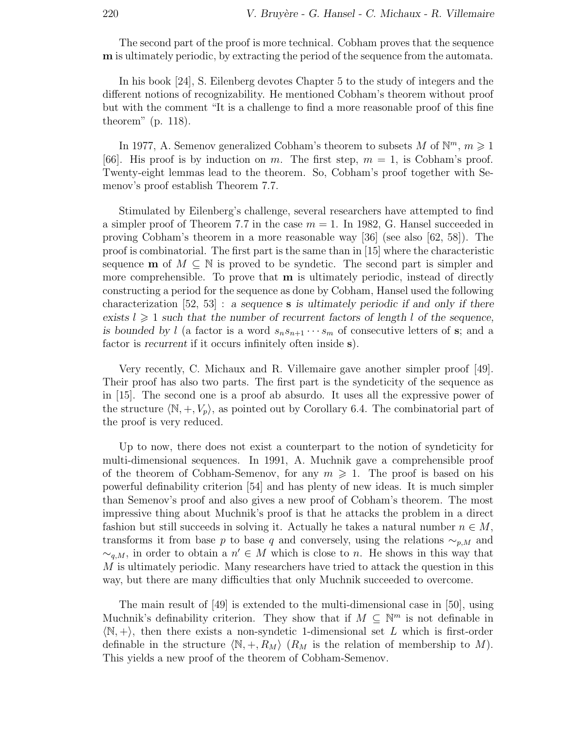The second part of the proof is more technical. Cobham proves that the sequence $\mathbf{m}$ is ultimately periodic, by extracting the period of the sequence from the automata.

In his book [24], S. Eilenberg devotes Chapter 5 to the study of integers and the different notions of recognizability. He mentioned Cobham's theorem without proof but with the comment "It is a challenge to find a more reasonable proof of this fine theorem" (p. 118).

In 1977, A. Semenov generalized Cobham's theorem to subsets $M$ of $\mathbb{N}^m$, $m \geqslant 1$ [66]. His proof is by induction on $m$. The first step, $m = 1$, is Cobham's proof. Twenty-eight lemmas lead to the theorem. So, Cobham's proof together with Semenov's proof establish Theorem 7.7.

Stimulated by Eilenberg's challenge, several researchers have attempted to find a simpler proof of Theorem 7.7 in the case $m = 1$. In 1982, G. Hansel succeeded in proving Cobham's theorem in a more reasonable way [36] (see also [62, 58]). The proof is combinatorial. The first part is the same than in [15] where the characteristic sequence $\mathbf{m}$ of $M \subseteq \mathbb{N}$ is proved to be syndetic. The second part is simpler and more comprehensible. To prove that $\mathbf{m}$ is ultimately periodic, instead of directly constructing a period for the sequence as done by Cobham, Hansel used the following characterization [52, 53] : *a sequence* $\mathbf{s}$ *is ultimately periodic if and only if there exists* $l \geqslant 1$ *such that the number of recurrent factors of length* $l$ *of the sequence, is bounded by* $l$ (a factor is a word $s_n s_{n+1} \cdots s_m$ of consecutive letters of $\mathbf{s}$; and a factor is *recurrent* if it occurs infinitely often inside $\mathbf{s}$).

Very recently, C. Michaux and R. Villemaire gave another simpler proof [49]. Their proof has also two parts. The first part is the syndeticity of the sequence as in [15]. The second one is a proof ab absurdo. It uses all the expressive power of the structure $\langle \mathbb{N}, +, V_p \rangle$, as pointed out by Corollary 6.4. The combinatorial part of the proof is very reduced.

Up to now, there does not exist a counterpart to the notion of syndeticity for multi-dimensional sequences. In 1991, A. Muchnik gave a comprehensible proof of the theorem of Cobham-Semenov, for any $m \geqslant 1$. The proof is based on his powerful definability criterion [54] and has plenty of new ideas. It is much simpler than Semenov's proof and also gives a new proof of Cobham's theorem. The most impressive thing about Muchnik's proof is that he attacks the problem in a direct fashion but still succeeds in solving it. Actually he takes a natural number $n \in M$, transforms it from base $p$ to base $q$ and conversely, using the relations $\sim_{p,M}$ and $\sim_{q,M}$, in order to obtain a $n' \in M$ which is close to $n$. He shows in this way that $M$ is ultimately periodic. Many researchers have tried to attack the question in this way, but there are many difficulties that only Muchnik succeeded to overcome.

The main result of [49] is extended to the multi-dimensional case in [50], using Muchnik's definability criterion. They show that if $M \subseteq \mathbb{N}^m$ is not definable in $\langle \mathbb{N}, + \rangle$, then there exists a non-syndetic 1-dimensional set $L$ which is first-order definable in the structure $\langle \mathbb{N}, +, R_M \rangle$ ($R_M$ is the relation of membership to $M$). This yields a new proof of the theorem of Cobham-Semenov.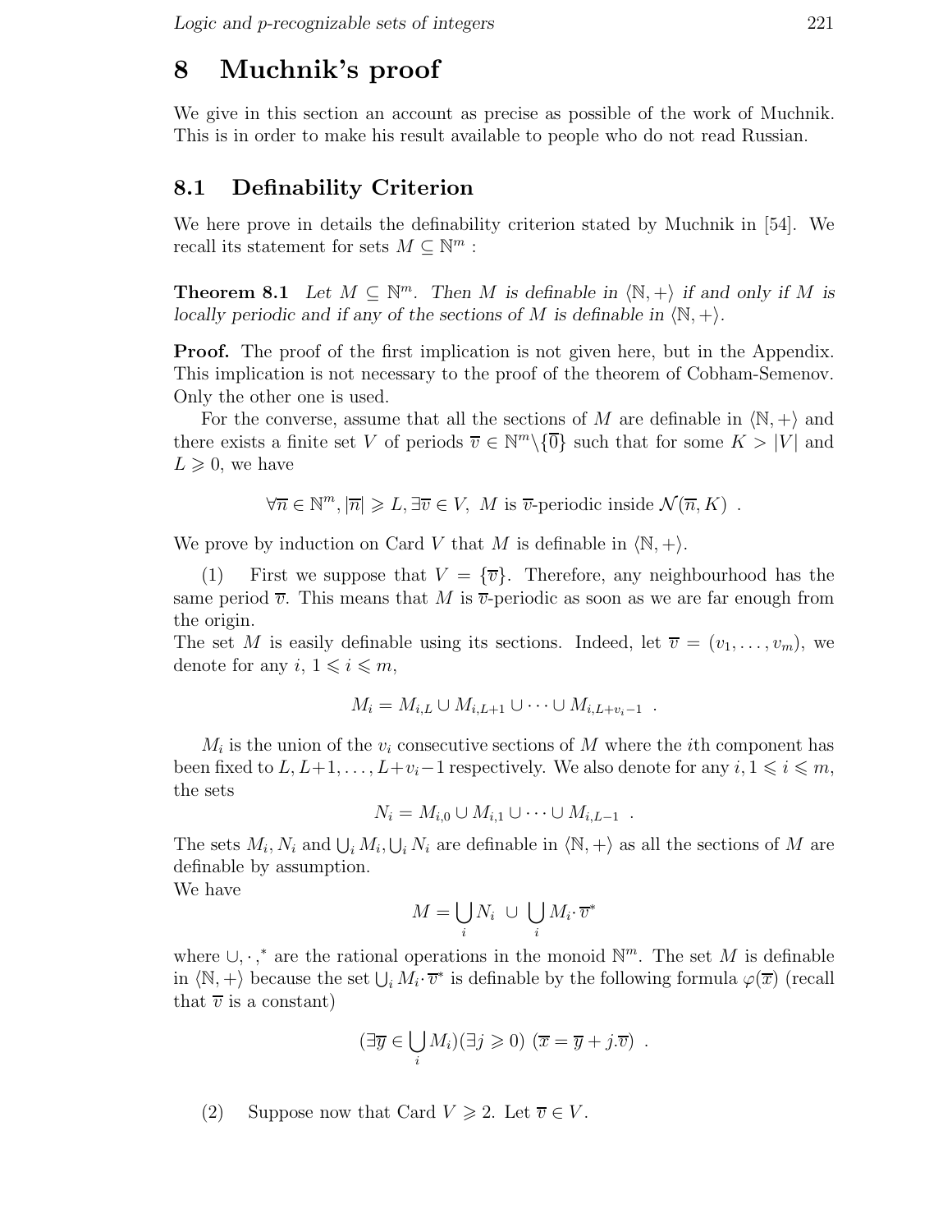# 8 Muchnik's proof

We give in this section an account as precise as possible of the work of Muchnik. This is in order to make his result available to people who do not read Russian.

## 8.1 Definability Criterion

We here prove in details the definability criterion stated by Muchnik in [54]. We recall its statement for sets $M \subseteq \mathbb{N}^m$ :

**Theorem 8.1** *Let $M \subseteq \mathbb{N}^m$. Then $M$ is definable in $\langle \mathbb{N}, + \rangle$ if and only if $M$ is locally periodic and if any of the sections of $M$ is definable in $\langle \mathbb{N}, + \rangle$.*

**Proof.** The proof of the first implication is not given here, but in the Appendix. This implication is not necessary to the proof of the theorem of Cobham-Semenov. Only the other one is used.

For the converse, assume that all the sections of $M$ are definable in $\langle \mathbb{N}, + \rangle$ and there exists a finite set $V$ of periods $\overline{v} \in \mathbb{N}^m \backslash \{\overline{0}\}$ such that for some $K > |V|$ and $L \geqslant 0$, we have

$$\forall \overline{n} \in \mathbb{N}^m, |\overline{n}| \geqslant L, \exists \overline{v} \in V, \ M \text{ is } \overline{v}\text{-periodic inside } \mathcal{N}(\overline{n}, K) \ .$$

We prove by induction on Card $V$ that $M$ is definable in $\langle \mathbb{N}, + \rangle$.

(1) First we suppose that $V = \{\overline{v}\}$. Therefore, any neighbourhood has the same period $\overline{v}$. This means that $M$ is $\overline{v}$-periodic as soon as we are far enough from the origin.
The set $M$ is easily definable using its sections. Indeed, let $\overline{v} = (v_1, \ldots, v_m)$, we denote for any $i$, $1 \leqslant i \leqslant m$,

$$M_i = M_{i,L} \cup M_{i,L+1} \cup \cdots \cup M_{i,L+v_i-1} \ .$$

$M_i$ is the union of the $v_i$ consecutive sections of $M$ where the $i$th component has been fixed to $L, L+1, \ldots, L+v_i-1$ respectively. We also denote for any $i, 1 \leqslant i \leqslant m$, the sets

$$N_i = M_{i,0} \cup M_{i,1} \cup \cdots \cup M_{i,L-1} \ .$$

The sets $M_i, N_i$ and $\bigcup_i M_i, \bigcup_i N_i$ are definable in $\langle \mathbb{N}, + \rangle$ as all the sections of $M$ are definable by assumption.
We have

$$M = \bigcup_i N_i \ \cup \ \bigcup_i M_i \cdot \overline{v}^*$$

where $\cup, \cdot, ^*$ are the rational operations in the monoid $\mathbb{N}^m$. The set $M$ is definable in $\langle \mathbb{N}, + \rangle$ because the set $\bigcup_i M_i \cdot \overline{v}^*$ is definable by the following formula $\varphi(\overline{x})$ (recall that $\overline{v}$ is a constant)

$$(\exists \overline{y} \in \bigcup_i M_i)(\exists j \geqslant 0) \ (\overline{x} = \overline{y} + j.\overline{v}) \ .$$

(2) Suppose now that Card $V \geqslant 2$. Let $\overline{v} \in V$.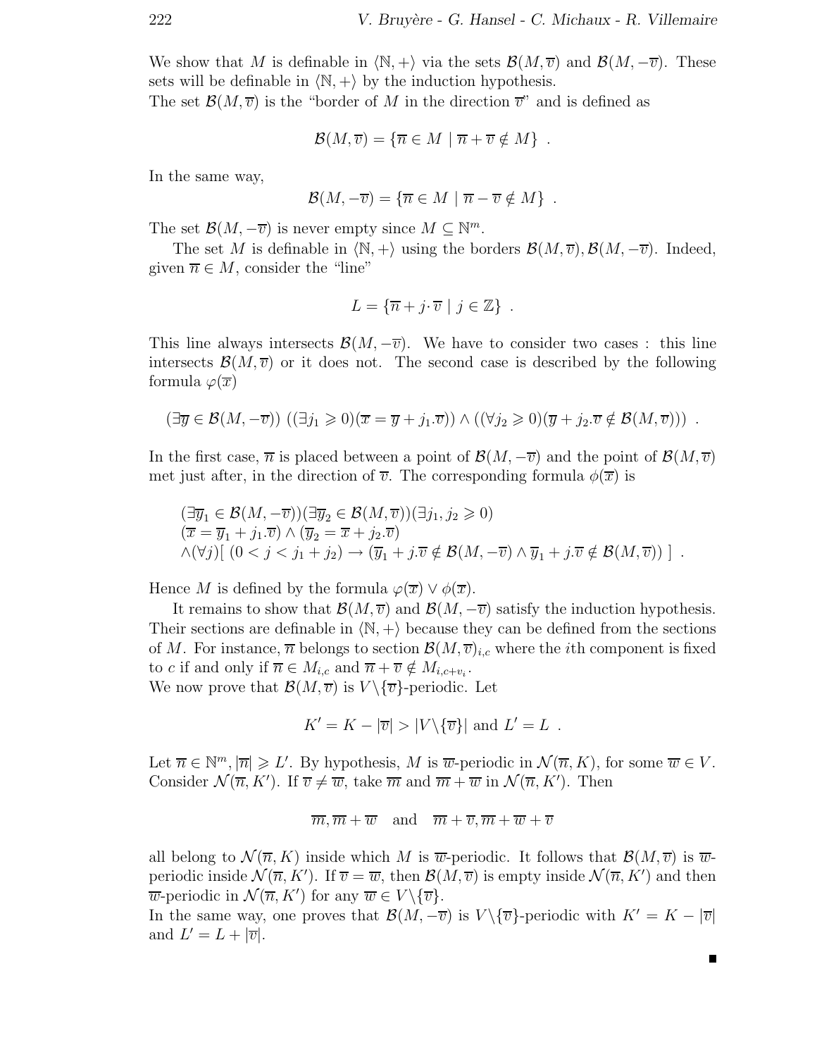We show that $M$ is definable in $\langle \mathbb{N}, + \rangle$ via the sets $\mathcal{B}(M, \overline{v})$ and $\mathcal{B}(M, -\overline{v})$. These sets will be definable in $\langle \mathbb{N}, + \rangle$ by the induction hypothesis.
The set $\mathcal{B}(M, \overline{v})$ is the "border of $M$ in the direction $\overline{v}$" and is defined as

$$\mathcal{B}(M, \overline{v}) = \{ \overline{n} \in M \mid \overline{n} + \overline{v} \notin M \} \ .$$

In the same way,

$$\mathcal{B}(M, -\overline{v}) = \{ \overline{n} \in M \mid \overline{n} - \overline{v} \notin M \} \ .$$

The set $\mathcal{B}(M, -\overline{v})$ is never empty since $M \subseteq \mathbb{N}^m$.

The set $M$ is definable in $\langle \mathbb{N}, + \rangle$ using the borders $\mathcal{B}(M, \overline{v}), \mathcal{B}(M, -\overline{v})$. Indeed, given $\overline{n} \in M$, consider the "line"

$$L = \{ \overline{n} + j \cdot \overline{v} \mid j \in \mathbb{Z} \} \ .$$

This line always intersects $\mathcal{B}(M, -\overline{v})$. We have to consider two cases : this line intersects $\mathcal{B}(M, \overline{v})$ or it does not. The second case is described by the following formula $\varphi(\overline{x})$

$$(\exists \overline{y} \in \mathcal{B}(M, -\overline{v})) \ ((\exists j_1 \geqslant 0)(\overline{x} = \overline{y} + j_1.\overline{v})) \wedge ((\forall j_2 \geqslant 0)(\overline{y} + j_2.\overline{v} \notin \mathcal{B}(M, \overline{v}))) \ .$$

In the first case, $\overline{n}$ is placed between a point of $\mathcal{B}(M, -\overline{v})$ and the point of $\mathcal{B}(M, \overline{v})$ met just after, in the direction of $\overline{v}$. The corresponding formula $\phi(\overline{x})$ is

$$\begin{aligned}
&(\exists \overline{y}_1 \in \mathcal{B}(M, -\overline{v}))(\exists \overline{y}_2 \in \mathcal{B}(M, \overline{v}))(\exists j_1, j_2 \geqslant 0) \\
&(\overline{x} = \overline{y}_1 + j_1.\overline{v}) \wedge (\overline{y}_2 = \overline{x} + j_2.\overline{v}) \\
&\wedge (\forall j)[\ (0 < j < j_1 + j_2) \rightarrow (\overline{y}_1 + j.\overline{v} \notin \mathcal{B}(M, -\overline{v}) \wedge \overline{y}_1 + j.\overline{v} \notin \mathcal{B}(M, \overline{v}))\ ] \ .
\end{aligned}$$

Hence $M$ is defined by the formula $\varphi(\overline{x}) \vee \phi(\overline{x})$.

It remains to show that $\mathcal{B}(M, \overline{v})$ and $\mathcal{B}(M, -\overline{v})$ satisfy the induction hypothesis. Their sections are definable in $\langle \mathbb{N}, + \rangle$ because they can be defined from the sections of $M$. For instance, $\overline{n}$ belongs to section $\mathcal{B}(M, \overline{v})_{i,c}$ where the $i$th component is fixed to $c$ if and only if $\overline{n} \in M_{i,c}$ and $\overline{n} + \overline{v} \notin M_{i,c+v_i}$.
We now prove that $\mathcal{B}(M, \overline{v})$ is $V \backslash \{\overline{v}\}$-periodic. Let

$$K' = K - |\overline{v}| > |V \backslash \{\overline{v}\}| \text{ and } L' = L \ .$$

Let $\overline{n} \in \mathbb{N}^m, |\overline{n}| \geqslant L'$. By hypothesis, $M$ is $\overline{w}$-periodic in $\mathcal{N}(\overline{n}, K)$, for some $\overline{w} \in V$. Consider $\mathcal{N}(\overline{n}, K')$. If $\overline{v} \neq \overline{w}$, take $\overline{m}$ and $\overline{m} + \overline{w}$ in $\mathcal{N}(\overline{n}, K')$. Then

$$\overline{m}, \overline{m} + \overline{w} \quad \text{and} \quad \overline{m} + \overline{v}, \overline{m} + \overline{w} + \overline{v}$$

all belong to $\mathcal{N}(\overline{n}, K)$ inside which $M$ is $\overline{w}$-periodic. It follows that $\mathcal{B}(M, \overline{v})$ is $\overline{w}$-periodic inside $\mathcal{N}(\overline{n}, K')$. If $\overline{v} = \overline{w}$, then $\mathcal{B}(M, \overline{v})$ is empty inside $\mathcal{N}(\overline{n}, K')$ and then $\overline{w}$-periodic in $\mathcal{N}(\overline{n}, K')$ for any $\overline{w} \in V \backslash \{\overline{v}\}$.
In the same way, one proves that $\mathcal{B}(M, -\overline{v})$ is $V \backslash \{\overline{v}\}$-periodic with $K' = K - |\overline{v}|$ and $L' = L + |\overline{v}|$.

■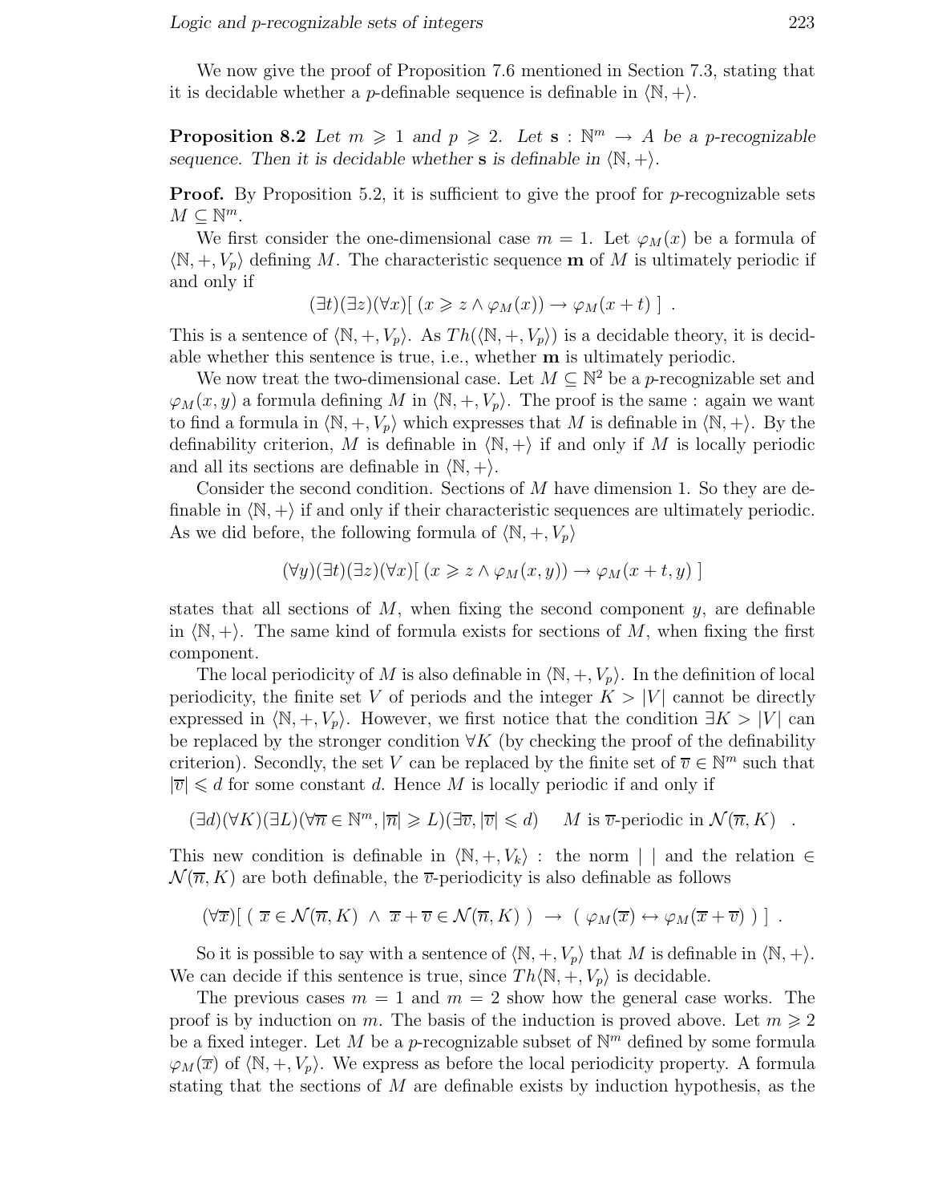We now give the proof of Proposition 7.6 mentioned in Section 7.3, stating that it is decidable whether a $p$-definable sequence is definable in $\langle \mathbb{N}, + \rangle$.

**Proposition 8.2** *Let $m \geqslant 1$ and $p \geqslant 2$. Let $\mathbf{s} : \mathbb{N}^m \to A$ be a $p$-recognizable sequence. Then it is decidable whether $\mathbf{s}$ is definable in $\langle \mathbb{N}, + \rangle$.*

**Proof.** By Proposition 5.2, it is sufficient to give the proof for $p$-recognizable sets $M \subseteq \mathbb{N}^m$.

We first consider the one-dimensional case $m = 1$. Let $\varphi_M(x)$ be a formula of $\langle \mathbb{N}, +, V_p \rangle$ defining $M$. The characteristic sequence $\mathbf{m}$ of $M$ is ultimately periodic if and only if

$$(\exists t)(\exists z)(\forall x)[\ (x \geqslant z \wedge \varphi_M(x)) \to \varphi_M(x+t)\ ]\ .$$

This is a sentence of $\langle \mathbb{N}, +, V_p \rangle$. As $Th(\langle \mathbb{N}, +, V_p \rangle)$ is a decidable theory, it is decidable whether this sentence is true, i.e., whether $\mathbf{m}$ is ultimately periodic.

We now treat the two-dimensional case. Let $M \subseteq \mathbb{N}^2$ be a $p$-recognizable set and $\varphi_M(x, y)$ a formula defining $M$ in $\langle \mathbb{N}, +, V_p \rangle$. The proof is the same : again we want to find a formula in $\langle \mathbb{N}, +, V_p \rangle$ which expresses that $M$ is definable in $\langle \mathbb{N}, + \rangle$. By the definability criterion, $M$ is definable in $\langle \mathbb{N}, + \rangle$ if and only if $M$ is locally periodic and all its sections are definable in $\langle \mathbb{N}, + \rangle$.

Consider the second condition. Sections of $M$ have dimension 1. So they are definable in $\langle \mathbb{N}, + \rangle$ if and only if their characteristic sequences are ultimately periodic. As we did before, the following formula of $\langle \mathbb{N}, +, V_p \rangle$

$$(\forall y)(\exists t)(\exists z)(\forall x)[\ (x \geqslant z \wedge \varphi_M(x, y)) \to \varphi_M(x+t, y)\ ]$$

states that all sections of $M$, when fixing the second component $y$, are definable in $\langle \mathbb{N}, + \rangle$. The same kind of formula exists for sections of $M$, when fixing the first component.

The local periodicity of $M$ is also definable in $\langle \mathbb{N}, +, V_p \rangle$. In the definition of local periodicity, the finite set $V$ of periods and the integer $K > |V|$ cannot be directly expressed in $\langle \mathbb{N}, +, V_p \rangle$. However, we first notice that the condition $\exists K > |V|$ can be replaced by the stronger condition $\forall K$ (by checking the proof of the definability criterion). Secondly, the set $V$ can be replaced by the finite set of $\overline{v} \in \mathbb{N}^m$ such that $|\overline{v}| \leqslant d$ for some constant $d$. Hence $M$ is locally periodic if and only if

$$(\exists d)(\forall K)(\exists L)(\forall \overline{n} \in \mathbb{N}^m, |\overline{n}| \geqslant L)(\exists \overline{v}, |\overline{v}| \leqslant d) \quad M \text{ is } \overline{v}\text{-periodic in } \mathcal{N}(\overline{n}, K)\ .$$

This new condition is definable in $\langle \mathbb{N}, +, V_k \rangle$ : the norm $|\ |$ and the relation $\in \mathcal{N}(\overline{n}, K)$ are both definable, the $\overline{v}$-periodicity is also definable as follows

$$(\forall \overline{x})[\ (\ \overline{x} \in \mathcal{N}(\overline{n}, K)\ \wedge\ \overline{x} + \overline{v} \in \mathcal{N}(\overline{n}, K)\ )\ \to\ (\ \varphi_M(\overline{x}) \leftrightarrow \varphi_M(\overline{x} + \overline{v})\ )\ ]\ .$$

So it is possible to say with a sentence of $\langle \mathbb{N}, +, V_p \rangle$ that $M$ is definable in $\langle \mathbb{N}, + \rangle$. We can decide if this sentence is true, since $Th\langle \mathbb{N}, +, V_p \rangle$ is decidable.

The previous cases $m = 1$ and $m = 2$ show how the general case works. The proof is by induction on $m$. The basis of the induction is proved above. Let $m \geqslant 2$ be a fixed integer. Let $M$ be a $p$-recognizable subset of $\mathbb{N}^m$ defined by some formula $\varphi_M(\overline{x})$ of $\langle \mathbb{N}, +, V_p \rangle$. We express as before the local periodicity property. A formula stating that the sections of $M$ are definable exists by induction hypothesis, as the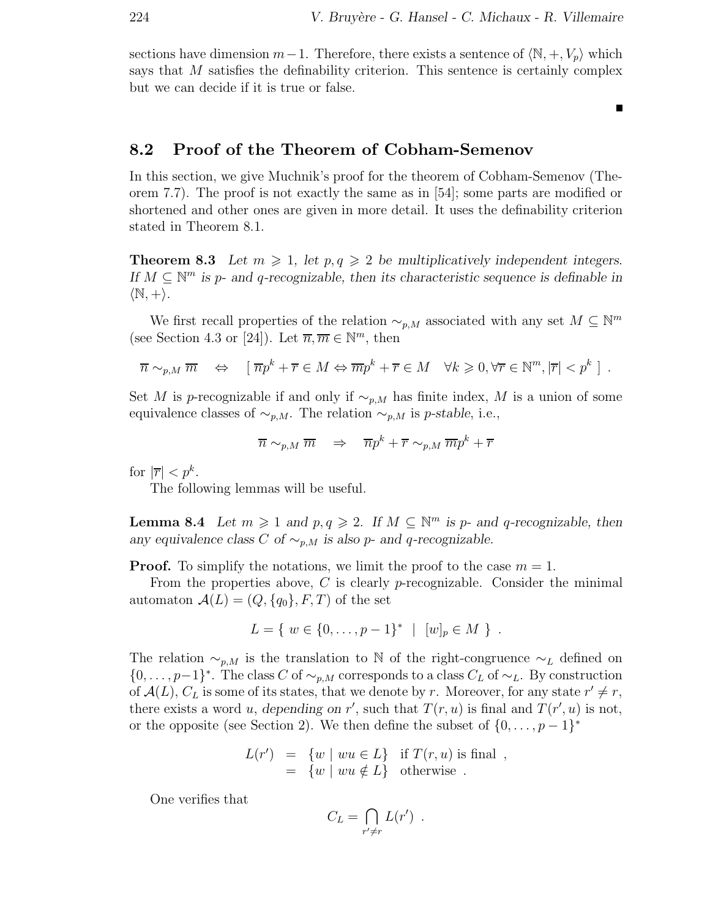sections have dimension $m-1$. Therefore, there exists a sentence of $\langle \mathbb{N}, +, V_p \rangle$ which says that $M$ satisfies the definability criterion. This sentence is certainly complex but we can decide if it is true or false.

∎

## 8.2 Proof of the Theorem of Cobham-Semenov

In this section, we give Muchnik's proof for the theorem of Cobham-Semenov (Theorem 7.7). The proof is not exactly the same as in [54]; some parts are modified or shortened and other ones are given in more detail. It uses the definability criterion stated in Theorem 8.1.

**Theorem 8.3** *Let $m \geqslant 1$, let $p, q \geqslant 2$ be multiplicatively independent integers. If $M \subseteq \mathbb{N}^m$ is $p$- and $q$-recognizable, then its characteristic sequence is definable in $\langle \mathbb{N}, + \rangle$.*

We first recall properties of the relation $\sim_{p,M}$ associated with any set $M \subseteq \mathbb{N}^m$ (see Section 4.3 or [24]). Let $\overline{n}, \overline{m} \in \mathbb{N}^m$, then

$$\overline{n} \sim_{p,M} \overline{m} \quad \Leftrightarrow \quad [\; \overline{n}p^k + \overline{r} \in M \Leftrightarrow \overline{m}p^k + \overline{r} \in M \quad \forall k \geqslant 0, \forall \overline{r} \in \mathbb{N}^m, |\overline{r}| < p^k \;] \; .$$

Set $M$ is $p$-recognizable if and only if $\sim_{p,M}$ has finite index, $M$ is a union of some equivalence classes of $\sim_{p,M}$. The relation $\sim_{p,M}$ is *$p$-stable*, i.e.,

$$\overline{n} \sim_{p,M} \overline{m} \quad \Rightarrow \quad \overline{n}p^k + \overline{r} \sim_{p,M} \overline{m}p^k + \overline{r}$$

for $|\overline{r}| < p^k$.

The following lemmas will be useful.

**Lemma 8.4** *Let $m \geqslant 1$ and $p, q \geqslant 2$. If $M \subseteq \mathbb{N}^m$ is $p$- and $q$-recognizable, then any equivalence class $C$ of $\sim_{p,M}$ is also $p$- and $q$-recognizable.*

**Proof.** To simplify the notations, we limit the proof to the case $m = 1$.

From the properties above, $C$ is clearly $p$-recognizable. Consider the minimal automaton $\mathcal{A}(L) = (Q, \{q_0\}, F, T)$ of the set

$$L = \{\; w \in \{0, \ldots, p-1\}^* \;\mid\; [w]_p \in M \;\} \; .$$

The relation $\sim_{p,M}$ is the translation to $\mathbb{N}$ of the right-congruence $\sim_L$ defined on $\{0, \ldots, p-1\}^*$. The class $C$ of $\sim_{p,M}$ corresponds to a class $C_L$ of $\sim_L$. By construction of $\mathcal{A}(L)$, $C_L$ is some of its states, that we denote by $r$. Moreover, for any state $r' \neq r$, there exists a word $u$, *depending on* $r'$, such that $T(r, u)$ is final and $T(r', u)$ is not, or the opposite (see Section 2). We then define the subset of $\{0, \ldots, p-1\}^*$

$$\begin{aligned} L(r') &= \{w \mid wu \in L\} \quad \text{if } T(r, u) \text{ is final} \; , \\ &= \{w \mid wu \notin L\} \quad \text{otherwise} \; . \end{aligned}$$

One verifies that

$$C_L = \bigcap_{r' \neq r} L(r') \; .$$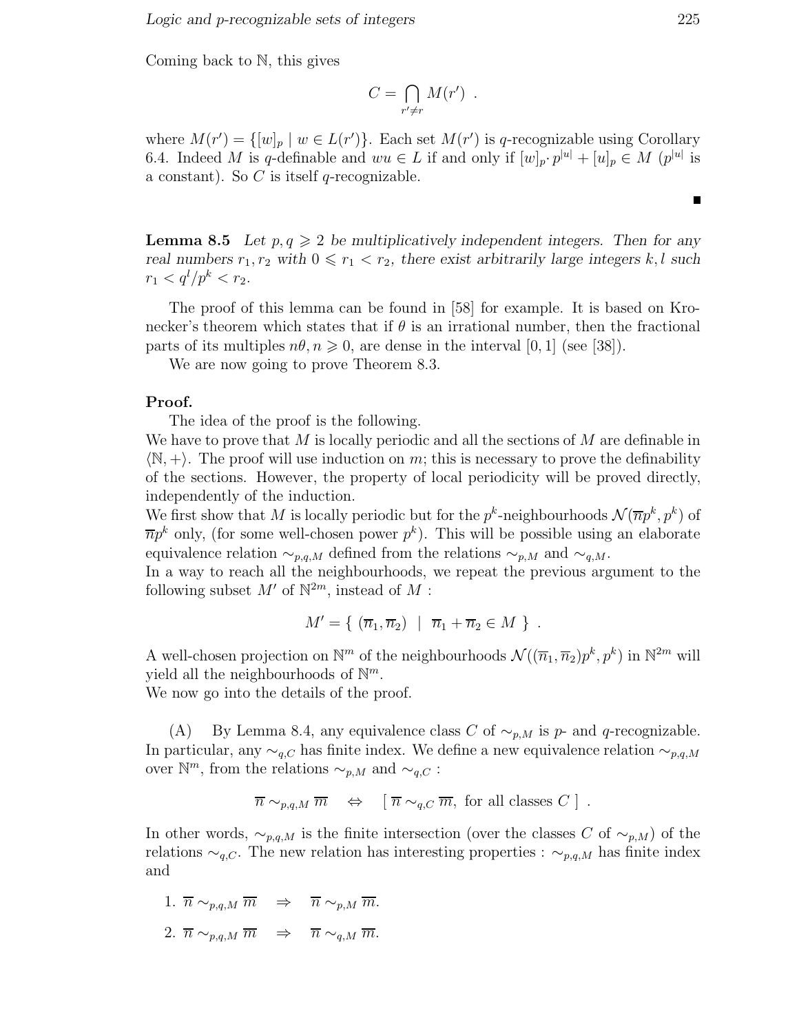Coming back to $\mathbb{N}$, this gives

$$C = \bigcap_{r' \neq r} M(r') \ .$$

where $M(r') = \{[w]_p \mid w \in L(r')\}$. Each set $M(r')$ is $q$-recognizable using Corollary 6.4. Indeed $M$ is $q$-definable and $wu \in L$ if and only if $[w]_p \cdot p^{|u|} + [u]_p \in M$ ($p^{|u|}$ is a constant). So $C$ is itself $q$-recognizable.

∎

**Lemma 8.5** *Let $p, q \geqslant 2$ be multiplicatively independent integers. Then for any real numbers $r_1, r_2$ with $0 \leqslant r_1 < r_2$, there exist arbitrarily large integers $k, l$ such $r_1 < q^l/p^k < r_2$.*

The proof of this lemma can be found in [58] for example. It is based on Kronecker's theorem which states that if $\theta$ is an irrational number, then the fractional parts of its multiples $n\theta, n \geqslant 0$, are dense in the interval $[0, 1]$ (see [38]).

We are now going to prove Theorem 8.3.

**Proof.**

The idea of the proof is the following.

We have to prove that $M$ is locally periodic and all the sections of $M$ are definable in $\langle \mathbb{N}, + \rangle$. The proof will use induction on $m$; this is necessary to prove the definability of the sections. However, the property of local periodicity will be proved directly, independently of the induction.

We first show that $M$ is locally periodic but for the $p^k$-neighbourhoods $\mathcal{N}(\overline{n}p^k, p^k)$ of $\overline{n}p^k$ only, (for some well-chosen power $p^k$). This will be possible using an elaborate equivalence relation $\sim_{p,q,M}$ defined from the relations $\sim_{p,M}$ and $\sim_{q,M}$.

In a way to reach all the neighbourhoods, we repeat the previous argument to the following subset $M'$ of $\mathbb{N}^{2m}$, instead of $M$ :

$$M' = \{ \ (\overline{n}_1, \overline{n}_2) \ \mid \ \overline{n}_1 + \overline{n}_2 \in M \ \} \ .$$

A well-chosen projection on $\mathbb{N}^m$ of the neighbourhoods $\mathcal{N}((\overline{n}_1, \overline{n}_2)p^k, p^k)$ in $\mathbb{N}^{2m}$ will yield all the neighbourhoods of $\mathbb{N}^m$.

We now go into the details of the proof.

(A) By Lemma 8.4, any equivalence class $C$ of $\sim_{p,M}$ is $p$- and $q$-recognizable. In particular, any $\sim_{q,C}$ has finite index. We define a new equivalence relation $\sim_{p,q,M}$ over $\mathbb{N}^m$, from the relations $\sim_{p,M}$ and $\sim_{q,C}$ :

$$\overline{n} \sim_{p,q,M} \overline{m} \quad \Leftrightarrow \quad [\ \overline{n} \sim_{q,C} \overline{m}, \text{ for all classes } C\ ] \ .$$

In other words, $\sim_{p,q,M}$ is the finite intersection (over the classes $C$ of $\sim_{p,M}$) of the relations $\sim_{q,C}$. The new relation has interesting properties : $\sim_{p,q,M}$ has finite index and

1. $\overline{n} \sim_{p,q,M} \overline{m} \quad \Rightarrow \quad \overline{n} \sim_{p,M} \overline{m}$.
2. $\overline{n} \sim_{p,q,M} \overline{m} \quad \Rightarrow \quad \overline{n} \sim_{q,M} \overline{m}$.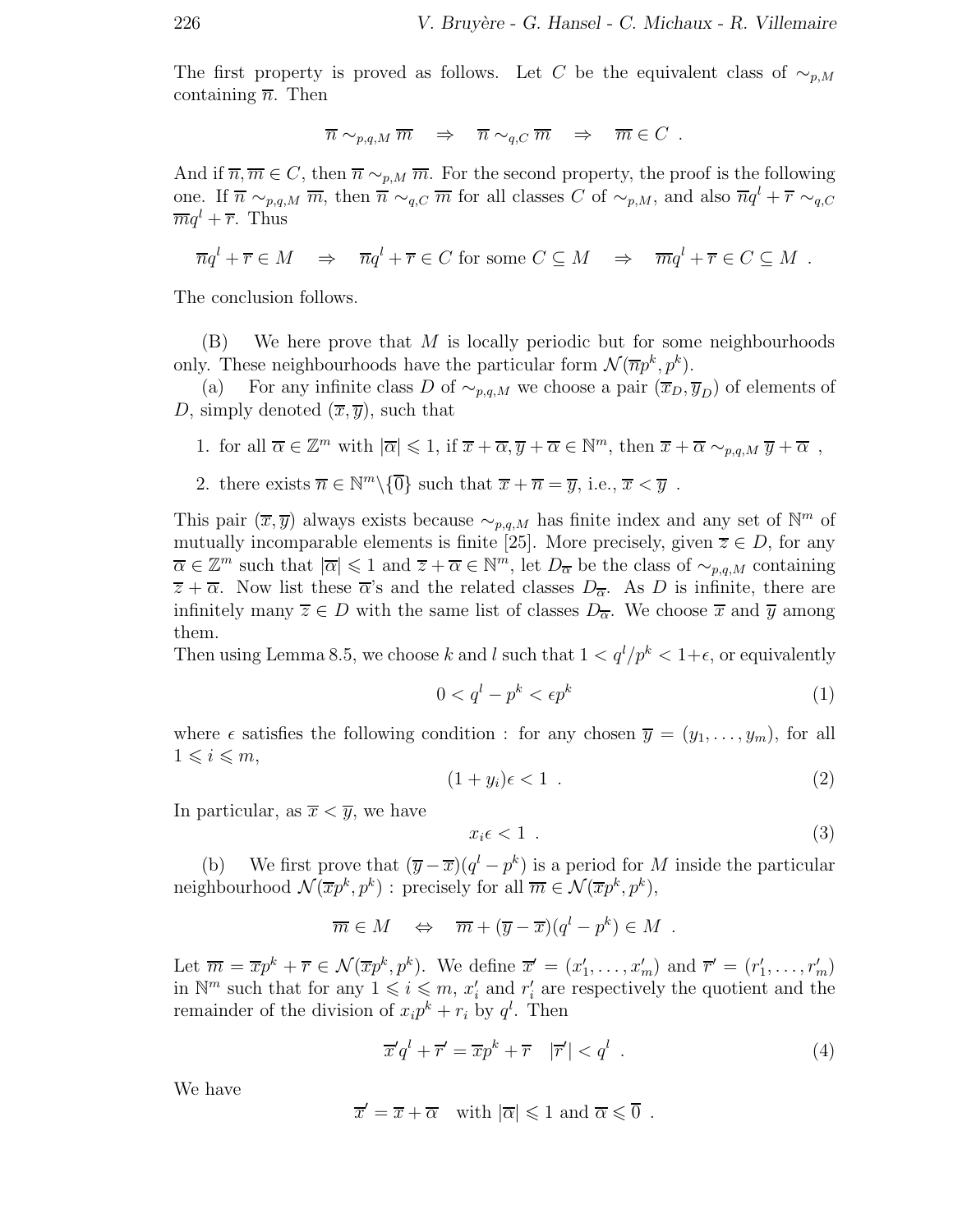The first property is proved as follows. Let $C$ be the equivalent class of $\sim_{p,M}$ containing $\overline{n}$. Then

$$\overline{n} \sim_{p,q,M} \overline{m} \quad \Rightarrow \quad \overline{n} \sim_{q,C} \overline{m} \quad \Rightarrow \quad \overline{m} \in C \ .$$

And if $\overline{n}, \overline{m} \in C$, then $\overline{n} \sim_{p,M} \overline{m}$. For the second property, the proof is the following one. If $\overline{n} \sim_{p,q,M} \overline{m}$, then $\overline{n} \sim_{q,C} \overline{m}$ for all classes $C$ of $\sim_{p,M}$, and also $\overline{n}q^l + \overline{r} \sim_{q,C} \overline{m}q^l + \overline{r}$. Thus

$$\overline{n}q^l + \overline{r} \in M \quad \Rightarrow \quad \overline{n}q^l + \overline{r} \in C \text{ for some } C \subseteq M \quad \Rightarrow \quad \overline{m}q^l + \overline{r} \in C \subseteq M \ .$$

The conclusion follows.

(B) We here prove that $M$ is locally periodic but for some neighbourhoods only. These neighbourhoods have the particular form $\mathcal{N}(\overline{n}p^k, p^k)$.

(a) For any infinite class $D$ of $\sim_{p,q,M}$ we choose a pair $(\overline{x}_D, \overline{y}_D)$ of elements of $D$, simply denoted $(\overline{x}, \overline{y})$, such that

1. for all $\overline{\alpha} \in \mathbb{Z}^m$ with $|\overline{\alpha}| \leqslant 1$, if $\overline{x} + \overline{\alpha}, \overline{y} + \overline{\alpha} \in \mathbb{N}^m$, then $\overline{x} + \overline{\alpha} \sim_{p,q,M} \overline{y} + \overline{\alpha}$ ,
2. there exists $\overline{n} \in \mathbb{N}^m \backslash \{\overline{0}\}$ such that $\overline{x} + \overline{n} = \overline{y}$, i.e., $\overline{x} < \overline{y}$ .

This pair $(\overline{x}, \overline{y})$ always exists because $\sim_{p,q,M}$ has finite index and any set of $\mathbb{N}^m$ of mutually incomparable elements is finite [25]. More precisely, given $\overline{z} \in D$, for any $\overline{\alpha} \in \mathbb{Z}^m$ such that $|\overline{\alpha}| \leqslant 1$ and $\overline{z} + \overline{\alpha} \in \mathbb{N}^m$, let $D_{\overline{\alpha}}$ be the class of $\sim_{p,q,M}$ containing $\overline{z} + \overline{\alpha}$. Now list these $\overline{\alpha}$'s and the related classes $D_{\overline{\alpha}}$. As $D$ is infinite, there are infinitely many $\overline{z} \in D$ with the same list of classes $D_{\overline{\alpha}}$. We choose $\overline{x}$ and $\overline{y}$ among them.

Then using Lemma 8.5, we choose $k$ and $l$ such that $1 < q^l/p^k < 1+\epsilon$, or equivalently

$$0 < q^l - p^k < \epsilon p^k \tag{1}$$

where $\epsilon$ satisfies the following condition : for any chosen $\overline{y} = (y_1, \ldots, y_m)$, for all $1 \leqslant i \leqslant m$,

$$(1 + y_i)\epsilon < 1 \ . \tag{2}$$

In particular, as $\overline{x} < \overline{y}$, we have

$$x_i \epsilon < 1 \ . \tag{3}$$

(b) We first prove that $(\overline{y} - \overline{x})(q^l - p^k)$ is a period for $M$ inside the particular neighbourhood $\mathcal{N}(\overline{x}p^k, p^k)$ : precisely for all $\overline{m} \in \mathcal{N}(\overline{x}p^k, p^k)$,

$$\overline{m} \in M \quad \Leftrightarrow \quad \overline{m} + (\overline{y} - \overline{x})(q^l - p^k) \in M \ .$$

Let $\overline{m} = \overline{x}p^k + \overline{r} \in \mathcal{N}(\overline{x}p^k, p^k)$. We define $\overline{x}' = (x'_1, \ldots, x'_m)$ and $\overline{r}' = (r'_1, \ldots, r'_m)$ in $\mathbb{N}^m$ such that for any $1 \leqslant i \leqslant m$, $x'_i$ and $r'_i$ are respectively the quotient and the remainder of the division of $x_i p^k + r_i$ by $q^l$. Then

$$\overline{x}' q^l + \overline{r}' = \overline{x}p^k + \overline{r} \quad |\overline{r}'| < q^l \ . \tag{4}$$

We have

$$\overline{x}' = \overline{x} + \overline{\alpha} \quad \text{with } |\overline{\alpha}| \leqslant 1 \text{ and } \overline{\alpha} \leqslant \overline{0} \ .$$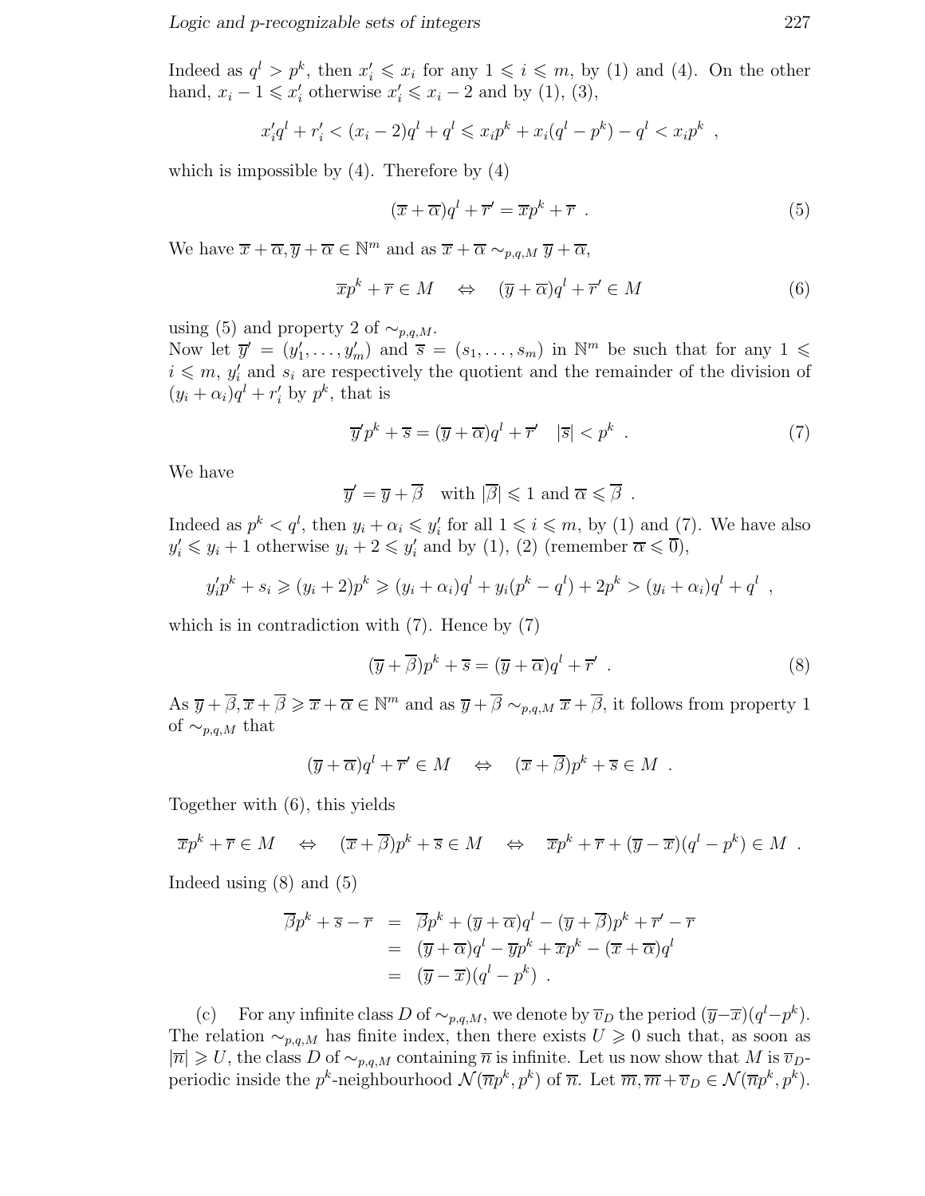Indeed as $q^l > p^k$, then $x_i' \leqslant x_i$ for any $1 \leqslant i \leqslant m$, by (1) and (4). On the other hand, $x_i - 1 \leqslant x_i'$ otherwise $x_i' \leqslant x_i - 2$ and by (1), (3),

$$x_i' q^l + r_i' < (x_i - 2)q^l + q^l \leqslant x_i p^k + x_i(q^l - p^k) - q^l < x_i p^k \ ,$$

which is impossible by (4). Therefore by (4)

$$(\overline{x} + \overline{\alpha})q^l + \overline{r}' = \overline{x}p^k + \overline{r} \ . \tag{5}$$

We have $\overline{x} + \overline{\alpha}, \overline{y} + \overline{\alpha} \in \mathbb{N}^m$ and as $\overline{x} + \overline{\alpha} \sim_{p,q,M} \overline{y} + \overline{\alpha}$,

$$\overline{x}p^k + \overline{r} \in M \quad \Leftrightarrow \quad (\overline{y} + \overline{\alpha})q^l + \overline{r}' \in M \tag{6}$$

using (5) and property 2 of $\sim_{p,q,M}$.

Now let $\overline{y}' = (y_1', \ldots, y_m')$ and $\overline{s} = (s_1, \ldots, s_m)$ in $\mathbb{N}^m$ be such that for any $1 \leqslant i \leqslant m$, $y_i'$ and $s_i$ are respectively the quotient and the remainder of the division of $(y_i + \alpha_i)q^l + r_i'$ by $p^k$, that is

$$\overline{y}' p^k + \overline{s} = (\overline{y} + \overline{\alpha})q^l + \overline{r}' \quad |\overline{s}| < p^k \ . \tag{7}$$

We have

$$\overline{y}' = \overline{y} + \overline{\beta} \quad \text{with } |\overline{\beta}| \leqslant 1 \text{ and } \overline{\alpha} \leqslant \overline{\beta} \ .$$

Indeed as $p^k < q^l$, then $y_i + \alpha_i \leqslant y_i'$ for all $1 \leqslant i \leqslant m$, by (1) and (7). We have also $y_i' \leqslant y_i + 1$ otherwise $y_i + 2 \leqslant y_i'$ and by (1), (2) (remember $\overline{\alpha} \leqslant \overline{0}$),

$$y_i' p^k + s_i \geqslant (y_i + 2)p^k \geqslant (y_i + \alpha_i)q^l + y_i(p^k - q^l) + 2p^k > (y_i + \alpha_i)q^l + q^l \ ,$$

which is in contradiction with (7). Hence by (7)

$$(\overline{y} + \overline{\beta})p^k + \overline{s} = (\overline{y} + \overline{\alpha})q^l + \overline{r}' \ . \tag{8}$$

As $\overline{y} + \overline{\beta}, \overline{x} + \overline{\beta} \geqslant \overline{x} + \overline{\alpha} \in \mathbb{N}^m$ and as $\overline{y} + \overline{\beta} \sim_{p,q,M} \overline{x} + \overline{\beta}$, it follows from property 1 of $\sim_{p,q,M}$ that

$$(\overline{y} + \overline{\alpha})q^l + \overline{r}' \in M \quad \Leftrightarrow \quad (\overline{x} + \overline{\beta})p^k + \overline{s} \in M \ .$$

Together with (6), this yields

$$\overline{x}p^k + \overline{r} \in M \quad \Leftrightarrow \quad (\overline{x} + \overline{\beta})p^k + \overline{s} \in M \quad \Leftrightarrow \quad \overline{x}p^k + \overline{r} + (\overline{y} - \overline{x})(q^l - p^k) \in M \ .$$

Indeed using (8) and (5)

$$\begin{aligned}
\overline{\beta}p^k + \overline{s} - \overline{r} &= \overline{\beta}p^k + (\overline{y} + \overline{\alpha})q^l - (\overline{y} + \overline{\beta})p^k + \overline{r}' - \overline{r} \\
&= (\overline{y} + \overline{\alpha})q^l - \overline{y}p^k + \overline{x}p^k - (\overline{x} + \overline{\alpha})q^l \\
&= (\overline{y} - \overline{x})(q^l - p^k) \ .
\end{aligned}$$

(c) For any infinite class $D$ of $\sim_{p,q,M}$, we denote by $\overline{v}_D$ the period $(\overline{y} - \overline{x})(q^l - p^k)$. The relation $\sim_{p,q,M}$ has finite index, then there exists $U \geqslant 0$ such that, as soon as $|\overline{n}| \geqslant U$, the class $D$ of $\sim_{p,q,M}$ containing $\overline{n}$ is infinite. Let us now show that $M$ is $\overline{v}_D$-periodic inside the $p^k$-neighbourhood $\mathcal{N}(\overline{n}p^k, p^k)$ of $\overline{n}$. Let $\overline{m}, \overline{m} + \overline{v}_D \in \mathcal{N}(\overline{n}p^k, p^k)$.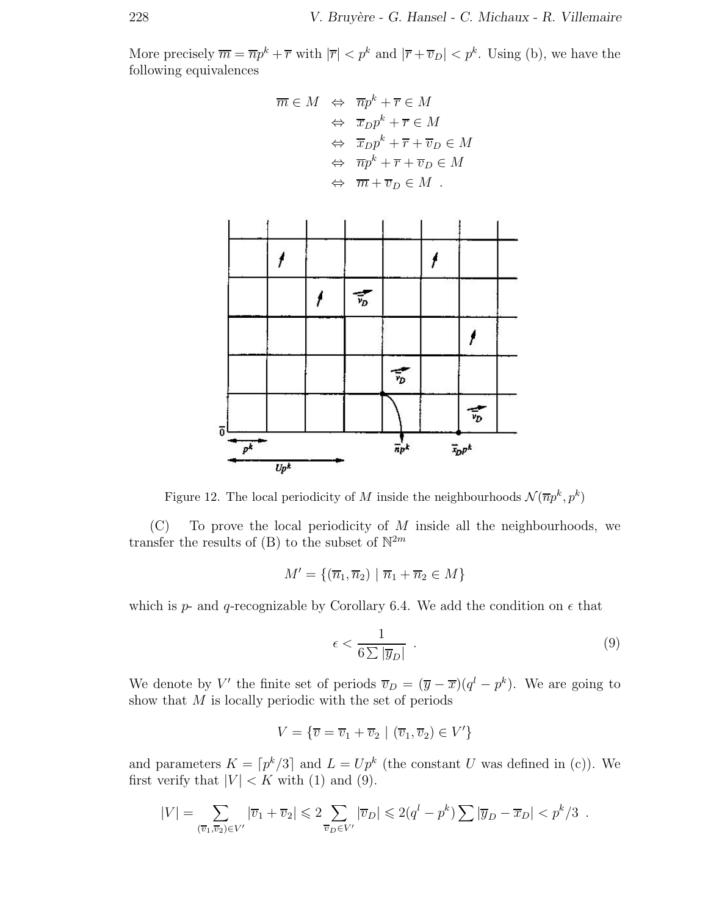More precisely $\overline{m} = \overline{n}p^k + \overline{r}$ with $|\overline{r}| < p^k$ and $|\overline{r} + \overline{v}_D| < p^k$. Using (b), we have the following equivalences

$$
\begin{aligned}
\overline{m} \in M &\Leftrightarrow \overline{n}p^k + \overline{r} \in M \\
&\Leftrightarrow \overline{x}_D p^k + \overline{r} \in M \\
&\Leftrightarrow \overline{x}_D p^k + \overline{r} + \overline{v}_D \in M \\
&\Leftrightarrow \overline{n}p^k + \overline{r} + \overline{v}_D \in M \\
&\Leftrightarrow \overline{m} + \overline{v}_D \in M \ .
\end{aligned}
$$

$\overline{v}_D$

$\overline{v}_D$

$\overline{v}_D$

$\overline{0}$

$p^k$

$Up^k$

$\overline{n}p^k$

$\overline{x}_D p^k$

Figure 12. The local periodicity of $M$ inside the neighbourhoods $\mathcal{N}(\overline{n}p^k, p^k)$

(C) To prove the local periodicity of $M$ inside all the neighbourhoods, we transfer the results of (B) to the subset of $\mathbb{N}^{2m}$

$$
M' = \{(\overline{n}_1, \overline{n}_2) \mid \overline{n}_1 + \overline{n}_2 \in M\}
$$

which is $p$- and $q$-recognizable by Corollary 6.4. We add the condition on $\epsilon$ that

$$
\epsilon < \frac{1}{6 \sum |\overline{y}_D|} \ . \tag{9}
$$

We denote by $V'$ the finite set of periods $\overline{v}_D = (\overline{y} - \overline{x})(q^l - p^k)$. We are going to show that $M$ is locally periodic with the set of periods

$$
V = \{\overline{v} = \overline{v}_1 + \overline{v}_2 \mid (\overline{v}_1, \overline{v}_2) \in V'\}
$$

and parameters $K = \lceil p^k/3 \rceil$ and $L = Up^k$ (the constant $U$ was defined in (c)). We first verify that $|V| < K$ with (1) and (9).

$$
|V| = \sum_{(\overline{v}_1, \overline{v}_2) \in V'} |\overline{v}_1 + \overline{v}_2| \leqslant 2 \sum_{\overline{v}_D \in V'} |\overline{v}_D| \leqslant 2(q^l - p^k) \sum |\overline{y}_D - \overline{x}_D| < p^k/3 \ .
$$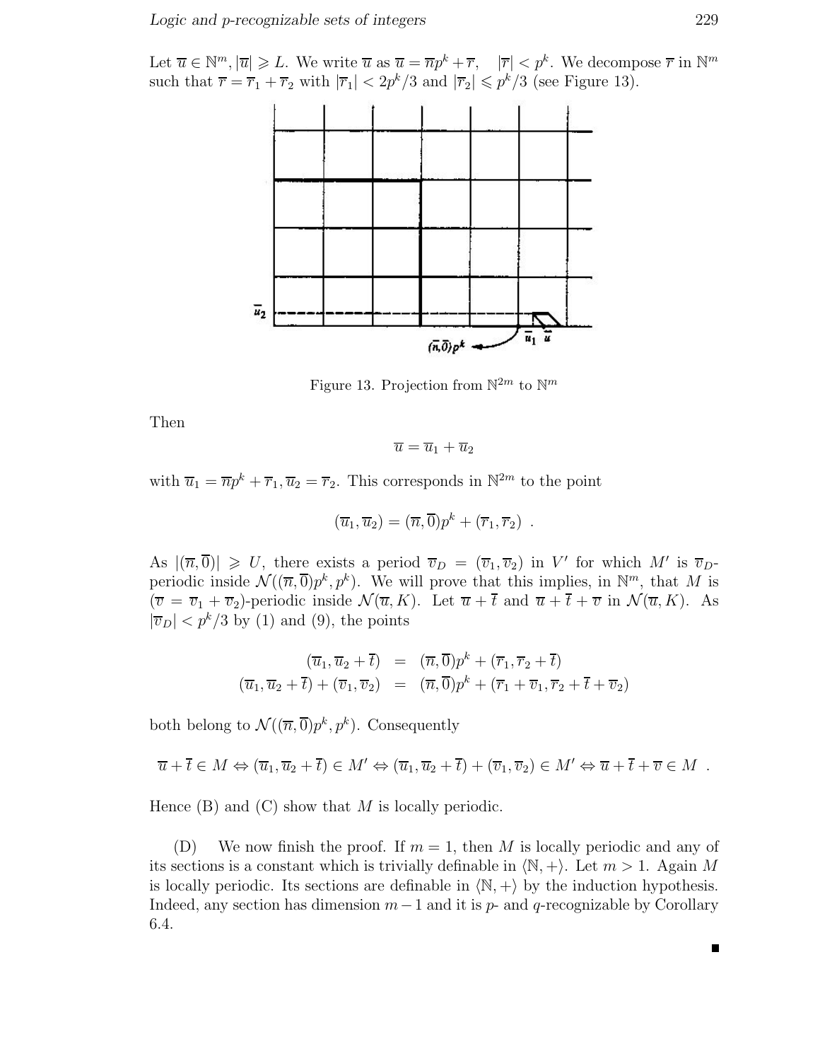Let $\overline{u} \in \mathbb{N}^m, |\overline{u}| \geqslant L$. We write $\overline{u}$ as $\overline{u} = \overline{n}p^k + \overline{r}, \quad |\overline{r}| < p^k$. We decompose $\overline{r}$ in $\mathbb{N}^m$ such that $\overline{r} = \overline{r}_1 + \overline{r}_2$ with $|\overline{r}_1| < 2p^k/3$ and $|\overline{r}_2| \leqslant p^k/3$ (see Figure 13).

$\overline{u}_2$

$(\overline{n},\overline{0})p^k$

$\overline{u}_1$ $\overline{u}$

Figure 13. Projection from $\mathbb{N}^{2m}$ to $\mathbb{N}^m$

Then

$$\overline{u} = \overline{u}_1 + \overline{u}_2$$

with $\overline{u}_1 = \overline{n}p^k + \overline{r}_1, \overline{u}_2 = \overline{r}_2$. This corresponds in $\mathbb{N}^{2m}$ to the point

$$(\overline{u}_1, \overline{u}_2) = (\overline{n}, \overline{0})p^k + (\overline{r}_1, \overline{r}_2) \ .$$

As $|(\overline{n}, \overline{0})| \geqslant U$, there exists a period $\overline{v}_D = (\overline{v}_1, \overline{v}_2)$ in $V'$ for which $M'$ is $\overline{v}_D$-periodic inside $\mathcal{N}((\overline{n}, \overline{0})p^k, p^k)$. We will prove that this implies, in $\mathbb{N}^m$, that $M$ is $(\overline{v} = \overline{v}_1 + \overline{v}_2)$-periodic inside $\mathcal{N}(\overline{u}, K)$. Let $\overline{u} + \overline{t}$ and $\overline{u} + \overline{t} + \overline{v}$ in $\mathcal{N}(\overline{u}, K)$. As $|\overline{v}_D| < p^k/3$ by (1) and (9), the points

$$\begin{aligned}
(\overline{u}_1, \overline{u}_2 + \overline{t}) &= (\overline{n}, \overline{0})p^k + (\overline{r}_1, \overline{r}_2 + \overline{t}) \\
(\overline{u}_1, \overline{u}_2 + \overline{t}) + (\overline{v}_1, \overline{v}_2) &= (\overline{n}, \overline{0})p^k + (\overline{r}_1 + \overline{v}_1, \overline{r}_2 + \overline{t} + \overline{v}_2)
\end{aligned}$$

both belong to $\mathcal{N}((\overline{n}, \overline{0})p^k, p^k)$. Consequently

$$\overline{u} + \overline{t} \in M \Leftrightarrow (\overline{u}_1, \overline{u}_2 + \overline{t}) \in M' \Leftrightarrow (\overline{u}_1, \overline{u}_2 + \overline{t}) + (\overline{v}_1, \overline{v}_2) \in M' \Leftrightarrow \overline{u} + \overline{t} + \overline{v} \in M \ .$$

Hence (B) and (C) show that $M$ is locally periodic.

(D) We now finish the proof. If $m = 1$, then $M$ is locally periodic and any of its sections is a constant which is trivially definable in $\langle \mathbb{N}, + \rangle$. Let $m > 1$. Again $M$ is locally periodic. Its sections are definable in $\langle \mathbb{N}, + \rangle$ by the induction hypothesis. Indeed, any section has dimension $m - 1$ and it is $p$- and $q$-recognizable by Corollary 6.4.

■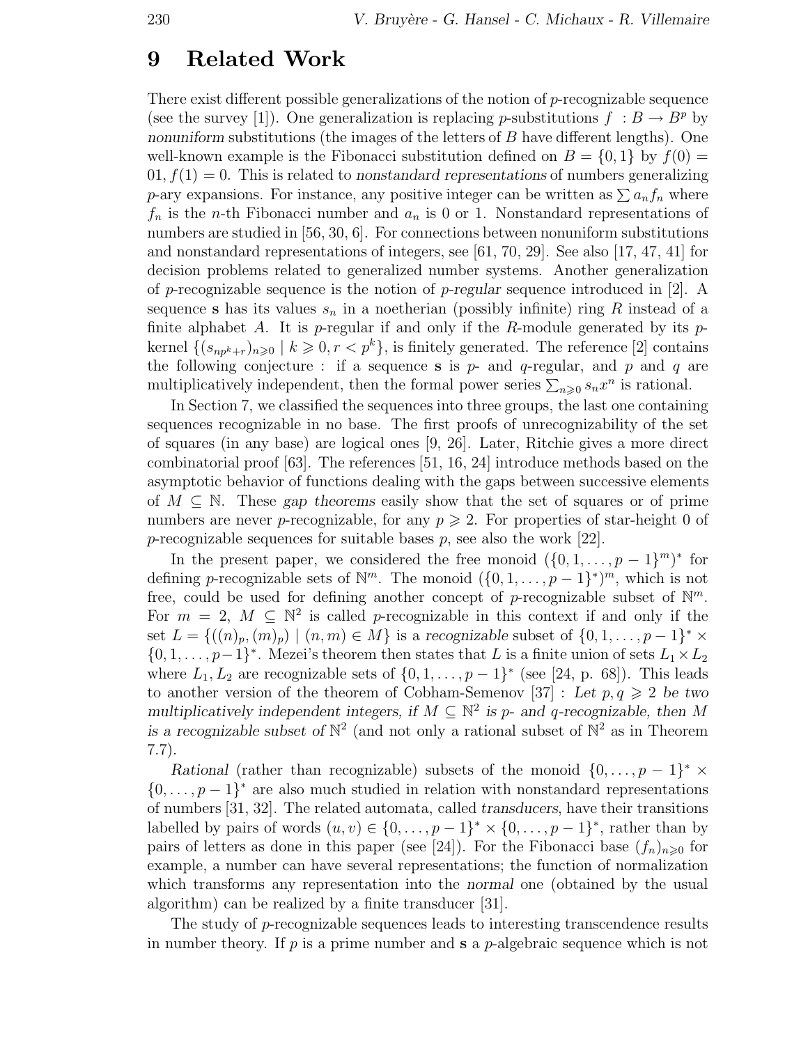# 9 Related Work

There exist different possible generalizations of the notion of $p$-recognizable sequence (see the survey [1]). One generalization is replacing $p$-substitutions $f : B \to B^p$ by *nonuniform* substitutions (the images of the letters of $B$ have different lengths). One well-known example is the Fibonacci substitution defined on $B = \{0, 1\}$ by $f(0) = 01, f(1) = 0$. This is related to *nonstandard representations* of numbers generalizing $p$-ary expansions. For instance, any positive integer can be written as $\sum a_n f_n$ where $f_n$ is the $n$-th Fibonacci number and $a_n$ is 0 or 1. Nonstandard representations of numbers are studied in [56, 30, 6]. For connections between nonuniform substitutions and nonstandard representations of integers, see [61, 70, 29]. See also [17, 47, 41] for decision problems related to generalized number systems. Another generalization of $p$-recognizable sequence is the notion of *p-regular* sequence introduced in [2]. A sequence $\mathbf{s}$ has its values $s_n$ in a noetherian (possibly infinite) ring $R$ instead of a finite alphabet $A$. It is $p$-regular if and only if the $R$-module generated by its $p$-kernel $\{(s_{np^k+r})_{n\geqslant 0} \mid k \geqslant 0, r < p^k\}$, is finitely generated. The reference [2] contains the following conjecture : if a sequence $\mathbf{s}$ is $p$- and $q$-regular, and $p$ and $q$ are multiplicatively independent, then the formal power series $\sum_{n\geqslant 0} s_n x^n$ is rational.

In Section 7, we classified the sequences into three groups, the last one containing sequences recognizable in no base. The first proofs of unrecognizability of the set of squares (in any base) are logical ones [9, 26]. Later, Ritchie gives a more direct combinatorial proof [63]. The references [51, 16, 24] introduce methods based on the asymptotic behavior of functions dealing with the gaps between successive elements of $M \subseteq \mathbb{N}$. These *gap theorems* easily show that the set of squares or of prime numbers are never $p$-recognizable, for any $p \geqslant 2$. For properties of star-height 0 of $p$-recognizable sequences for suitable bases $p$, see also the work [22].

In the present paper, we considered the free monoid $(\{0, 1, \ldots, p-1\}^m)^*$ for defining $p$-recognizable sets of $\mathbb{N}^m$. The monoid $(\{0, 1, \ldots, p-1\}^*)^m$, which is not free, could be used for defining another concept of $p$-recognizable subset of $\mathbb{N}^m$. For $m = 2$, $M \subseteq \mathbb{N}^2$ is called $p$-recognizable in this context if and only if the set $L = \{((n)_p, (m)_p) \mid (n, m) \in M\}$ is a *recognizable* subset of $\{0, 1, \ldots, p-1\}^* \times \{0, 1, \ldots, p-1\}^*$. Mezei's theorem then states that $L$ is a finite union of sets $L_1 \times L_2$ where $L_1, L_2$ are recognizable sets of $\{0, 1, \ldots, p-1\}^*$ (see [24, p. 68]). This leads to another version of the theorem of Cobham-Semenov [37] : *Let $p, q \geqslant 2$ be two multiplicatively independent integers, if $M \subseteq \mathbb{N}^2$ is $p$- and $q$-recognizable, then $M$ is a recognizable subset of $\mathbb{N}^2$* (and not only a rational subset of $\mathbb{N}^2$ as in Theorem 7.7).

*Rational* (rather than recognizable) subsets of the monoid $\{0, \ldots, p-1\}^* \times \{0, \ldots, p-1\}^*$ are also much studied in relation with nonstandard representations of numbers [31, 32]. The related automata, called *transducers*, have their transitions labelled by pairs of words $(u, v) \in \{0, \ldots, p-1\}^* \times \{0, \ldots, p-1\}^*$, rather than by pairs of letters as done in this paper (see [24]). For the Fibonacci base $(f_n)_{n\geqslant 0}$ for example, a number can have several representations; the function of normalization which transforms any representation into the *normal* one (obtained by the usual algorithm) can be realized by a finite transducer [31].

The study of $p$-recognizable sequences leads to interesting transcendence results in number theory. If $p$ is a prime number and $\mathbf{s}$ a $p$-algebraic sequence which is not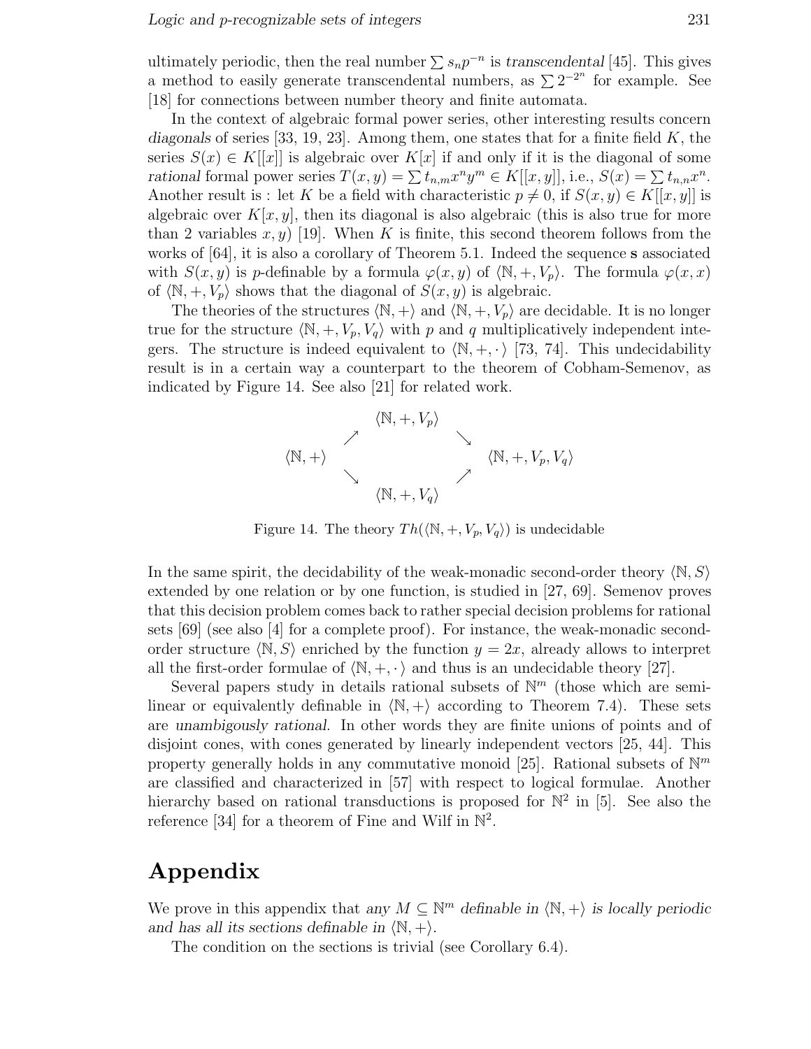ultimately periodic, then the real number $\sum s_n p^{-n}$ is *transcendental* [45]. This gives a method to easily generate transcendental numbers, as $\sum 2^{-2^n}$ for example. See [18] for connections between number theory and finite automata.

In the context of algebraic formal power series, other interesting results concern *diagonals* of series [33, 19, 23]. Among them, one states that for a finite field $K$, the series $S(x) \in K[[x]]$ is algebraic over $K[x]$ if and only if it is the diagonal of some *rational* formal power series $T(x, y) = \sum t_{n,m} x^n y^m \in K[[x, y]]$, i.e., $S(x) = \sum t_{n,n} x^n$. Another result is : let $K$ be a field with characteristic $p \neq 0$, if $S(x, y) \in K[[x, y]]$ is algebraic over $K[x, y]$, then its diagonal is also algebraic (this is also true for more than 2 variables $x, y$) [19]. When $K$ is finite, this second theorem follows from the works of [64], it is also a corollary of Theorem 5.1. Indeed the sequence **s** associated with $S(x, y)$ is $p$-definable by a formula $\varphi(x, y)$ of $\langle \mathbb{N}, +, V_p \rangle$. The formula $\varphi(x, x)$ of $\langle \mathbb{N}, +, V_p \rangle$ shows that the diagonal of $S(x, y)$ is algebraic.

The theories of the structures $\langle \mathbb{N}, + \rangle$ and $\langle \mathbb{N}, +, V_p \rangle$ are decidable. It is no longer true for the structure $\langle \mathbb{N}, +, V_p, V_q \rangle$ with $p$ and $q$ multiplicatively independent integers. The structure is indeed equivalent to $\langle \mathbb{N}, +, \cdot \rangle$ [73, 74]. This undecidability result is in a certain way a counterpart to the theorem of Cobham-Semenov, as indicated by Figure 14. See also [21] for related work.

$$
\begin{array}{ccccc}
 & & \langle \mathbb{N}, +, V_p \rangle & & \\
 & \nearrow & & \searrow & \\
\langle \mathbb{N}, + \rangle & & & & \langle \mathbb{N}, +, V_p, V_q \rangle \\
 & \searrow & & \nearrow & \\
 & & \langle \mathbb{N}, +, V_q \rangle & &
\end{array}
$$

Figure 14. The theory $Th(\langle \mathbb{N}, +, V_p, V_q \rangle)$ is undecidable

In the same spirit, the decidability of the weak-monadic second-order theory $\langle \mathbb{N}, S \rangle$ extended by one relation or by one function, is studied in [27, 69]. Semenov proves that this decision problem comes back to rather special decision problems for rational sets [69] (see also [4] for a complete proof). For instance, the weak-monadic second-order structure $\langle \mathbb{N}, S \rangle$ enriched by the function $y = 2x$, already allows to interpret all the first-order formulae of $\langle \mathbb{N}, +, \cdot \rangle$ and thus is an undecidable theory [27].

Several papers study in details rational subsets of $\mathbb{N}^m$ (those which are semi-linear or equivalently definable in $\langle \mathbb{N}, + \rangle$ according to Theorem 7.4). These sets are *unambigously rational*. In other words they are finite unions of points and of disjoint cones, with cones generated by linearly independent vectors [25, 44]. This property generally holds in any commutative monoid [25]. Rational subsets of $\mathbb{N}^m$ are classified and characterized in [57] with respect to logical formulae. Another hierarchy based on rational transductions is proposed for $\mathbb{N}^2$ in [5]. See also the reference [34] for a theorem of Fine and Wilf in $\mathbb{N}^2$.

# Appendix

We prove in this appendix that *any $M \subseteq \mathbb{N}^m$ definable in $\langle \mathbb{N}, + \rangle$ is locally periodic and has all its sections definable in $\langle \mathbb{N}, + \rangle$.*

The condition on the sections is trivial (see Corollary 6.4).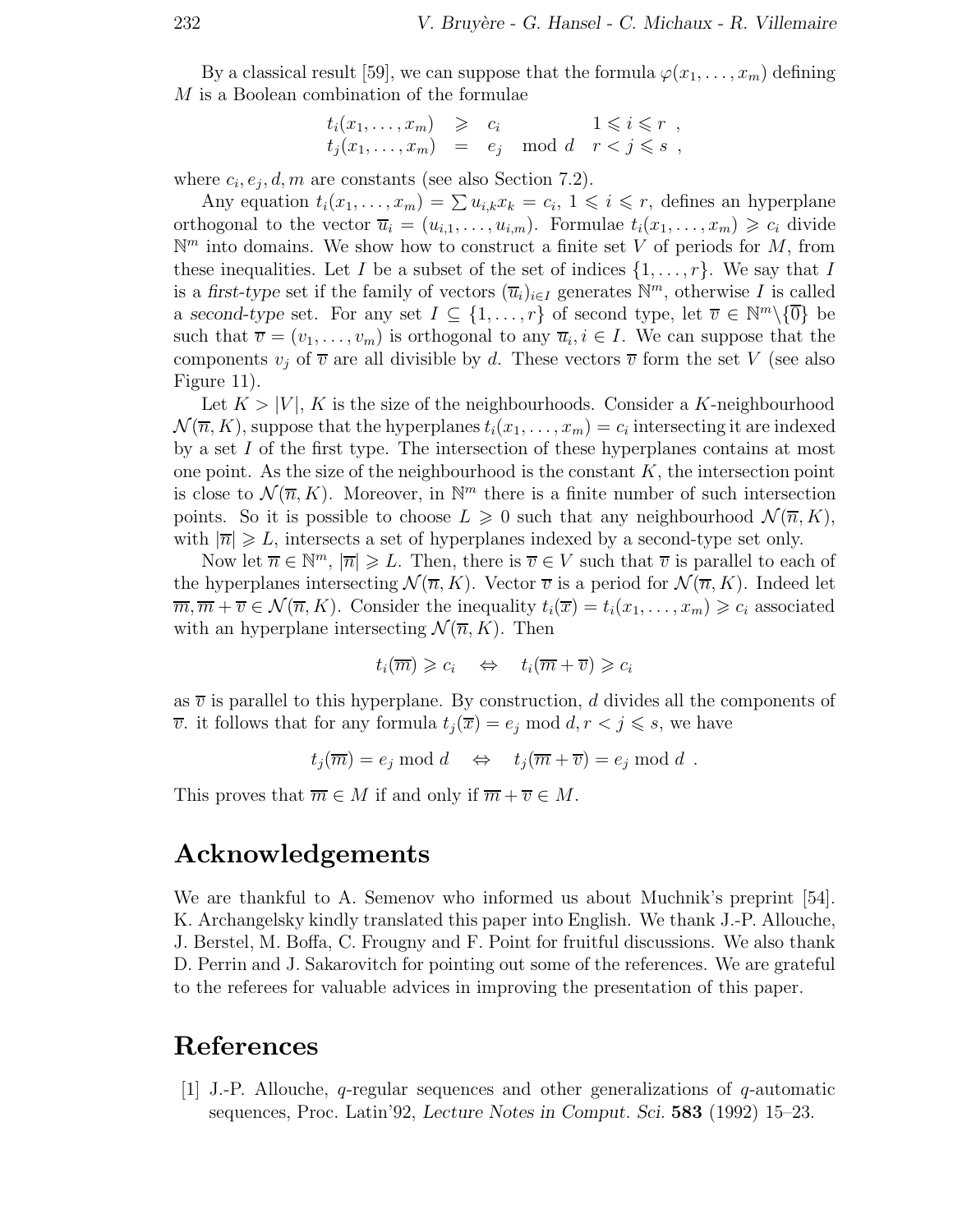By a classical result [59], we can suppose that the formula $\varphi(x_1, \ldots, x_m)$ defining $M$ is a Boolean combination of the formulae

$$
\begin{array}{rcll}
t_i(x_1, \ldots, x_m) & \geqslant & c_i & 1 \leqslant i \leqslant r \ , \\
t_j(x_1, \ldots, x_m) & = & e_j \mod d & r < j \leqslant s \ ,
\end{array}
$$

where $c_i, e_j, d, m$ are constants (see also Section 7.2).

Any equation $t_i(x_1, \ldots, x_m) = \sum u_{i,k} x_k = c_i$, $1 \leqslant i \leqslant r$, defines an hyperplane orthogonal to the vector $\overline{u}_i = (u_{i,1}, \ldots, u_{i,m})$. Formulae $t_i(x_1, \ldots, x_m) \geqslant c_i$ divide $\mathbb{N}^m$ into domains. We show how to construct a finite set $V$ of periods for $M$, from these inequalities. Let $I$ be a subset of the set of indices $\{1, \ldots, r\}$. We say that $I$ is a *first-type* set if the family of vectors $(\overline{u}_i)_{i \in I}$ generates $\mathbb{N}^m$, otherwise $I$ is called a *second-type* set. For any set $I \subseteq \{1, \ldots, r\}$ of second type, let $\overline{v} \in \mathbb{N}^m \backslash \{\overline{0}\}$ be such that $\overline{v} = (v_1, \ldots, v_m)$ is orthogonal to any $\overline{u}_i, i \in I$. We can suppose that the components $v_j$ of $\overline{v}$ are all divisible by $d$. These vectors $\overline{v}$ form the set $V$ (see also Figure 11).

Let $K > |V|$, $K$ is the size of the neighbourhoods. Consider a $K$-neighbourhood $\mathcal{N}(\overline{n}, K)$, suppose that the hyperplanes $t_i(x_1, \ldots, x_m) = c_i$ intersecting it are indexed by a set $I$ of the first type. The intersection of these hyperplanes contains at most one point. As the size of the neighbourhood is the constant $K$, the intersection point is close to $\mathcal{N}(\overline{n}, K)$. Moreover, in $\mathbb{N}^m$ there is a finite number of such intersection points. So it is possible to choose $L \geqslant 0$ such that any neighbourhood $\mathcal{N}(\overline{n}, K)$, with $|\overline{n}| \geqslant L$, intersects a set of hyperplanes indexed by a second-type set only.

Now let $\overline{n} \in \mathbb{N}^m$, $|\overline{n}| \geqslant L$. Then, there is $\overline{v} \in V$ such that $\overline{v}$ is parallel to each of the hyperplanes intersecting $\mathcal{N}(\overline{n}, K)$. Vector $\overline{v}$ is a period for $\mathcal{N}(\overline{n}, K)$. Indeed let $\overline{m}, \overline{m} + \overline{v} \in \mathcal{N}(\overline{n}, K)$. Consider the inequality $t_i(\overline{x}) = t_i(x_1, \ldots, x_m) \geqslant c_i$ associated with an hyperplane intersecting $\mathcal{N}(\overline{n}, K)$. Then

$$
t_i(\overline{m}) \geqslant c_i \quad \Leftrightarrow \quad t_i(\overline{m} + \overline{v}) \geqslant c_i
$$

as $\overline{v}$ is parallel to this hyperplane. By construction, $d$ divides all the components of $\overline{v}$. it follows that for any formula $t_j(\overline{x}) = e_j \bmod d, r < j \leqslant s$, we have

$$
t_j(\overline{m}) = e_j \bmod d \quad \Leftrightarrow \quad t_j(\overline{m} + \overline{v}) = e_j \bmod d \ .
$$

This proves that $\overline{m} \in M$ if and only if $\overline{m} + \overline{v} \in M$.

## Acknowledgements

We are thankful to A. Semenov who informed us about Muchnik's preprint [54]. K. Archangelsky kindly translated this paper into English. We thank J.-P. Allouche, J. Berstel, M. Boffa, C. Frougny and F. Point for fruitful discussions. We also thank D. Perrin and J. Sakarovitch for pointing out some of the references. We are grateful to the referees for valuable advices in improving the presentation of this paper.

## References

[1] J.-P. Allouche, $q$-regular sequences and other generalizations of $q$-automatic sequences, Proc. Latin'92, *Lecture Notes in Comput. Sci.* **583** (1992) 15–23.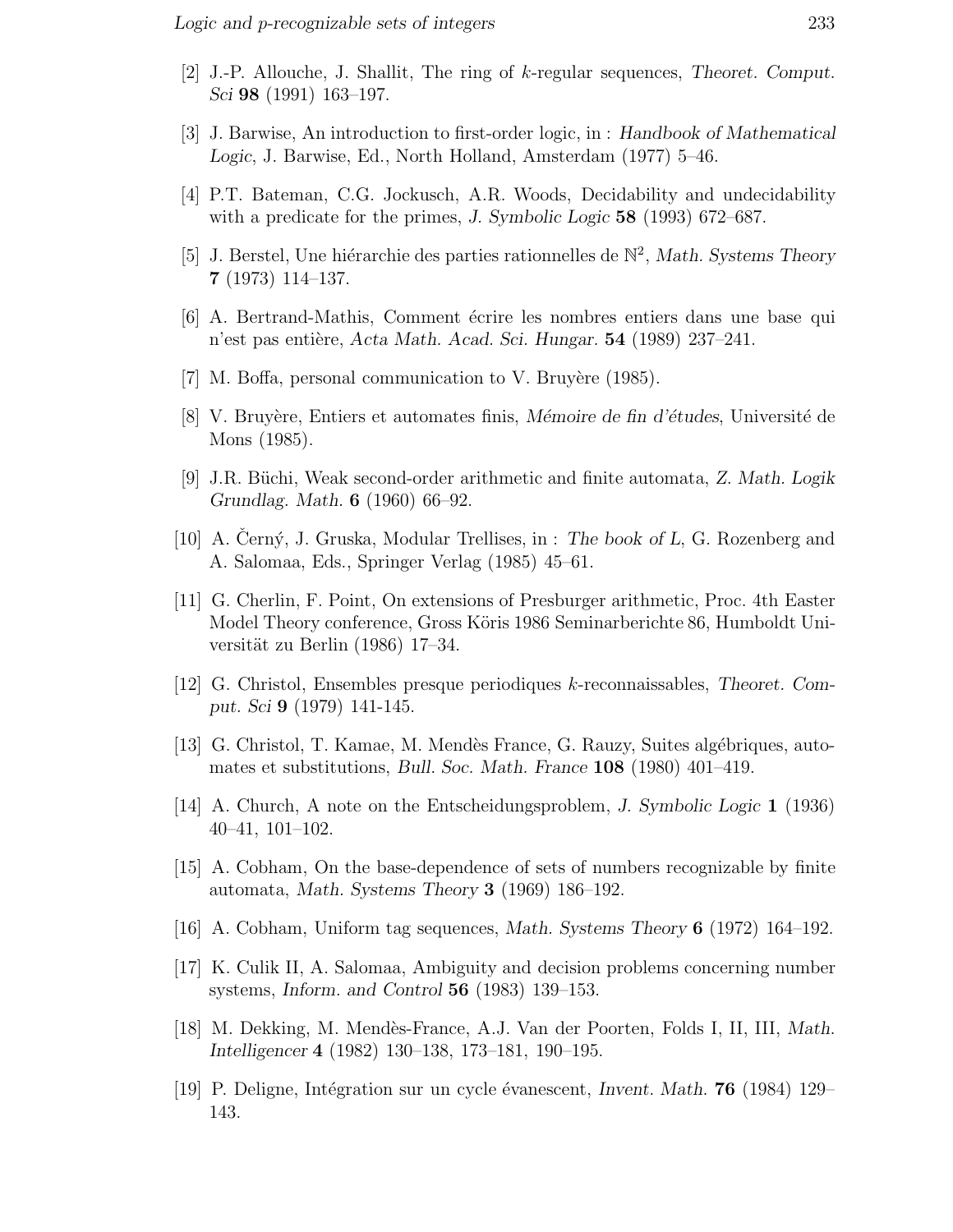[2] J.-P. Allouche, J. Shallit, The ring of $k$-regular sequences, *Theoret. Comput. Sci* **98** (1991) 163–197.

[3] J. Barwise, An introduction to first-order logic, in : *Handbook of Mathematical Logic*, J. Barwise, Ed., North Holland, Amsterdam (1977) 5–46.

[4] P.T. Bateman, C.G. Jockusch, A.R. Woods, Decidability and undecidability with a predicate for the primes, *J. Symbolic Logic* **58** (1993) 672–687.

[5] J. Berstel, Une hiérarchie des parties rationnelles de $\mathbb{N}^2$, *Math. Systems Theory* **7** (1973) 114–137.

[6] A. Bertrand-Mathis, Comment écrire les nombres entiers dans une base qui n'est pas entière, *Acta Math. Acad. Sci. Hungar.* **54** (1989) 237–241.

[7] M. Boffa, personal communication to V. Bruyère (1985).

[8] V. Bruyère, Entiers et automates finis, *Mémoire de fin d'études*, Université de Mons (1985).

[9] J.R. Büchi, Weak second-order arithmetic and finite automata, *Z. Math. Logik Grundlag. Math.* **6** (1960) 66–92.

[10] A. Černý, J. Gruska, Modular Trellises, in : *The book of L*, G. Rozenberg and A. Salomaa, Eds., Springer Verlag (1985) 45–61.

[11] G. Cherlin, F. Point, On extensions of Presburger arithmetic, Proc. 4th Easter Model Theory conference, Gross Köris 1986 Seminarberichte 86, Humboldt Universität zu Berlin (1986) 17–34.

[12] G. Christol, Ensembles presque periodiques $k$-reconnaissables, *Theoret. Comput. Sci* **9** (1979) 141-145.

[13] G. Christol, T. Kamae, M. Mendès France, G. Rauzy, Suites algébriques, automates et substitutions, *Bull. Soc. Math. France* **108** (1980) 401–419.

[14] A. Church, A note on the Entscheidungsproblem, *J. Symbolic Logic* **1** (1936) 40–41, 101–102.

[15] A. Cobham, On the base-dependence of sets of numbers recognizable by finite automata, *Math. Systems Theory* **3** (1969) 186–192.

[16] A. Cobham, Uniform tag sequences, *Math. Systems Theory* **6** (1972) 164–192.

[17] K. Culik II, A. Salomaa, Ambiguity and decision problems concerning number systems, *Inform. and Control* **56** (1983) 139–153.

[18] M. Dekking, M. Mendès-France, A.J. Van der Poorten, Folds I, II, III, *Math. Intelligencer* **4** (1982) 130–138, 173–181, 190–195.

[19] P. Deligne, Intégration sur un cycle évanescent, *Invent. Math.* **76** (1984) 129–143.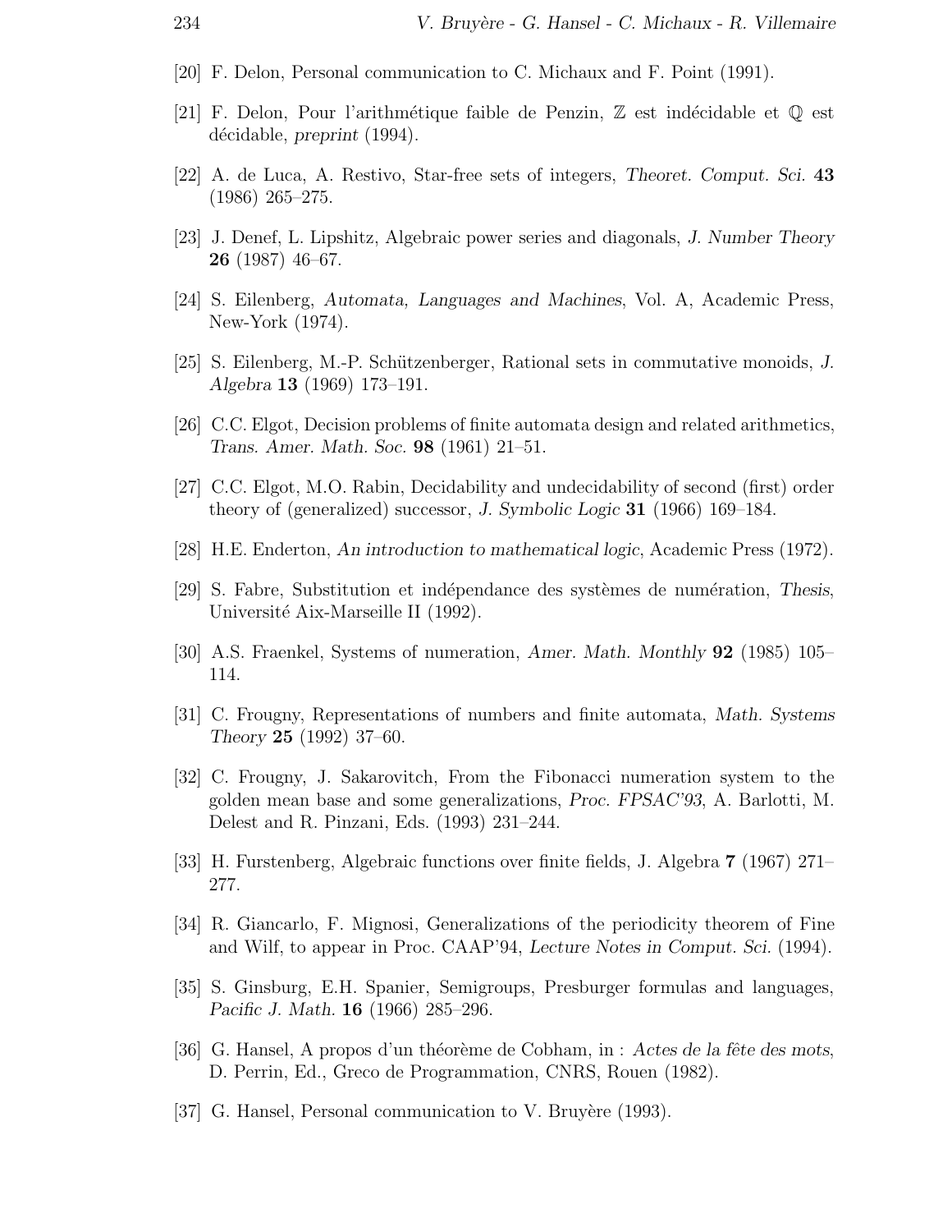[20] F. Delon, Personal communication to C. Michaux and F. Point (1991).

[21] F. Delon, Pour l'arithmétique faible de Penzin, $\mathbb{Z}$ est indécidable et $\mathbb{Q}$ est décidable, *preprint* (1994).

[22] A. de Luca, A. Restivo, Star-free sets of integers, *Theoret. Comput. Sci.* **43** (1986) 265–275.

[23] J. Denef, L. Lipshitz, Algebraic power series and diagonals, *J. Number Theory* **26** (1987) 46–67.

[24] S. Eilenberg, *Automata, Languages and Machines*, Vol. A, Academic Press, New-York (1974).

[25] S. Eilenberg, M.-P. Schützenberger, Rational sets in commutative monoids, *J. Algebra* **13** (1969) 173–191.

[26] C.C. Elgot, Decision problems of finite automata design and related arithmetics, *Trans. Amer. Math. Soc.* **98** (1961) 21–51.

[27] C.C. Elgot, M.O. Rabin, Decidability and undecidability of second (first) order theory of (generalized) successor, *J. Symbolic Logic* **31** (1966) 169–184.

[28] H.E. Enderton, *An introduction to mathematical logic*, Academic Press (1972).

[29] S. Fabre, Substitution et indépendance des systèmes de numération, *Thesis*, Université Aix-Marseille II (1992).

[30] A.S. Fraenkel, Systems of numeration, *Amer. Math. Monthly* **92** (1985) 105–114.

[31] C. Frougny, Representations of numbers and finite automata, *Math. Systems Theory* **25** (1992) 37–60.

[32] C. Frougny, J. Sakarovitch, From the Fibonacci numeration system to the golden mean base and some generalizations, *Proc. FPSAC'93*, A. Barlotti, M. Delest and R. Pinzani, Eds. (1993) 231–244.

[33] H. Furstenberg, Algebraic functions over finite fields, J. Algebra **7** (1967) 271–277.

[34] R. Giancarlo, F. Mignosi, Generalizations of the periodicity theorem of Fine and Wilf, to appear in Proc. CAAP'94, *Lecture Notes in Comput. Sci.* (1994).

[35] S. Ginsburg, E.H. Spanier, Semigroups, Presburger formulas and languages, *Pacific J. Math.* **16** (1966) 285–296.

[36] G. Hansel, A propos d'un théorème de Cobham, in : *Actes de la fête des mots*, D. Perrin, Ed., Greco de Programmation, CNRS, Rouen (1982).

[37] G. Hansel, Personal communication to V. Bruyère (1993).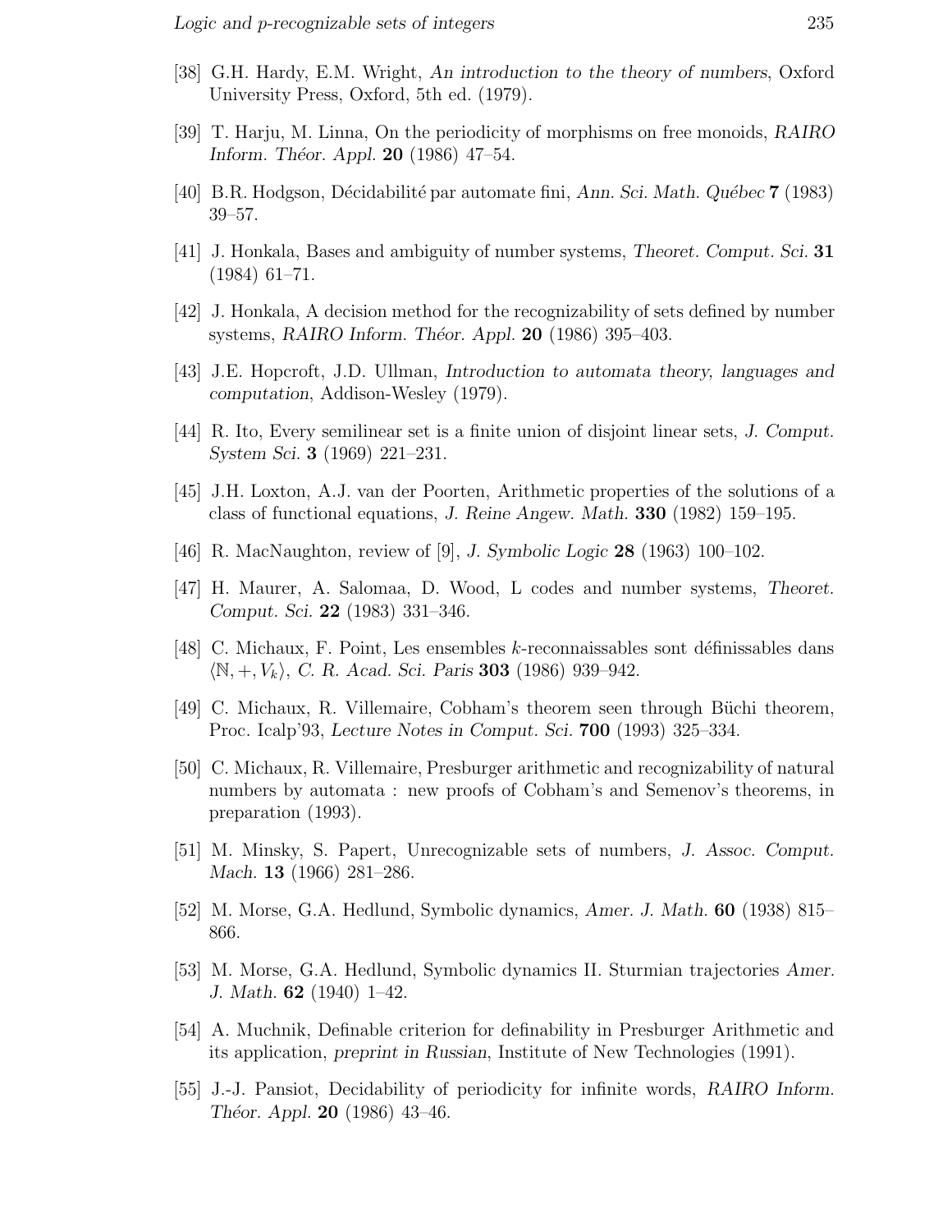[38] G.H. Hardy, E.M. Wright, *An introduction to the theory of numbers*, Oxford University Press, Oxford, 5th ed. (1979).

[39] T. Harju, M. Linna, On the periodicity of morphisms on free monoids, *RAIRO Inform. Théor. Appl.* **20** (1986) 47–54.

[40] B.R. Hodgson, Décidabilité par automate fini, *Ann. Sci. Math. Québec* **7** (1983) 39–57.

[41] J. Honkala, Bases and ambiguity of number systems, *Theoret. Comput. Sci.* **31** (1984) 61–71.

[42] J. Honkala, A decision method for the recognizability of sets defined by number systems, *RAIRO Inform. Théor. Appl.* **20** (1986) 395–403.

[43] J.E. Hopcroft, J.D. Ullman, *Introduction to automata theory, languages and computation*, Addison-Wesley (1979).

[44] R. Ito, Every semilinear set is a finite union of disjoint linear sets, *J. Comput. System Sci.* **3** (1969) 221–231.

[45] J.H. Loxton, A.J. van der Poorten, Arithmetic properties of the solutions of a class of functional equations, *J. Reine Angew. Math.* **330** (1982) 159–195.

[46] R. MacNaughton, review of [9], *J. Symbolic Logic* **28** (1963) 100–102.

[47] H. Maurer, A. Salomaa, D. Wood, L codes and number systems, *Theoret. Comput. Sci.* **22** (1983) 331–346.

[48] C. Michaux, F. Point, Les ensembles $k$-reconnaissables sont définissables dans $\langle \mathbb{N}, +, V_k \rangle$, *C. R. Acad. Sci. Paris* **303** (1986) 939–942.

[49] C. Michaux, R. Villemaire, Cobham's theorem seen through Büchi theorem, Proc. Icalp'93, *Lecture Notes in Comput. Sci.* **700** (1993) 325–334.

[50] C. Michaux, R. Villemaire, Presburger arithmetic and recognizability of natural numbers by automata : new proofs of Cobham's and Semenov's theorems, in preparation (1993).

[51] M. Minsky, S. Papert, Unrecognizable sets of numbers, *J. Assoc. Comput. Mach.* **13** (1966) 281–286.

[52] M. Morse, G.A. Hedlund, Symbolic dynamics, *Amer. J. Math.* **60** (1938) 815–866.

[53] M. Morse, G.A. Hedlund, Symbolic dynamics II. Sturmian trajectories *Amer. J. Math.* **62** (1940) 1–42.

[54] A. Muchnik, Definable criterion for definability in Presburger Arithmetic and its application, *preprint in Russian*, Institute of New Technologies (1991).

[55] J.-J. Pansiot, Decidability of periodicity for infinite words, *RAIRO Inform. Théor. Appl.* **20** (1986) 43–46.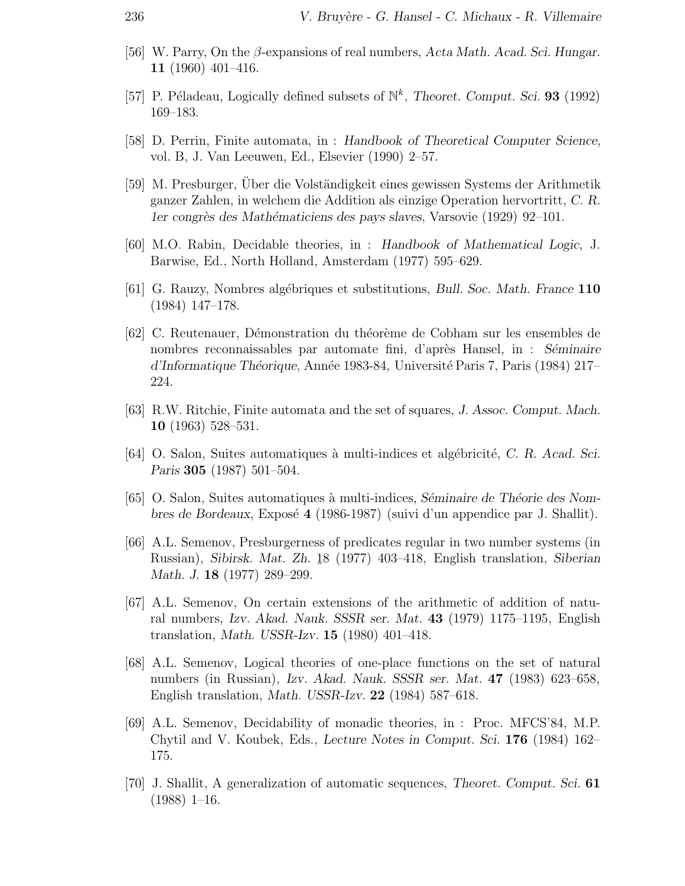[56] W. Parry, On the $\beta$-expansions of real numbers, *Acta Math. Acad. Sci. Hungar.* **11** (1960) 401–416.

[57] P. Péladeau, Logically defined subsets of $\mathbb{N}^k$, *Theoret. Comput. Sci.* **93** (1992) 169–183.

[58] D. Perrin, Finite automata, in : *Handbook of Theoretical Computer Science*, vol. B, J. Van Leeuwen, Ed., Elsevier (1990) 2–57.

[59] M. Presburger, Über die Volständigkeit eines gewissen Systems der Arithmetik ganzer Zahlen, in welchem die Addition als einzige Operation hervortritt, *C. R. 1er congrès des Mathématiciens des pays slaves*, Varsovie (1929) 92–101.

[60] M.O. Rabin, Decidable theories, in : *Handbook of Mathematical Logic*, J. Barwise, Ed., North Holland, Amsterdam (1977) 595–629.

[61] G. Rauzy, Nombres algébriques et substitutions, *Bull. Soc. Math. France* **110** (1984) 147–178.

[62] C. Reutenauer, Démonstration du théorème de Cobham sur les ensembles de nombres reconnaissables par automate fini, d'après Hansel, in : *Séminaire d'Informatique Théorique*, Année 1983-84, Université Paris 7, Paris (1984) 217–224.

[63] R.W. Ritchie, Finite automata and the set of squares, *J. Assoc. Comput. Mach.* **10** (1963) 528–531.

[64] O. Salon, Suites automatiques à multi-indices et algébricité, *C. R. Acad. Sci. Paris* **305** (1987) 501–504.

[65] O. Salon, Suites automatiques à multi-indices, *Séminaire de Théorie des Nombres de Bordeaux*, Exposé **4** (1986-1987) (suivi d'un appendice par J. Shallit).

[66] A.L. Semenov, Presburgerness of predicates regular in two number systems (in Russian), *Sibirsk. Mat. Zh.* 18 (1977) 403–418, English translation, *Siberian Math. J.* **18** (1977) 289–299.

[67] A.L. Semenov, On certain extensions of the arithmetic of addition of natural numbers, *Izv. Akad. Nauk. SSSR ser. Mat.* **43** (1979) 1175–1195, English translation, *Math. USSR-Izv.* **15** (1980) 401–418.

[68] A.L. Semenov, Logical theories of one-place functions on the set of natural numbers (in Russian), *Izv. Akad. Nauk. SSSR ser. Mat.* **47** (1983) 623–658, English translation, *Math. USSR-Izv.* **22** (1984) 587–618.

[69] A.L. Semenov, Decidability of monadic theories, in : Proc. MFCS'84, M.P. Chytil and V. Koubek, Eds., *Lecture Notes in Comput. Sci.* **176** (1984) 162–175.

[70] J. Shallit, A generalization of automatic sequences, *Theoret. Comput. Sci.* **61** (1988) 1–16.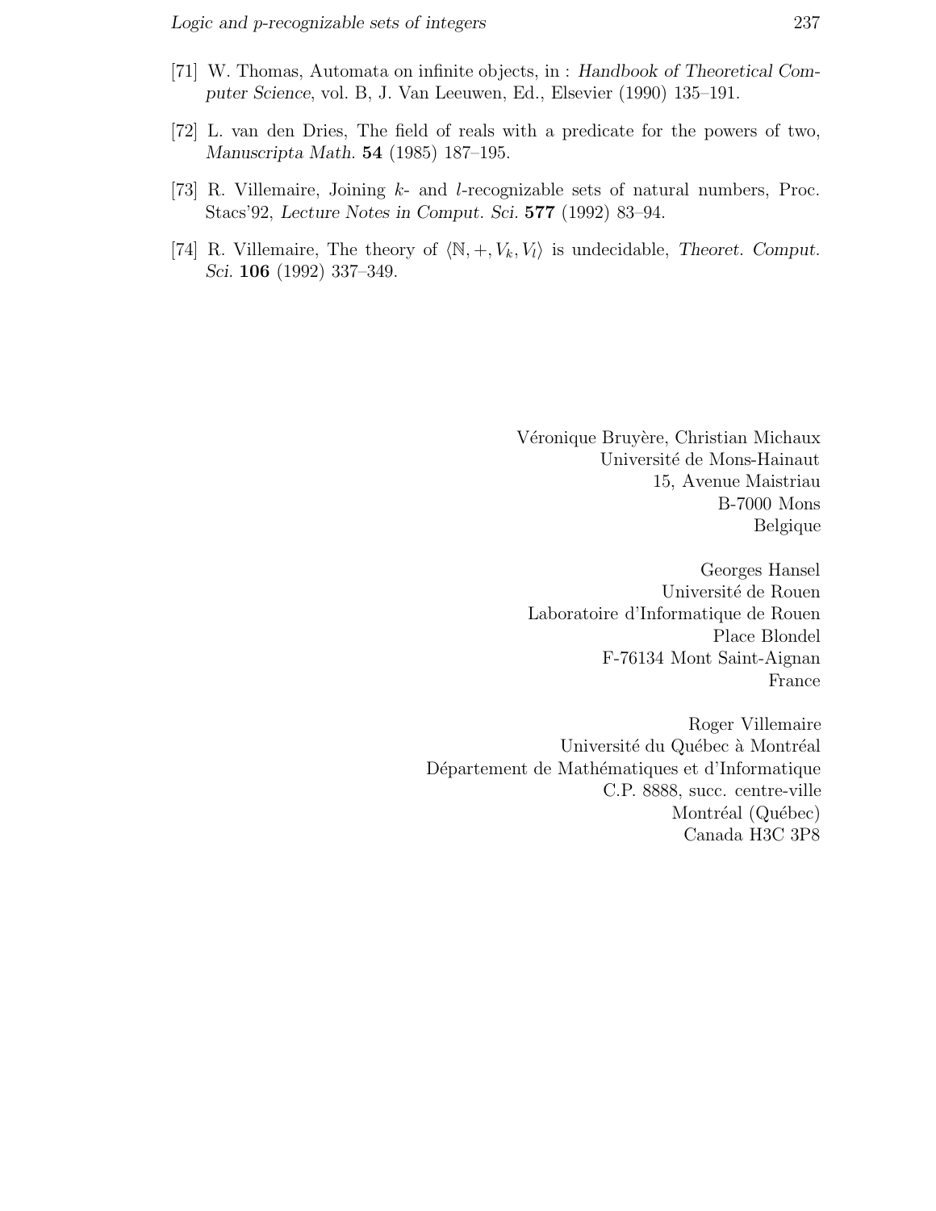[71] W. Thomas, Automata on infinite objects, in : *Handbook of Theoretical Computer Science*, vol. B, J. Van Leeuwen, Ed., Elsevier (1990) 135–191.

[72] L. van den Dries, The field of reals with a predicate for the powers of two, *Manuscripta Math.* **54** (1985) 187–195.

[73] R. Villemaire, Joining $k$- and $l$-recognizable sets of natural numbers, Proc. Stacs'92, *Lecture Notes in Comput. Sci.* **577** (1992) 83–94.

[74] R. Villemaire, The theory of $\langle \mathbb{N}, +, V_k, V_l \rangle$ is undecidable, *Theoret. Comput. Sci.* **106** (1992) 337–349.

Véronique Bruyère, Christian Michaux
Université de Mons-Hainaut
15, Avenue Maistriau
B-7000 Mons
Belgique

Georges Hansel
Université de Rouen
Laboratoire d'Informatique de Rouen
Place Blondel
F-76134 Mont Saint-Aignan
France

Roger Villemaire
Université du Québec à Montréal
Département de Mathématiques et d'Informatique
C.P. 8888, succ. centre-ville
Montréal (Québec)
Canada H3C 3P8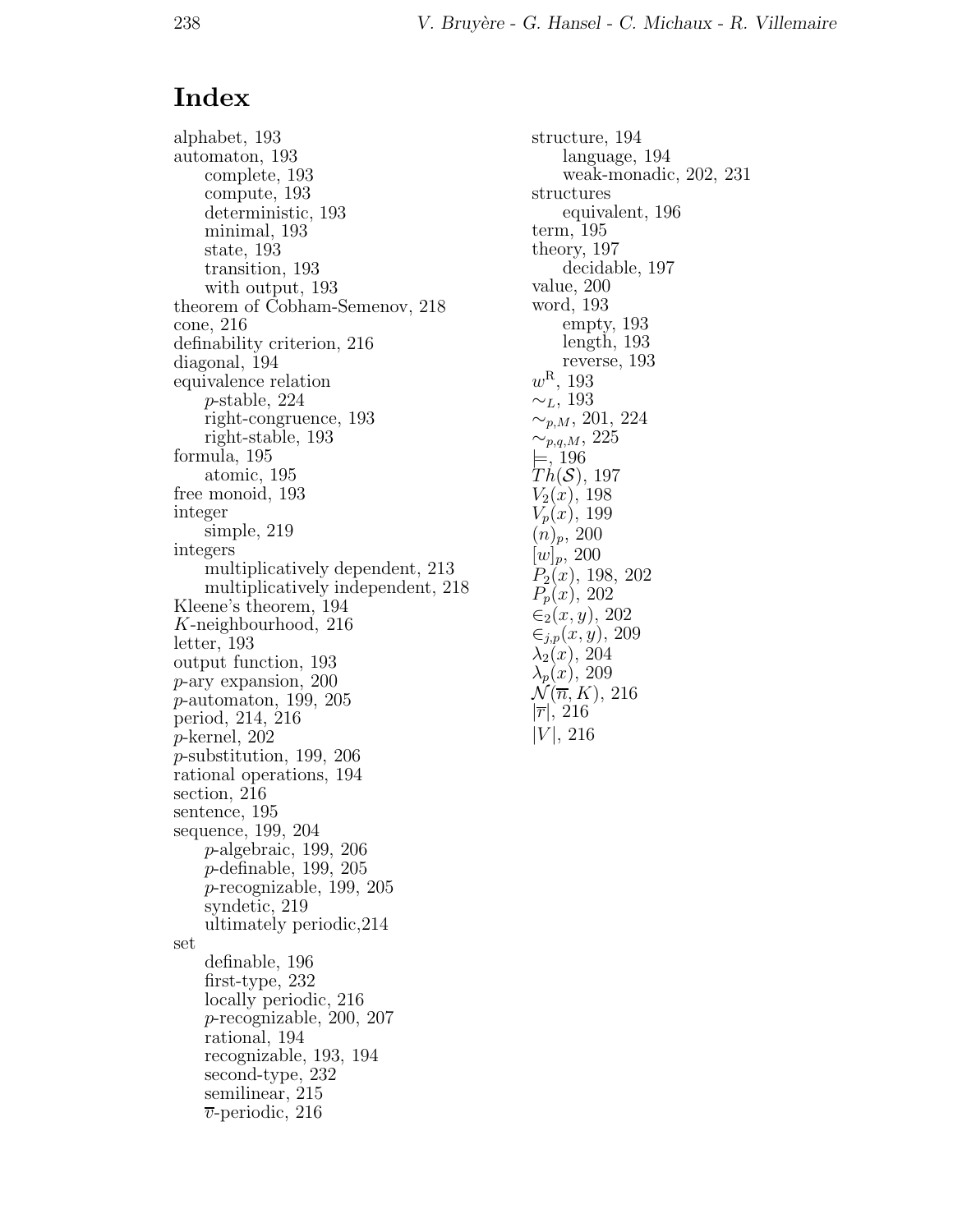# Index

alphabet, 193
automaton, 193
- complete, 193
- compute, 193
- deterministic, 193
- minimal, 193
- state, 193
- transition, 193
- with output, 193

theorem of Cobham-Semenov, 218
cone, 216
definability criterion, 216
diagonal, 194
equivalence relation
- $p$-stable, 224
- right-congruence, 193
- right-stable, 193

formula, 195
- atomic, 195

free monoid, 193
integer
- simple, 219

integers
- multiplicatively dependent, 213
- multiplicatively independent, 218

Kleene's theorem, 194
$K$-neighbourhood, 216
letter, 193
output function, 193
$p$-ary expansion, 200
$p$-automaton, 199, 205
period, 214, 216
$p$-kernel, 202
$p$-substitution, 199, 206
rational operations, 194
section, 216
sentence, 195
sequence, 199, 204
- $p$-algebraic, 199, 206
- $p$-definable, 199, 205
- $p$-recognizable, 199, 205
- syndetic, 219
- ultimately periodic,214

set
- definable, 196
- first-type, 232
- locally periodic, 216
- $p$-recognizable, 200, 207
- rational, 194
- recognizable, 193, 194
- second-type, 232
- semilinear, 215
- $\overline{v}$-periodic, 216

structure, 194
- language, 194
- weak-monadic, 202, 231

structures
- equivalent, 196

term, 195
theory, 197
- decidable, 197

value, 200
word, 193
- empty, 193
- length, 193
- reverse, 193

$w^{\mathrm{R}}$, 193
$\sim_L$, 193
$\sim_{p,M}$, 201, 224
$\sim_{p,q,M}$, 225
$\models$, 196
$Th(\mathcal{S})$, 197
$V_2(x)$, 198
$V_p(x)$, 199
$(n)_p$, 200
$[w]_p$, 200
$P_2(x)$, 198, 202
$P_p(x)$, 202
$\in_2(x, y)$, 202
$\in_{j,p}(x, y)$, 209
$\lambda_2(x)$, 204
$\lambda_p(x)$, 209
$\mathcal{N}(\overline{n}, K)$, 216
$|\overline{r}|$, 216
$|V|$, 216